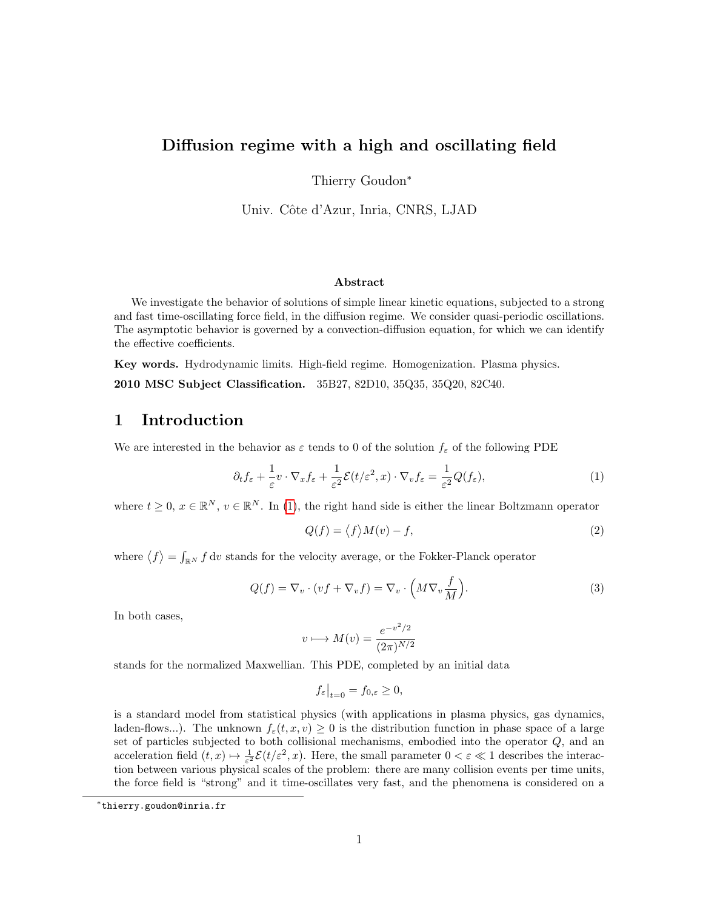# Diffusion regime with a high and oscillating field

Thierry Goudon[*]

Univ. Côte d'Azur, Inria, CNRS, LJAD

### Abstract

We investigate the behavior of solutions of simple linear kinetic equations, subjected to a strong and fast time-oscillating force field, in the diffusion regime. We consider quasi-periodic oscillations. The asymptotic behavior is governed by a convection-diffusion equation, for which we can identify the effective coefficients.

**Key words.** Hydrodynamic limits. High-field regime. Homogenization. Plasma physics.

**2010 MSC Subject Classification.** 35B27, 82D10, 35Q35, 35Q20, 82C40.

## 1 Introduction

We are interested in the behavior as $\varepsilon$ tends to 0 of the solution $f_\varepsilon$ of the following PDE

$$\partial_t f_\varepsilon + \frac{1}{\varepsilon} v \cdot \nabla_x f_\varepsilon + \frac{1}{\varepsilon^2} \mathcal{E}(t/\varepsilon^2, x) \cdot \nabla_v f_\varepsilon = \frac{1}{\varepsilon^2} Q(f_\varepsilon), \tag{1}$$

where $t \geq 0$, $x \in \mathbb{R}^N$, $v \in \mathbb{R}^N$. In (1), the right hand side is either the linear Boltzmann operator

$$Q(f) = \langle f \rangle M(v) - f, \tag{2}$$

where $\langle f \rangle = \int_{\mathbb{R}^N} f \, \mathrm{d}v$ stands for the velocity average, or the Fokker-Planck operator

$$Q(f) = \nabla_v \cdot (vf + \nabla_v f) = \nabla_v \cdot \Big( M \nabla_v \frac{f}{M} \Big). \tag{3}$$

In both cases,

$$v \longmapsto M(v) = \frac{e^{-v^2/2}}{(2\pi)^{N/2}}$$

stands for the normalized Maxwellian. This PDE, completed by an initial data

$$f_\varepsilon \big|_{t=0} = f_{0,\varepsilon} \geq 0,$$

is a standard model from statistical physics (with applications in plasma physics, gas dynamics, laden-flows...). The unknown $f_\varepsilon(t, x, v) \geq 0$ is the distribution function in phase space of a large set of particles subjected to both collisional mechanisms, embodied into the operator $Q$, and an acceleration field $(t, x) \mapsto \frac{1}{\varepsilon^2} \mathcal{E}(t/\varepsilon^2, x)$. Here, the small parameter $0 < \varepsilon \ll 1$ describes the interaction between various physical scales of the problem: there are many collision events per time units, the force field is "strong" and it time-oscillates very fast, and the phenomena is considered on a

[*] thierry.goudon@inria.fr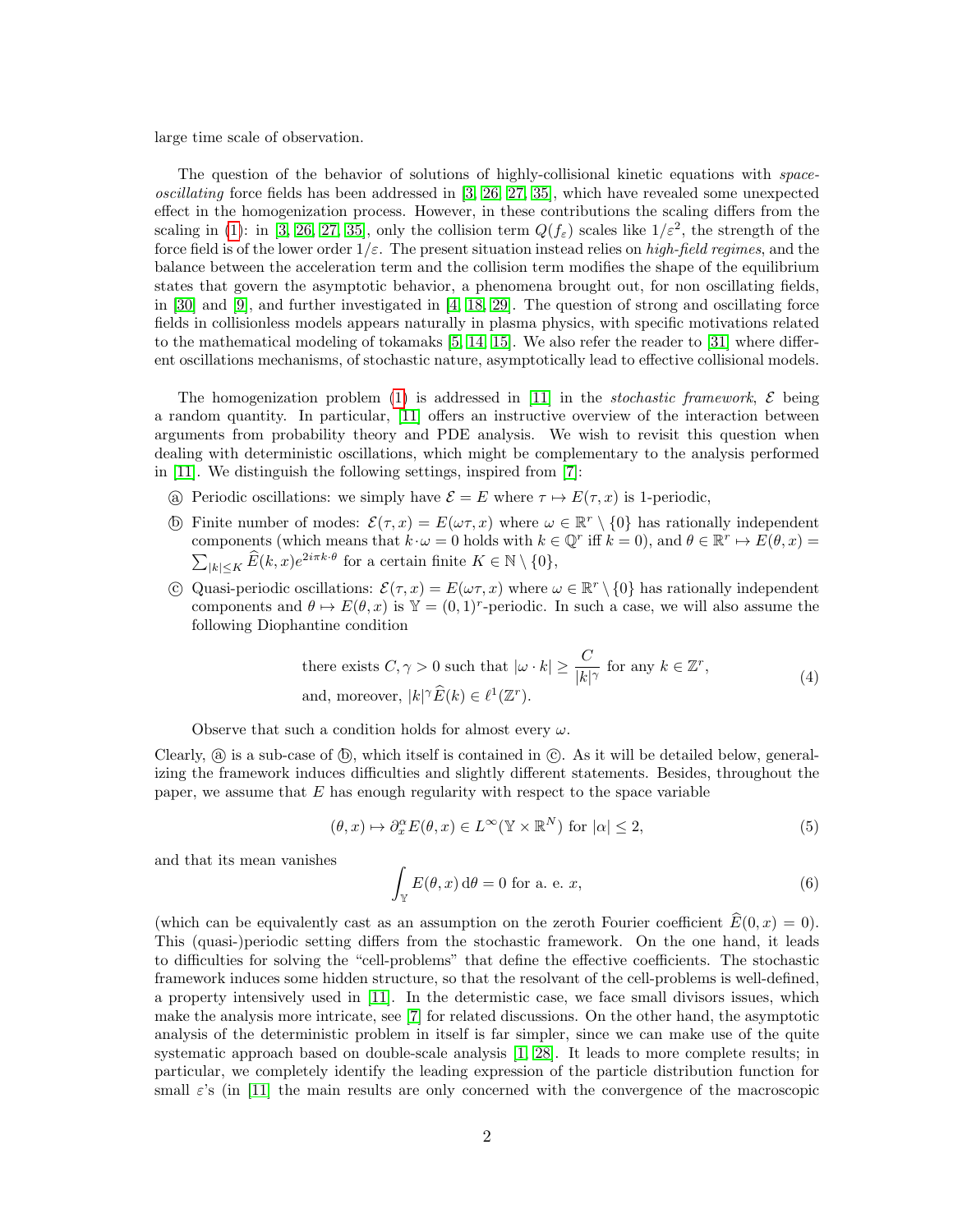large time scale of observation.

The question of the behavior of solutions of highly-collisional kinetic equations with *space-oscillating* force fields has been addressed in [3, 26, 27, 35], which have revealed some unexpected effect in the homogenization process. However, in these contributions the scaling differs from the scaling in (1): in [3, 26, 27, 35], only the collision term $Q(f_\varepsilon)$ scales like $1/\varepsilon^2$, the strength of the force field is of the lower order $1/\varepsilon$. The present situation instead relies on *high-field regimes*, and the balance between the acceleration term and the collision term modifies the shape of the equilibrium states that govern the asymptotic behavior, a phenomena brought out, for non oscillating fields, in [30] and [9], and further investigated in [4, 18, 29]. The question of strong and oscillating force fields in collisionless models appears naturally in plasma physics, with specific motivations related to the mathematical modeling of tokamaks [5, 14, 15]. We also refer the reader to [31] where different oscillations mechanisms, of stochastic nature, asymptotically lead to effective collisional models.

The homogenization problem (1) is addressed in [11] in the *stochastic framework*, $\mathcal{E}$ being a random quantity. In particular, [11] offers an instructive overview of the interaction between arguments from probability theory and PDE analysis. We wish to revisit this question when dealing with deterministic oscillations, which might be complementary to the analysis performed in [11]. We distinguish the following settings, inspired from [7]:

Ⓐ Periodic oscillations: we simply have $\mathcal{E} = E$ where $\tau \mapsto E(\tau, x)$ is 1-periodic,

Ⓑ Finite number of modes: $\mathcal{E}(\tau, x) = E(\omega\tau, x)$ where $\omega \in \mathbb{R}^r \setminus \{0\}$ has rationally independent components (which means that $k \cdot \omega = 0$ holds with $k \in \mathbb{Q}^r$ iff $k = 0$), and $\theta \in \mathbb{R}^r \mapsto E(\theta, x) = \sum_{|k| \leq K} \widehat{E}(k, x) e^{2i\pi k \cdot \theta}$ for a certain finite $K \in \mathbb{N} \setminus \{0\}$,

Ⓒ Quasi-periodic oscillations: $\mathcal{E}(\tau, x) = E(\omega\tau, x)$ where $\omega \in \mathbb{R}^r \setminus \{0\}$ has rationally independent components and $\theta \mapsto E(\theta, x)$ is $\mathbb{Y} = (0, 1)^r$-periodic. In such a case, we will also assume the following Diophantine condition

$$
\begin{aligned}
&\text{there exists } C, \gamma > 0 \text{ such that } |\omega \cdot k| \geq \frac{C}{|k|^\gamma} \text{ for any } k \in \mathbb{Z}^r, \\
&\text{and, moreover, } |k|^\gamma \widehat{E}(k) \in \ell^1(\mathbb{Z}^r).
\end{aligned}
\tag{4}
$$

Observe that such a condition holds for almost every $\omega$.

Clearly, Ⓐ is a sub-case of Ⓑ, which itself is contained in Ⓒ. As it will be detailed below, generalizing the framework induces difficulties and slightly different statements. Besides, throughout the paper, we assume that $E$ has enough regularity with respect to the space variable

$$
(\theta, x) \mapsto \partial_x^\alpha E(\theta, x) \in L^\infty(\mathbb{Y} \times \mathbb{R}^N) \text{ for } |\alpha| \leq 2, \tag{5}
$$

and that its mean vanishes

$$
\int_{\mathbb{Y}} E(\theta, x)\, \mathrm{d}\theta = 0 \text{ for a. e. } x, \tag{6}
$$

(which can be equivalently cast as an assumption on the zeroth Fourier coefficient $\widehat{E}(0, x) = 0$). This (quasi-)periodic setting differs from the stochastic framework. On the one hand, it leads to difficulties for solving the "cell-problems" that define the effective coefficients. The stochastic framework induces some hidden structure, so that the resolvant of the cell-problems is well-defined, a property intensively used in [11]. In the determistic case, we face small divisors issues, which make the analysis more intricate, see [7] for related discussions. On the other hand, the asymptotic analysis of the deterministic problem in itself is far simpler, since we can make use of the quite systematic approach based on double-scale analysis [1, 28]. It leads to more complete results; in particular, we completely identify the leading expression of the particle distribution function for small $\varepsilon$'s (in [11] the main results are only concerned with the convergence of the macroscopic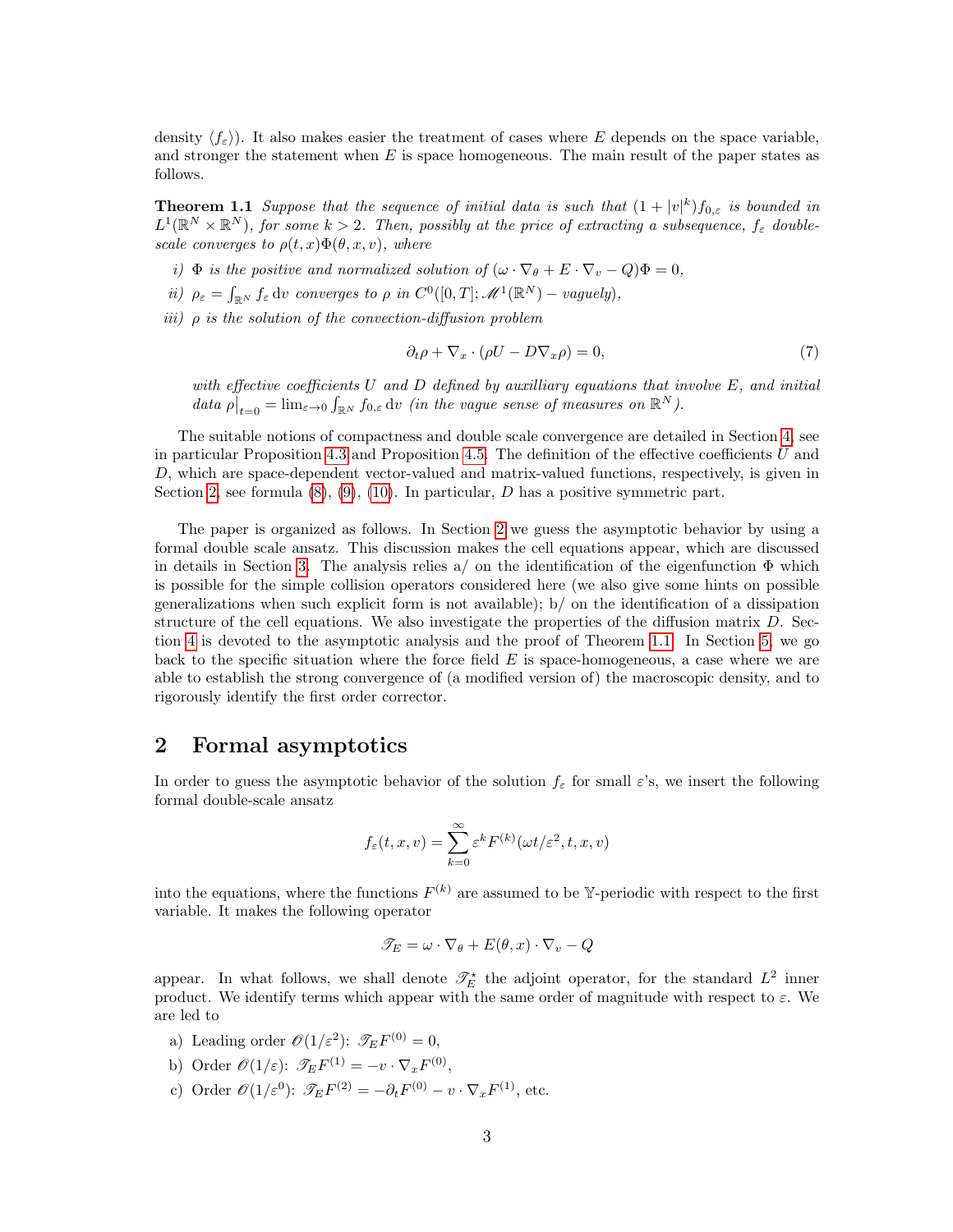density $\langle f_\varepsilon \rangle$). It also makes easier the treatment of cases where $E$ depends on the space variable, and stronger the statement when $E$ is space homogeneous. The main result of the paper states as follows.

**Theorem 1.1** *Suppose that the sequence of initial data is such that $(1+|v|^k)f_{0,\varepsilon}$ is bounded in $L^1(\mathbb{R}^N \times \mathbb{R}^N)$, for some $k > 2$. Then, possibly at the price of extracting a subsequence, $f_\varepsilon$ double-scale converges to $\rho(t,x)\Phi(\theta,x,v)$, where*

*i) $\Phi$ is the positive and normalized solution of $(\omega \cdot \nabla_\theta + E \cdot \nabla_v - Q)\Phi = 0$,*

*ii) $\rho_\varepsilon = \int_{\mathbb{R}^N} f_\varepsilon \,\mathrm{d}v$ converges to $\rho$ in $C^0([0,T]; \mathscr{M}^1(\mathbb{R}^N) - \text{vaguely})$,*

*iii) $\rho$ is the solution of the convection-diffusion problem*

$$\partial_t \rho + \nabla_x \cdot (\rho U - D \nabla_x \rho) = 0, \tag{7}$$

*with effective coefficients $U$ and $D$ defined by auxilliary equations that involve $E$, and initial data $\rho\big|_{t=0} = \lim_{\varepsilon \to 0} \int_{\mathbb{R}^N} f_{0,\varepsilon} \,\mathrm{d}v$ (in the vague sense of measures on $\mathbb{R}^N$).*

The suitable notions of compactness and double scale convergence are detailed in Section 4, see in particular Proposition 4.3 and Proposition 4.5. The definition of the effective coefficients $U$ and $D$, which are space-dependent vector-valued and matrix-valued functions, respectively, is given in Section 2, see formula (8), (9), (10). In particular, $D$ has a positive symmetric part.

The paper is organized as follows. In Section 2 we guess the asymptotic behavior by using a formal double scale ansatz. This discussion makes the cell equations appear, which are discussed in details in Section 3. The analysis relies a/ on the identification of the eigenfunction $\Phi$ which is possible for the simple collision operators considered here (we also give some hints on possible generalizations when such explicit form is not available); b/ on the identification of a dissipation structure of the cell equations. We also investigate the properties of the diffusion matrix $D$. Section 4 is devoted to the asymptotic analysis and the proof of Theorem 1.1. In Section 5, we go back to the specific situation where the force field $E$ is space-homogeneous, a case where we are able to establish the strong convergence of (a modified version of) the macroscopic density, and to rigorously identify the first order corrector.

## 2 Formal asymptotics

In order to guess the asymptotic behavior of the solution $f_\varepsilon$ for small $\varepsilon$'s, we insert the following formal double-scale ansatz

$$f_\varepsilon(t,x,v) = \sum_{k=0}^{\infty} \varepsilon^k F^{(k)}(\omega t/\varepsilon^2, t, x, v)$$

into the equations, where the functions $F^{(k)}$ are assumed to be $\mathbb{Y}$-periodic with respect to the first variable. It makes the following operator

$$\mathscr{T}_E = \omega \cdot \nabla_\theta + E(\theta,x) \cdot \nabla_v - Q$$

appear. In what follows, we shall denote $\mathscr{T}_E^\star$ the adjoint operator, for the standard $L^2$ inner product. We identify terms which appear with the same order of magnitude with respect to $\varepsilon$. We are led to

a) Leading order $\mathscr{O}(1/\varepsilon^2)$: $\mathscr{T}_E F^{(0)} = 0$,

b) Order $\mathscr{O}(1/\varepsilon)$: $\mathscr{T}_E F^{(1)} = -v \cdot \nabla_x F^{(0)}$,

c) Order $\mathscr{O}(1/\varepsilon^0)$: $\mathscr{T}_E F^{(2)} = -\partial_t F^{(0)} - v \cdot \nabla_x F^{(1)}$, etc.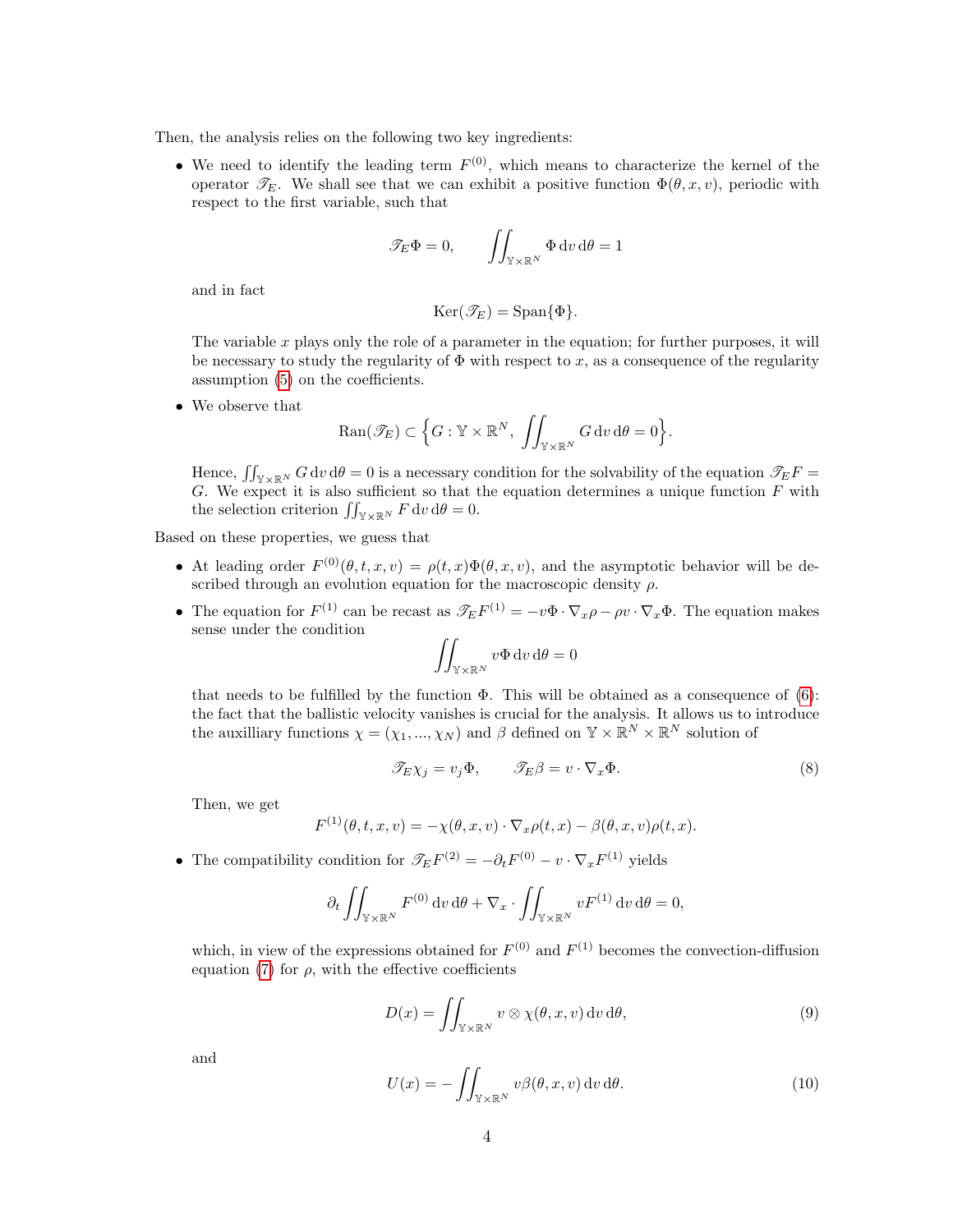Then, the analysis relies on the following two key ingredients:

- We need to identify the leading term $F^{(0)}$, which means to characterize the kernel of the operator $\mathscr{T}_E$. We shall see that we can exhibit a positive function $\Phi(\theta, x, v)$, periodic with respect to the first variable, such that

$$\mathscr{T}_E \Phi = 0, \qquad \iint_{\mathbb{Y}\times\mathbb{R}^N} \Phi \,\mathrm{d}v\,\mathrm{d}\theta = 1$$

  and in fact

$$\mathrm{Ker}(\mathscr{T}_E) = \mathrm{Span}\{\Phi\}.$$

  The variable $x$ plays only the role of a parameter in the equation; for further purposes, it will be necessary to study the regularity of $\Phi$ with respect to $x$, as a consequence of the regularity assumption (5) on the coefficients.

- We observe that

$$\mathrm{Ran}(\mathscr{T}_E) \subset \Big\{ G : \mathbb{Y}\times\mathbb{R}^N,\ \iint_{\mathbb{Y}\times\mathbb{R}^N} G \,\mathrm{d}v\,\mathrm{d}\theta = 0 \Big\}.$$

  Hence, $\iint_{\mathbb{Y}\times\mathbb{R}^N} G \,\mathrm{d}v\,\mathrm{d}\theta = 0$ is a necessary condition for the solvability of the equation $\mathscr{T}_E F = G$. We expect it is also sufficient so that the equation determines a unique function $F$ with the selection criterion $\iint_{\mathbb{Y}\times\mathbb{R}^N} F \,\mathrm{d}v\,\mathrm{d}\theta = 0$.

Based on these properties, we guess that

- At leading order $F^{(0)}(\theta, t, x, v) = \rho(t, x)\Phi(\theta, x, v)$, and the asymptotic behavior will be described through an evolution equation for the macroscopic density $\rho$.

- The equation for $F^{(1)}$ can be recast as $\mathscr{T}_E F^{(1)} = -v\Phi \cdot \nabla_x \rho - \rho v \cdot \nabla_x \Phi$. The equation makes sense under the condition

$$\iint_{\mathbb{Y}\times\mathbb{R}^N} v\Phi \,\mathrm{d}v\,\mathrm{d}\theta = 0$$

  that needs to be fulfilled by the function $\Phi$. This will be obtained as a consequence of (6): the fact that the ballistic velocity vanishes is crucial for the analysis. It allows us to introduce the auxilliary functions $\chi = (\chi_1, ..., \chi_N)$ and $\beta$ defined on $\mathbb{Y}\times\mathbb{R}^N\times\mathbb{R}^N$ solution of

$$\mathscr{T}_E \chi_j = v_j \Phi, \qquad \mathscr{T}_E \beta = v \cdot \nabla_x \Phi. \tag{8}$$

  Then, we get

$$F^{(1)}(\theta, t, x, v) = -\chi(\theta, x, v)\cdot\nabla_x \rho(t, x) - \beta(\theta, x, v)\rho(t, x).$$

- The compatibility condition for $\mathscr{T}_E F^{(2)} = -\partial_t F^{(0)} - v \cdot \nabla_x F^{(1)}$ yields

$$\partial_t \iint_{\mathbb{Y}\times\mathbb{R}^N} F^{(0)} \,\mathrm{d}v\,\mathrm{d}\theta + \nabla_x \cdot \iint_{\mathbb{Y}\times\mathbb{R}^N} vF^{(1)} \,\mathrm{d}v\,\mathrm{d}\theta = 0,$$

  which, in view of the expressions obtained for $F^{(0)}$ and $F^{(1)}$ becomes the convection-diffusion equation (7) for $\rho$, with the effective coefficients

$$D(x) = \iint_{\mathbb{Y}\times\mathbb{R}^N} v \otimes \chi(\theta, x, v) \,\mathrm{d}v\,\mathrm{d}\theta, \tag{9}$$

  and

$$U(x) = -\iint_{\mathbb{Y}\times\mathbb{R}^N} v\beta(\theta, x, v) \,\mathrm{d}v\,\mathrm{d}\theta. \tag{10}$$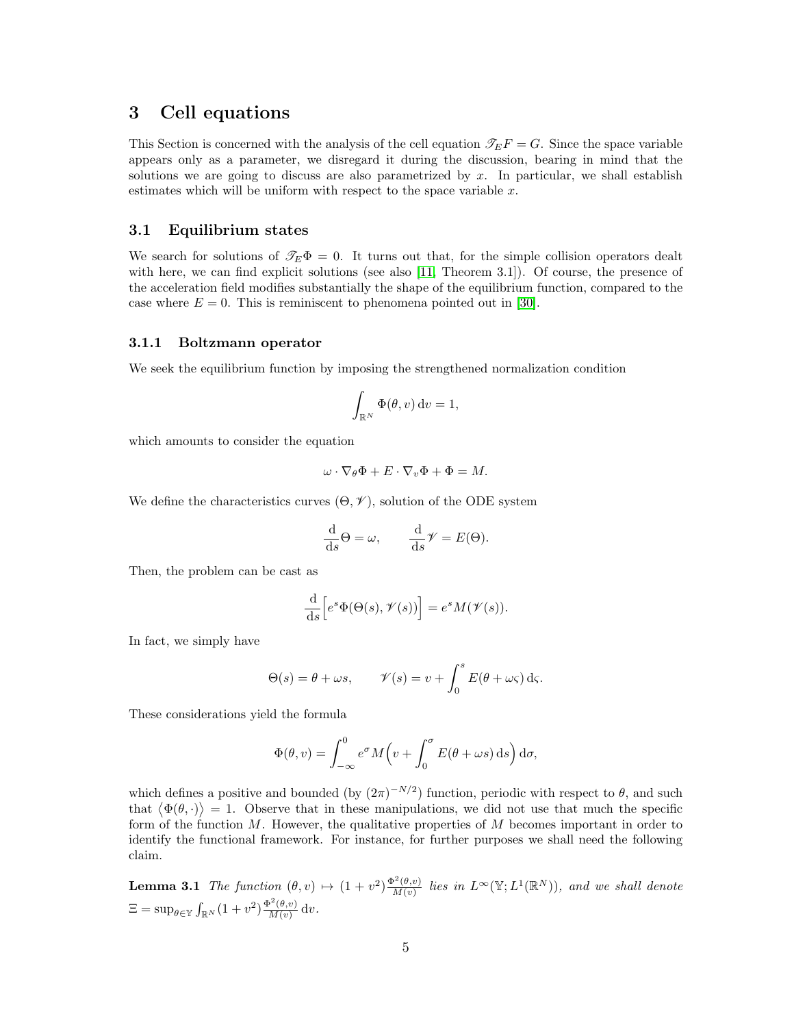## 3 Cell equations

This Section is concerned with the analysis of the cell equation $\mathscr{T}_E F = G$. Since the space variable appears only as a parameter, we disregard it during the discussion, bearing in mind that the solutions we are going to discuss are also parametrized by $x$. In particular, we shall establish estimates which will be uniform with respect to the space variable $x$.

### 3.1 Equilibrium states

We search for solutions of $\mathscr{T}_E \Phi = 0$. It turns out that, for the simple collision operators dealt with here, we can find explicit solutions (see also [11, Theorem 3.1]). Of course, the presence of the acceleration field modifies substantially the shape of the equilibrium function, compared to the case where $E = 0$. This is reminiscent to phenomena pointed out in [30].

#### 3.1.1 Boltzmann operator

We seek the equilibrium function by imposing the strengthened normalization condition

$$\int_{\mathbb{R}^N} \Phi(\theta, v)\,\mathrm{d}v = 1,$$

which amounts to consider the equation

$$\omega \cdot \nabla_\theta \Phi + E \cdot \nabla_v \Phi + \Phi = M.$$

We define the characteristics curves $(\Theta, \mathscr{V})$, solution of the ODE system

$$\frac{\mathrm{d}}{\mathrm{d}s}\Theta = \omega, \qquad \frac{\mathrm{d}}{\mathrm{d}s}\mathscr{V} = E(\Theta).$$

Then, the problem can be cast as

$$\frac{\mathrm{d}}{\mathrm{d}s}\Big[e^s \Phi(\Theta(s), \mathscr{V}(s))\Big] = e^s M(\mathscr{V}(s)).$$

In fact, we simply have

$$\Theta(s) = \theta + \omega s, \qquad \mathscr{V}(s) = v + \int_0^s E(\theta + \omega\varsigma)\,\mathrm{d}\varsigma.$$

These considerations yield the formula

$$\Phi(\theta, v) = \int_{-\infty}^0 e^\sigma M\Big(v + \int_0^\sigma E(\theta + \omega s)\,\mathrm{d}s\Big)\,\mathrm{d}\sigma,$$

which defines a positive and bounded (by $(2\pi)^{-N/2}$) function, periodic with respect to $\theta$, and such that $\langle\!\langle \Phi(\theta, \cdot)\rangle\!\rangle = 1$. Observe that in these manipulations, we did not use that much the specific form of the function $M$. However, the qualitative properties of $M$ becomes important in order to identify the functional framework. For instance, for further purposes we shall need the following claim.

**Lemma 3.1** *The function $(\theta, v) \mapsto (1 + v^2)\frac{\Phi^2(\theta,v)}{M(v)}$ lies in $L^\infty(\mathbb{Y}; L^1(\mathbb{R}^N))$, and we shall denote $\Xi = \sup_{\theta \in \mathbb{Y}} \int_{\mathbb{R}^N} (1 + v^2)\frac{\Phi^2(\theta,v)}{M(v)}\,\mathrm{d}v$.*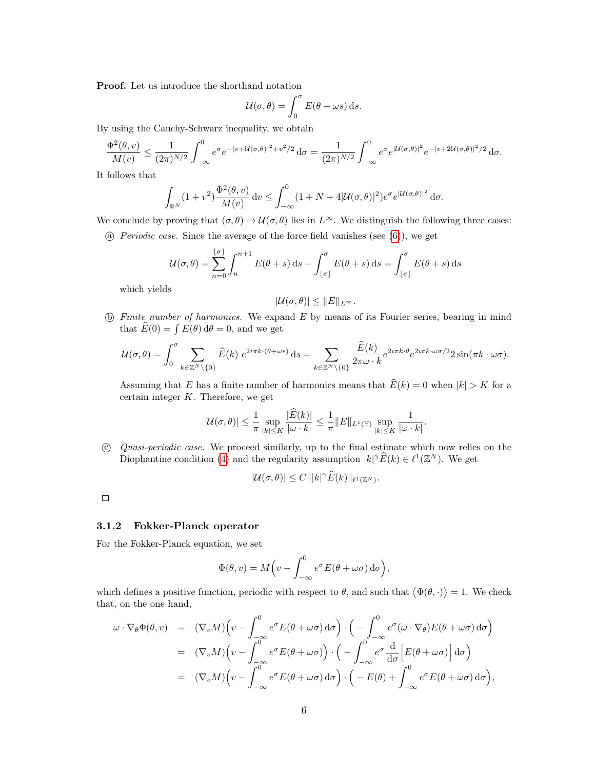**Proof.** Let us introduce the shorthand notation

$$\mathcal{U}(\sigma,\theta) = \int_0^\sigma E(\theta+\omega s)\,\mathrm{d}s.$$

By using the Cauchy-Schwarz inequality, we obtain

$$\frac{\Phi^2(\theta,v)}{M(v)} \le \frac{1}{(2\pi)^{N/2}}\int_{-\infty}^0 e^\sigma e^{-|v+\mathcal{U}(\sigma,\theta)|^2+v^2/2}\,\mathrm{d}\sigma = \frac{1}{(2\pi)^{N/2}}\int_{-\infty}^0 e^\sigma e^{|\mathcal{U}(\sigma,\theta)|^2} e^{-|v+2\mathcal{U}(\sigma,\theta)|^2/2}\,\mathrm{d}\sigma.$$

It follows that

$$\int_{\mathbb{R}^N}(1+v^2)\frac{\Phi^2(\theta,v)}{M(v)}\,\mathrm{d}v \le \int_{-\infty}^0 (1+N+4|\mathcal{U}(\sigma,\theta)|^2)e^\sigma e^{|\mathcal{U}(\sigma,\theta)|^2}\,\mathrm{d}\sigma.$$

We conclude by proving that $(\sigma,\theta)\mapsto\mathcal{U}(\sigma,\theta)$ lies in $L^\infty$. We distinguish the following three cases:

ⓐ *Periodic case.* Since the average of the force field vanishes (see (6)), we get

$$\mathcal{U}(\sigma,\theta) = \sum_{n=0}^{\lfloor\sigma\rfloor}\int_n^{n+1} E(\theta+s)\,\mathrm{d}s + \int_{\lfloor\sigma\rfloor}^\sigma E(\theta+s)\,\mathrm{d}s = \int_{\lfloor\sigma\rfloor}^\sigma E(\theta+s)\,\mathrm{d}s$$

which yields

$$|\mathcal{U}(\sigma,\theta)| \le \|E\|_{L^\infty}.$$

ⓑ *Finite number of harmonics.* We expand $E$ by means of its Fourier series, bearing in mind that $\widehat{E}(0)=\int E(\theta)\,\mathrm{d}\theta = 0$, and we get

$$\mathcal{U}(\sigma,\theta) = \int_0^\sigma \sum_{k\in\mathbb{Z}^N\setminus\{0\}}\widehat{E}(k)\;e^{2i\pi k\cdot(\theta+\omega s)}\,\mathrm{d}s = \sum_{k\in\mathbb{Z}^N\setminus\{0\}}\frac{\widehat{E}(k)}{2\pi\omega\cdot k}e^{2i\pi k\cdot\theta}e^{2i\pi k\cdot\omega\sigma/2}2\sin(\pi k\cdot\omega\sigma).$$

Assuming that $E$ has a finite number of harmonics means that $\widehat{E}(k)=0$ when $|k|>K$ for a certain integer $K$. Therefore, we get

$$|\mathcal{U}(\sigma,\theta)| \le \frac{1}{\pi}\sup_{|k|\le K}\frac{|\widehat{E}(k)|}{|\omega\cdot k|} \le \frac{1}{\pi}\|E\|_{L^1(\mathbb{Y})}\sup_{|k|\le K}\frac{1}{|\omega\cdot k|}.$$

ⓒ *Quasi-periodic case.* We proceed similarly, up to the final estimate which now relies on the Diophantine condition (4) and the regularity assumption $|k|^\gamma\widehat{E}(k)\in\ell^1(\mathbb{Z}^N)$. We get

$$|\mathcal{U}(\sigma,\theta)| \le C\||k|^\gamma\widehat{E}(k)\|_{\ell^1(\mathbb{Z}^N)}.$$

□

### 3.1.2 Fokker-Planck operator

For the Fokker-Planck equation, we set

$$\Phi(\theta,v) = M\Big(v - \int_{-\infty}^0 e^\sigma E(\theta+\omega\sigma)\,\mathrm{d}\sigma\Big),$$

which defines a positive function, periodic with respect to $\theta$, and such that $\langle\Phi(\theta,\cdot)\rangle = 1$. We check that, on the one hand,

$$\begin{aligned}
\omega\cdot\nabla_\theta\Phi(\theta,v) &= (\nabla_v M)\Big(v-\int_{-\infty}^0 e^\sigma E(\theta+\omega\sigma)\,\mathrm{d}\sigma\Big)\cdot\Big(-\int_{-\infty}^0 e^\sigma(\omega\cdot\nabla_\theta)E(\theta+\omega\sigma)\,\mathrm{d}\sigma\Big)\\
&= (\nabla_v M)\Big(v-\int_{-\infty}^0 e^\sigma E(\theta+\omega\sigma)\Big)\cdot\Big(-\int_{-\infty}^0 e^\sigma\frac{\mathrm{d}}{\mathrm{d}\sigma}\Big[E(\theta+\omega\sigma)\Big]\,\mathrm{d}\sigma\Big)\\
&= (\nabla_v M)\Big(v-\int_{-\infty}^0 e^\sigma E(\theta+\omega\sigma)\,\mathrm{d}\sigma\Big)\cdot\Big(-E(\theta)+\int_{-\infty}^0 e^\sigma E(\theta+\omega\sigma)\,\mathrm{d}\sigma\Big),
\end{aligned}$$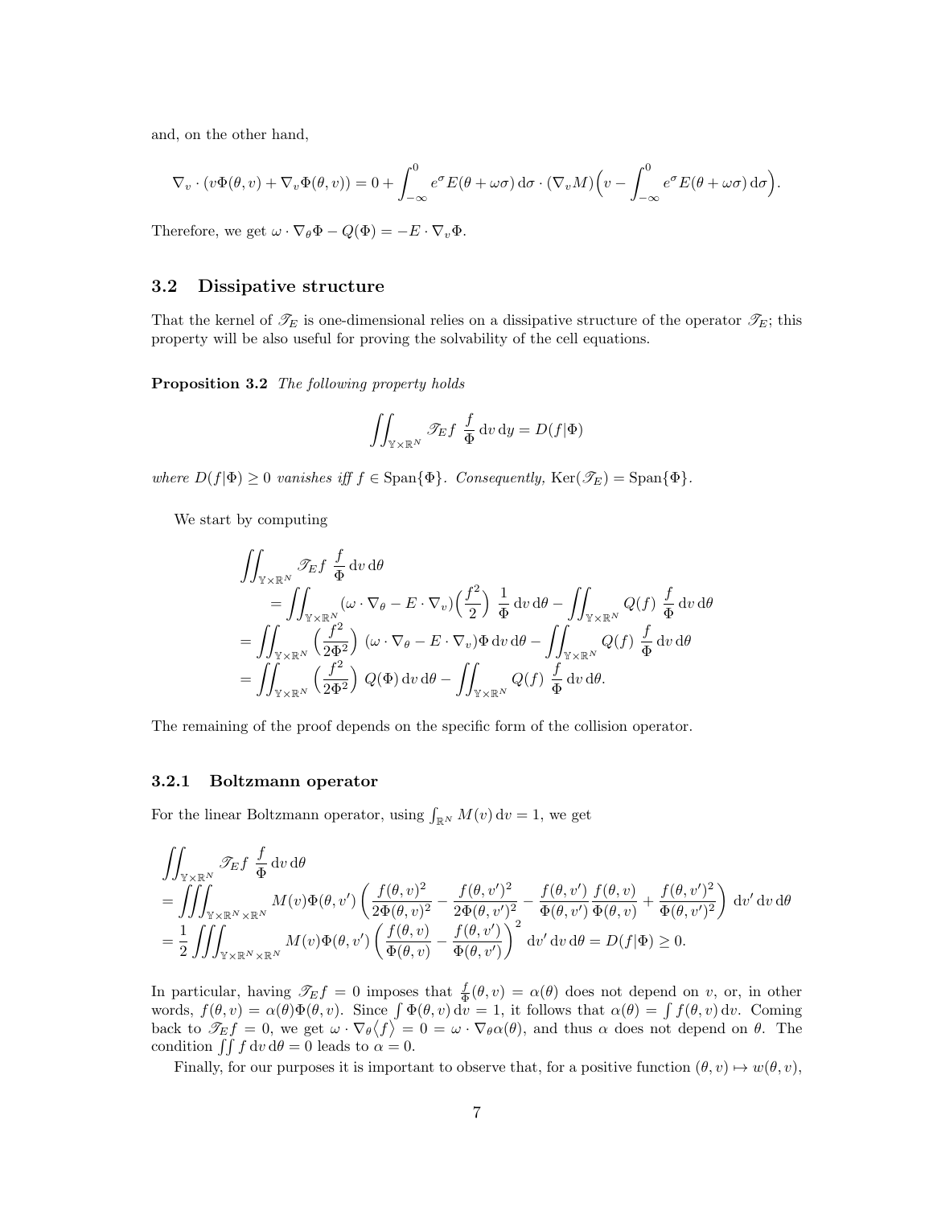and, on the other hand,

$$\nabla_v \cdot (v\Phi(\theta,v) + \nabla_v \Phi(\theta,v)) = 0 + \int_{-\infty}^{0} e^{\sigma} E(\theta+\omega\sigma)\,\mathrm{d}\sigma \cdot (\nabla_v M)\Big(v - \int_{-\infty}^{0} e^{\sigma} E(\theta+\omega\sigma)\,\mathrm{d}\sigma\Big).$$

Therefore, we get $\omega\cdot\nabla_\theta\Phi - Q(\Phi) = -E\cdot\nabla_v\Phi$.

## 3.2 Dissipative structure

That the kernel of $\mathscr{T}_E$ is one-dimensional relies on a dissipative structure of the operator $\mathscr{T}_E$; this property will be also useful for proving the solvability of the cell equations.

**Proposition 3.2** *The following property holds*

$$\iint_{\mathbb{Y}\times\mathbb{R}^N} \mathscr{T}_E f\ \frac{f}{\Phi}\,\mathrm{d}v\,\mathrm{d}y = D(f|\Phi)$$

*where $D(f|\Phi)\geq 0$ vanishes iff $f\in \mathrm{Span}\{\Phi\}$. Consequently,* $\mathrm{Ker}(\mathscr{T}_E) = \mathrm{Span}\{\Phi\}$.

We start by computing

$$\begin{aligned}
&\iint_{\mathbb{Y}\times\mathbb{R}^N} \mathscr{T}_E f\ \frac{f}{\Phi}\,\mathrm{d}v\,\mathrm{d}\theta \\
&\qquad = \iint_{\mathbb{Y}\times\mathbb{R}^N} (\omega\cdot\nabla_\theta - E\cdot\nabla_v)\Big(\frac{f^2}{2}\Big)\ \frac{1}{\Phi}\,\mathrm{d}v\,\mathrm{d}\theta - \iint_{\mathbb{Y}\times\mathbb{R}^N} Q(f)\ \frac{f}{\Phi}\,\mathrm{d}v\,\mathrm{d}\theta \\
&= \iint_{\mathbb{Y}\times\mathbb{R}^N} \Big(\frac{f^2}{2\Phi^2}\Big)\ (\omega\cdot\nabla_\theta - E\cdot\nabla_v)\Phi\,\mathrm{d}v\,\mathrm{d}\theta - \iint_{\mathbb{Y}\times\mathbb{R}^N} Q(f)\ \frac{f}{\Phi}\,\mathrm{d}v\,\mathrm{d}\theta \\
&= \iint_{\mathbb{Y}\times\mathbb{R}^N} \Big(\frac{f^2}{2\Phi^2}\Big)\ Q(\Phi)\,\mathrm{d}v\,\mathrm{d}\theta - \iint_{\mathbb{Y}\times\mathbb{R}^N} Q(f)\ \frac{f}{\Phi}\,\mathrm{d}v\,\mathrm{d}\theta.
\end{aligned}$$

The remaining of the proof depends on the specific form of the collision operator.

### 3.2.1 Boltzmann operator

For the linear Boltzmann operator, using $\int_{\mathbb{R}^N} M(v)\,\mathrm{d}v = 1$, we get

$$\begin{aligned}
&\iint_{\mathbb{Y}\times\mathbb{R}^N} \mathscr{T}_E f\ \frac{f}{\Phi}\,\mathrm{d}v\,\mathrm{d}\theta \\
&= \iiint_{\mathbb{Y}\times\mathbb{R}^N\times\mathbb{R}^N} M(v)\Phi(\theta,v')\left(\frac{f(\theta,v)^2}{2\Phi(\theta,v)^2} - \frac{f(\theta,v')^2}{2\Phi(\theta,v')^2} - \frac{f(\theta,v')}{\Phi(\theta,v')}\frac{f(\theta,v)}{\Phi(\theta,v)} + \frac{f(\theta,v')^2}{\Phi(\theta,v')^2}\right)\mathrm{d}v'\,\mathrm{d}v\,\mathrm{d}\theta \\
&= \frac{1}{2}\iiint_{\mathbb{Y}\times\mathbb{R}^N\times\mathbb{R}^N} M(v)\Phi(\theta,v')\left(\frac{f(\theta,v)}{\Phi(\theta,v)} - \frac{f(\theta,v')}{\Phi(\theta,v')}\right)^2\mathrm{d}v'\,\mathrm{d}v\,\mathrm{d}\theta = D(f|\Phi)\geq 0.
\end{aligned}$$

In particular, having $\mathscr{T}_E f = 0$ imposes that $\frac{f}{\Phi}(\theta,v) = \alpha(\theta)$ does not depend on $v$, or, in other words, $f(\theta,v) = \alpha(\theta)\Phi(\theta,v)$. Since $\int \Phi(\theta,v)\,\mathrm{d}v = 1$, it follows that $\alpha(\theta) = \int f(\theta,v)\,\mathrm{d}v$. Coming back to $\mathscr{T}_E f = 0$, we get $\omega\cdot\nabla_\theta\langle f\rangle = 0 = \omega\cdot\nabla_\theta\alpha(\theta)$, and thus $\alpha$ does not depend on $\theta$. The condition $\iint f\,\mathrm{d}v\,\mathrm{d}\theta = 0$ leads to $\alpha = 0$.

Finally, for our purposes it is important to observe that, for a positive function $(\theta,v)\mapsto w(\theta,v)$,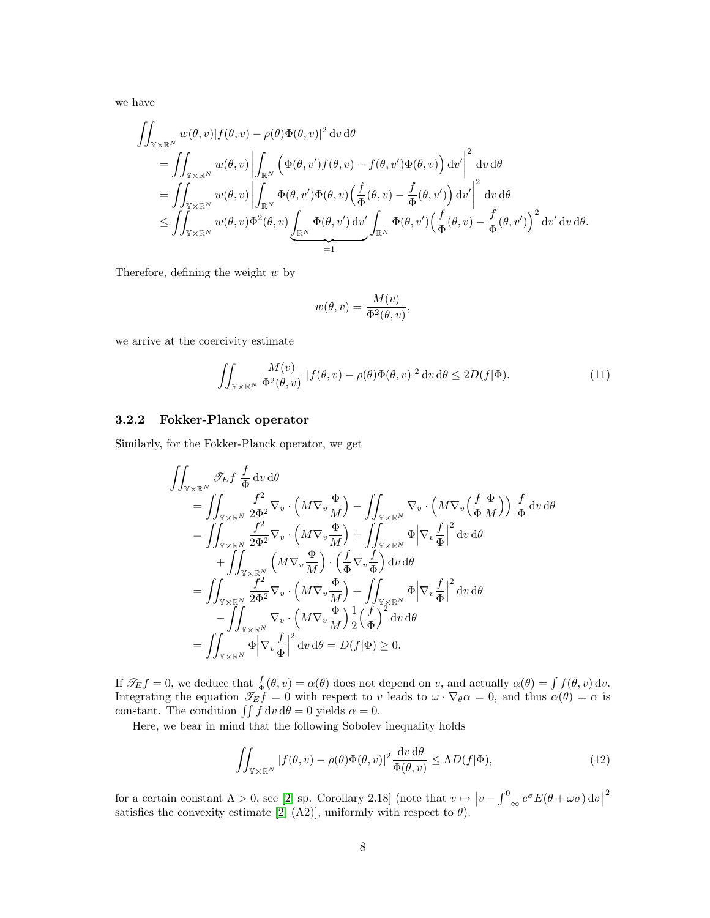we have

$$
\begin{aligned}
&\iint_{\mathbb{Y}\times\mathbb{R}^N} w(\theta,v)|f(\theta,v)-\rho(\theta)\Phi(\theta,v)|^2\,\mathrm{d}v\,\mathrm{d}\theta \\
&\quad= \iint_{\mathbb{Y}\times\mathbb{R}^N} w(\theta,v)\left|\int_{\mathbb{R}^N}\Big(\Phi(\theta,v')f(\theta,v)-f(\theta,v')\Phi(\theta,v)\Big)\,\mathrm{d}v'\right|^2\,\mathrm{d}v\,\mathrm{d}\theta \\
&\quad= \iint_{\mathbb{Y}\times\mathbb{R}^N} w(\theta,v)\left|\int_{\mathbb{R}^N}\Phi(\theta,v')\Phi(\theta,v)\Big(\frac{f}{\Phi}(\theta,v)-\frac{f}{\Phi}(\theta,v')\Big)\,\mathrm{d}v'\right|^2\,\mathrm{d}v\,\mathrm{d}\theta \\
&\quad\leq \iint_{\mathbb{Y}\times\mathbb{R}^N} w(\theta,v)\Phi^2(\theta,v)\underbrace{\int_{\mathbb{R}^N}\Phi(\theta,v')\,\mathrm{d}v'}_{=1}\int_{\mathbb{R}^N}\Phi(\theta,v')\Big(\frac{f}{\Phi}(\theta,v)-\frac{f}{\Phi}(\theta,v')\Big)^2\,\mathrm{d}v'\,\mathrm{d}v\,\mathrm{d}\theta.
\end{aligned}
$$

Therefore, defining the weight $w$ by

$$
w(\theta,v)=\frac{M(v)}{\Phi^2(\theta,v)},
$$

we arrive at the coercivity estimate

$$
\iint_{\mathbb{Y}\times\mathbb{R}^N}\frac{M(v)}{\Phi^2(\theta,v)}\;|f(\theta,v)-\rho(\theta)\Phi(\theta,v)|^2\,\mathrm{d}v\,\mathrm{d}\theta\leq 2D(f|\Phi). \tag{11}
$$

### 3.2.2 Fokker-Planck operator

Similarly, for the Fokker-Planck operator, we get

$$
\begin{aligned}
&\iint_{\mathbb{Y}\times\mathbb{R}^N}\mathscr{T}_E f\;\frac{f}{\Phi}\,\mathrm{d}v\,\mathrm{d}\theta \\
&\quad=\iint_{\mathbb{Y}\times\mathbb{R}^N}\frac{f^2}{2\Phi^2}\nabla_v\cdot\Big(M\nabla_v\frac{\Phi}{M}\Big)-\iint_{\mathbb{Y}\times\mathbb{R}^N}\nabla_v\cdot\Big(M\nabla_v\Big(\frac{f}{\Phi}\frac{\Phi}{M}\Big)\Big)\;\frac{f}{\Phi}\,\mathrm{d}v\,\mathrm{d}\theta \\
&\quad=\iint_{\mathbb{Y}\times\mathbb{R}^N}\frac{f^2}{2\Phi^2}\nabla_v\cdot\Big(M\nabla_v\frac{\Phi}{M}\Big)+\iint_{\mathbb{Y}\times\mathbb{R}^N}\Phi\Big|\nabla_v\frac{f}{\Phi}\Big|^2\,\mathrm{d}v\,\mathrm{d}\theta \\
&\qquad+\iint_{\mathbb{Y}\times\mathbb{R}^N}\Big(M\nabla_v\frac{\Phi}{M}\Big)\cdot\Big(\frac{f}{\Phi}\nabla_v\frac{f}{\Phi}\Big)\,\mathrm{d}v\,\mathrm{d}\theta \\
&\quad=\iint_{\mathbb{Y}\times\mathbb{R}^N}\frac{f^2}{2\Phi^2}\nabla_v\cdot\Big(M\nabla_v\frac{\Phi}{M}\Big)+\iint_{\mathbb{Y}\times\mathbb{R}^N}\Phi\Big|\nabla_v\frac{f}{\Phi}\Big|^2\,\mathrm{d}v\,\mathrm{d}\theta \\
&\qquad-\iint_{\mathbb{Y}\times\mathbb{R}^N}\nabla_v\cdot\Big(M\nabla_v\frac{\Phi}{M}\Big)\frac{1}{2}\Big(\frac{f}{\Phi}\Big)^2\,\mathrm{d}v\,\mathrm{d}\theta \\
&\quad=\iint_{\mathbb{Y}\times\mathbb{R}^N}\Phi\Big|\nabla_v\frac{f}{\Phi}\Big|^2\,\mathrm{d}v\,\mathrm{d}\theta=D(f|\Phi)\geq 0.
\end{aligned}
$$

If $\mathscr{T}_E f=0$, we deduce that $\frac{f}{\Phi}(\theta,v)=\alpha(\theta)$ does not depend on $v$, and actually $\alpha(\theta)=\int f(\theta,v)\,\mathrm{d}v$. Integrating the equation $\mathscr{T}_E f=0$ with respect to $v$ leads to $\omega\cdot\nabla_\theta\alpha=0$, and thus $\alpha(\theta)=\alpha$ is constant. The condition $\iint f\,\mathrm{d}v\,\mathrm{d}\theta=0$ yields $\alpha=0$.

Here, we bear in mind that the following Sobolev inequality holds

$$
\iint_{\mathbb{Y}\times\mathbb{R}^N}|f(\theta,v)-\rho(\theta)\Phi(\theta,v)|^2\frac{\mathrm{d}v\,\mathrm{d}\theta}{\Phi(\theta,v)}\leq\Lambda D(f|\Phi), \tag{12}
$$

for a certain constant $\Lambda>0$, see [2, sp. Corollary 2.18] (note that $v\mapsto\big|v-\int_{-\infty}^0 e^{\sigma}E(\theta+\omega\sigma)\,\mathrm{d}\sigma\big|^2$ satisfies the convexity estimate [2, (A2)], uniformly with respect to $\theta$).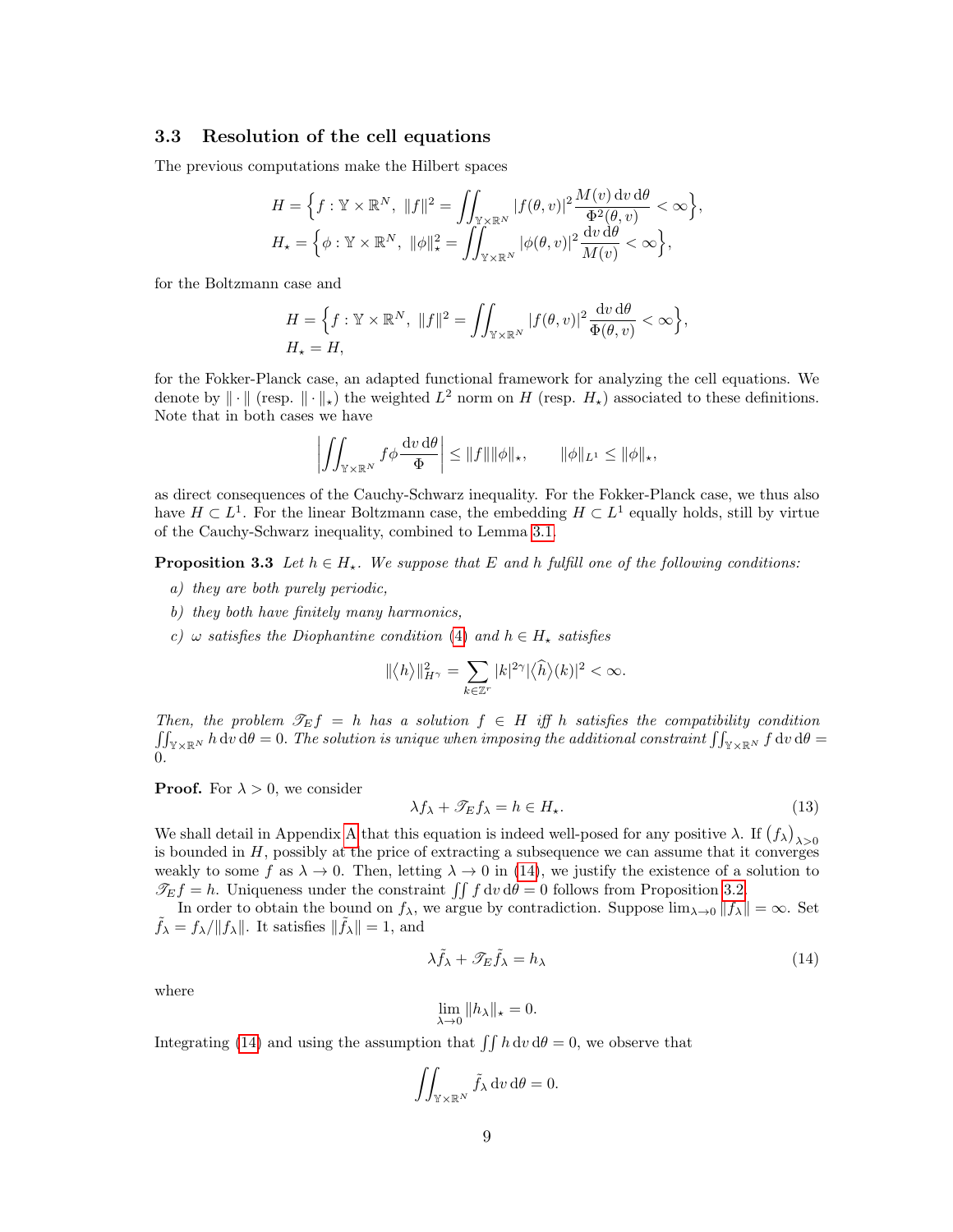### 3.3 Resolution of the cell equations

The previous computations make the Hilbert spaces

$$
\begin{aligned}
H &= \Big\{ f : \mathbb{Y} \times \mathbb{R}^N,\ \|f\|^2 = \iint_{\mathbb{Y}\times\mathbb{R}^N} |f(\theta,v)|^2 \frac{M(v)\,\mathrm{d}v\,\mathrm{d}\theta}{\Phi^2(\theta,v)} < \infty \Big\},\\
H_\star &= \Big\{ \phi : \mathbb{Y} \times \mathbb{R}^N,\ \|\phi\|_\star^2 = \iint_{\mathbb{Y}\times\mathbb{R}^N} |\phi(\theta,v)|^2 \frac{\mathrm{d}v\,\mathrm{d}\theta}{M(v)} < \infty \Big\},
\end{aligned}
$$

for the Boltzmann case and

$$
\begin{aligned}
H &= \Big\{ f : \mathbb{Y} \times \mathbb{R}^N,\ \|f\|^2 = \iint_{\mathbb{Y}\times\mathbb{R}^N} |f(\theta,v)|^2 \frac{\mathrm{d}v\,\mathrm{d}\theta}{\Phi(\theta,v)} < \infty \Big\},\\
H_\star &= H,
\end{aligned}
$$

for the Fokker-Planck case, an adapted functional framework for analyzing the cell equations. We denote by $\|\cdot\|$ (resp. $\|\cdot\|_\star$) the weighted $L^2$ norm on $H$ (resp. $H_\star$) associated to these definitions. Note that in both cases we have

$$
\left| \iint_{\mathbb{Y}\times\mathbb{R}^N} f\phi \frac{\mathrm{d}v\,\mathrm{d}\theta}{\Phi} \right| \leq \|f\|\|\phi\|_\star, \qquad \|\phi\|_{L^1} \leq \|\phi\|_\star,
$$

as direct consequences of the Cauchy-Schwarz inequality. For the Fokker-Planck case, we thus also have $H \subset L^1$. For the linear Boltzmann case, the embedding $H \subset L^1$ equally holds, still by virtue of the Cauchy-Schwarz inequality, combined to Lemma 3.1.

**Proposition 3.3** *Let $h \in H_\star$. We suppose that $E$ and $h$ fulfill one of the following conditions:*

*a) they are both purely periodic,*

*b) they both have finitely many harmonics,*

*c) $\omega$ satisfies the Diophantine condition (4) and $h \in H_\star$ satisfies*

$$
\|\langle h \rangle\|_{H^\gamma}^2 = \sum_{k\in\mathbb{Z}^r} |k|^{2\gamma} |\langle \widehat{h} \rangle(k)|^2 < \infty.
$$

*Then, the problem $\mathscr{T}_E f = h$ has a solution $f \in H$ iff $h$ satisfies the compatibility condition $\iint_{\mathbb{Y}\times\mathbb{R}^N} h \,\mathrm{d}v\,\mathrm{d}\theta = 0$. The solution is unique when imposing the additional constraint $\iint_{\mathbb{Y}\times\mathbb{R}^N} f \,\mathrm{d}v\,\mathrm{d}\theta = 0$.*

**Proof.** For $\lambda > 0$, we consider

$$
\lambda f_\lambda + \mathscr{T}_E f_\lambda = h \in H_\star. \tag{13}
$$

We shall detail in Appendix A that this equation is indeed well-posed for any positive $\lambda$. If $(f_\lambda)_{\lambda>0}$ is bounded in $H$, possibly at the price of extracting a subsequence we can assume that it converges weakly to some $f$ as $\lambda \to 0$. Then, letting $\lambda \to 0$ in (14), we justify the existence of a solution to $\mathscr{T}_E f = h$. Uniqueness under the constraint $\iint f \,\mathrm{d}v\,\mathrm{d}\theta = 0$ follows from Proposition 3.2.

In order to obtain the bound on $f_\lambda$, we argue by contradiction. Suppose $\lim_{\lambda\to 0} \|f_\lambda\| = \infty$. Set $\tilde{f}_\lambda = f_\lambda / \|f_\lambda\|$. It satisfies $\|\tilde{f}_\lambda\| = 1$, and

$$
\lambda \tilde{f}_\lambda + \mathscr{T}_E \tilde{f}_\lambda = h_\lambda \tag{14}
$$

where

$$
\lim_{\lambda\to 0} \|h_\lambda\|_\star = 0.
$$

Integrating (14) and using the assumption that $\iint h \,\mathrm{d}v\,\mathrm{d}\theta = 0$, we observe that

$$
\iint_{\mathbb{Y}\times\mathbb{R}^N} \tilde{f}_\lambda \,\mathrm{d}v\,\mathrm{d}\theta = 0.
$$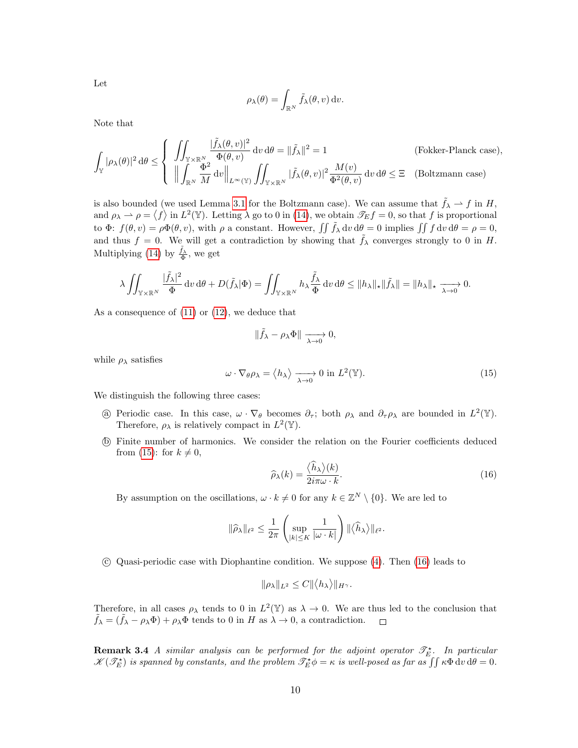Let

$$\rho_\lambda(\theta) = \int_{\mathbb{R}^N} \tilde{f}_\lambda(\theta, v)\,\mathrm{d}v.$$

Note that

$$\int_{\mathbb{Y}} |\rho_\lambda(\theta)|^2\,\mathrm{d}\theta \le \begin{cases} \displaystyle\iint_{\mathbb{Y}\times\mathbb{R}^N} \frac{|\tilde{f}_\lambda(\theta,v)|^2}{\Phi(\theta,v)}\,\mathrm{d}v\,\mathrm{d}\theta = \|\tilde{f}_\lambda\|^2 = 1 & \text{(Fokker-Planck case)}, \\ \displaystyle\Big\| \int_{\mathbb{R}^N} \frac{\Phi^2}{M}\,\mathrm{d}v \Big\|_{L^\infty(\mathbb{Y})} \iint_{\mathbb{Y}\times\mathbb{R}^N} |\tilde{f}_\lambda(\theta,v)|^2 \frac{M(v)}{\Phi^2(\theta,v)}\,\mathrm{d}v\,\mathrm{d}\theta \le \Xi & \text{(Boltzmann case)} \end{cases}$$

is also bounded (we used Lemma 3.1 for the Boltzmann case). We can assume that $\tilde{f}_\lambda \rightharpoonup f$ in $H$, and $\rho_\lambda \rightharpoonup \rho = \langle f \rangle$ in $L^2(\mathbb{Y})$. Letting $\lambda$ go to 0 in (14), we obtain $\mathscr{T}_E f = 0$, so that $f$ is proportional to $\Phi$: $f(\theta, v) = \rho\Phi(\theta, v)$, with $\rho$ a constant. However, $\iint \tilde{f}_\lambda\,\mathrm{d}v\,\mathrm{d}\theta = 0$ implies $\iint f\,\mathrm{d}v\,\mathrm{d}\theta = \rho = 0$, and thus $f = 0$. We will get a contradiction by showing that $\tilde{f}_\lambda$ converges strongly to 0 in $H$. Multiplying (14) by $\frac{\tilde{f}_\lambda}{\Phi}$, we get

$$\lambda \iint_{\mathbb{Y}\times\mathbb{R}^N} \frac{|\tilde{f}_\lambda|^2}{\Phi}\,\mathrm{d}v\,\mathrm{d}\theta + D(\tilde{f}_\lambda|\Phi) = \iint_{\mathbb{Y}\times\mathbb{R}^N} h_\lambda \frac{\tilde{f}_\lambda}{\Phi}\,\mathrm{d}v\,\mathrm{d}\theta \le \|h_\lambda\|_\star \|\tilde{f}_\lambda\| = \|h_\lambda\|_\star \xrightarrow[\lambda\to 0]{} 0.$$

As a consequence of (11) or (12), we deduce that

$$\|\tilde{f}_\lambda - \rho_\lambda\Phi\| \xrightarrow[\lambda\to 0]{} 0,$$

while $\rho_\lambda$ satisfies

$$\omega\cdot\nabla_\theta \rho_\lambda = \langle h_\lambda \rangle \xrightarrow[\lambda\to 0]{} 0 \text{ in } L^2(\mathbb{Y}). \tag{15}$$

We distinguish the following three cases:

- ⓐ Periodic case. In this case, $\omega\cdot\nabla_\theta$ becomes $\partial_\tau$; both $\rho_\lambda$ and $\partial_\tau\rho_\lambda$ are bounded in $L^2(\mathbb{Y})$. Therefore, $\rho_\lambda$ is relatively compact in $L^2(\mathbb{Y})$.
- ⓑ Finite number of harmonics. We consider the relation on the Fourier coefficients deduced from (15): for $k \neq 0$,

$$\widehat{\rho}_\lambda(k) = \frac{\langle \widehat{h}_\lambda \rangle(k)}{2i\pi\omega\cdot k}. \tag{16}$$

  By assumption on the oscillations, $\omega\cdot k \neq 0$ for any $k \in \mathbb{Z}^N\setminus\{0\}$. We are led to

$$\|\widehat{\rho}_\lambda\|_{\ell^2} \le \frac{1}{2\pi}\left(\sup_{|k|\le K}\frac{1}{|\omega\cdot k|}\right)\|\langle\widehat{h}_\lambda\rangle\|_{\ell^2}.$$

- ⓒ Quasi-periodic case with Diophantine condition. We suppose (4). Then (16) leads to

$$\|\rho_\lambda\|_{L^2} \le C\|\langle h_\lambda\rangle\|_{H^\gamma}.$$

Therefore, in all cases $\rho_\lambda$ tends to 0 in $L^2(\mathbb{Y})$ as $\lambda \to 0$. We are thus led to the conclusion that $\tilde{f}_\lambda = (\tilde{f}_\lambda - \rho_\lambda\Phi) + \rho_\lambda\Phi$ tends to 0 in $H$ as $\lambda \to 0$, a contradiction. □

**Remark 3.4** *A similar analysis can be performed for the adjoint operator $\mathscr{T}_E^\star$. In particular $\mathscr{K}(\mathscr{T}_E^\star)$ is spanned by constants, and the problem $\mathscr{T}_E^\star\phi = \kappa$ is well-posed as far as $\iint \kappa\Phi\,\mathrm{d}v\,\mathrm{d}\theta = 0$.*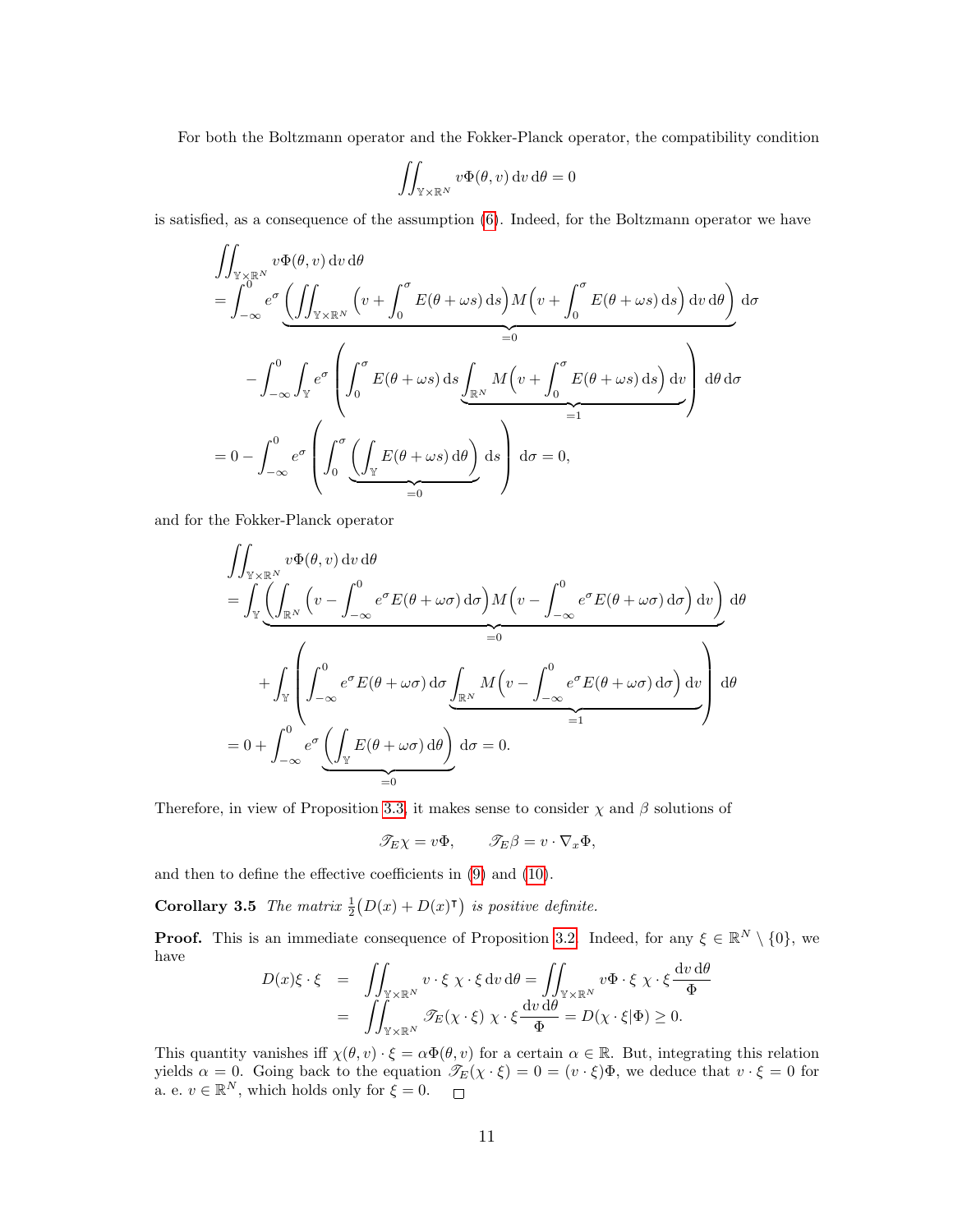For both the Boltzmann operator and the Fokker-Planck operator, the compatibility condition

$$\iint_{\mathbb{Y}\times\mathbb{R}^N} v\Phi(\theta,v)\,\mathrm{d}v\,\mathrm{d}\theta = 0$$

is satisfied, as a consequence of the assumption (6). Indeed, for the Boltzmann operator we have

$$\begin{aligned}
&\iint_{\mathbb{Y}\times\mathbb{R}^N} v\Phi(\theta,v)\,\mathrm{d}v\,\mathrm{d}\theta \\
&= \int_{-\infty}^0 e^\sigma \underbrace{\left(\iint_{\mathbb{Y}\times\mathbb{R}^N} \Big(v+\int_0^\sigma E(\theta+\omega s)\,\mathrm{d}s\Big) M\Big(v+\int_0^\sigma E(\theta+\omega s)\,\mathrm{d}s\Big)\,\mathrm{d}v\,\mathrm{d}\theta\right)}_{=0}\,\mathrm{d}\sigma \\
&\qquad - \int_{-\infty}^0\int_{\mathbb{Y}} e^\sigma \left(\int_0^\sigma E(\theta+\omega s)\,\mathrm{d}s \underbrace{\int_{\mathbb{R}^N} M\Big(v+\int_0^\sigma E(\theta+\omega s)\,\mathrm{d}s\Big)\,\mathrm{d}v}_{=1}\right)\mathrm{d}\theta\,\mathrm{d}\sigma \\
&= 0 - \int_{-\infty}^0 e^\sigma \left(\int_0^\sigma \underbrace{\Big(\int_{\mathbb{Y}} E(\theta+\omega s)\,\mathrm{d}\theta\Big)}_{=0}\,\mathrm{d}s\right)\mathrm{d}\sigma = 0,
\end{aligned}$$

and for the Fokker-Planck operator

$$\begin{aligned}
&\iint_{\mathbb{Y}\times\mathbb{R}^N} v\Phi(\theta,v)\,\mathrm{d}v\,\mathrm{d}\theta \\
&= \int_{\mathbb{Y}} \underbrace{\left(\int_{\mathbb{R}^N} \Big(v-\int_{-\infty}^0 e^\sigma E(\theta+\omega\sigma)\,\mathrm{d}\sigma\Big) M\Big(v-\int_{-\infty}^0 e^\sigma E(\theta+\omega\sigma)\,\mathrm{d}\sigma\Big)\,\mathrm{d}v\right)}_{=0}\,\mathrm{d}\theta \\
&\qquad + \int_{\mathbb{Y}} \left(\int_{-\infty}^0 e^\sigma E(\theta+\omega\sigma)\,\mathrm{d}\sigma \underbrace{\int_{\mathbb{R}^N} M\Big(v-\int_{-\infty}^0 e^\sigma E(\theta+\omega\sigma)\,\mathrm{d}\sigma\Big)\,\mathrm{d}v}_{=1}\right)\mathrm{d}\theta \\
&= 0 + \int_{-\infty}^0 e^\sigma \underbrace{\Big(\int_{\mathbb{Y}} E(\theta+\omega\sigma)\,\mathrm{d}\theta\Big)}_{=0}\,\mathrm{d}\sigma = 0.
\end{aligned}$$

Therefore, in view of Proposition 3.3, it makes sense to consider $\chi$ and $\beta$ solutions of

$$\mathscr{T}_E\chi = v\Phi, \qquad \mathscr{T}_E\beta = v\cdot\nabla_x\Phi,$$

and then to define the effective coefficients in (9) and (10).

**Corollary 3.5** *The matrix $\frac{1}{2}\big(D(x)+D(x)^\intercal\big)$ is positive definite.*

**Proof.** This is an immediate consequence of Proposition 3.2. Indeed, for any $\xi\in\mathbb{R}^N\setminus\{0\}$, we have

$$\begin{aligned}
D(x)\xi\cdot\xi &= \iint_{\mathbb{Y}\times\mathbb{R}^N} v\cdot\xi\ \chi\cdot\xi\,\mathrm{d}v\,\mathrm{d}\theta = \iint_{\mathbb{Y}\times\mathbb{R}^N} v\Phi\cdot\xi\ \chi\cdot\xi\,\frac{\mathrm{d}v\,\mathrm{d}\theta}{\Phi} \\
&= \iint_{\mathbb{Y}\times\mathbb{R}^N} \mathscr{T}_E(\chi\cdot\xi)\ \chi\cdot\xi\,\frac{\mathrm{d}v\,\mathrm{d}\theta}{\Phi} = D(\chi\cdot\xi|\Phi) \geq 0.
\end{aligned}$$

This quantity vanishes iff $\chi(\theta,v)\cdot\xi = \alpha\Phi(\theta,v)$ for a certain $\alpha\in\mathbb{R}$. But, integrating this relation yields $\alpha=0$. Going back to the equation $\mathscr{T}_E(\chi\cdot\xi)=0=(v\cdot\xi)\Phi$, we deduce that $v\cdot\xi=0$ for a. e. $v\in\mathbb{R}^N$, which holds only for $\xi=0$. □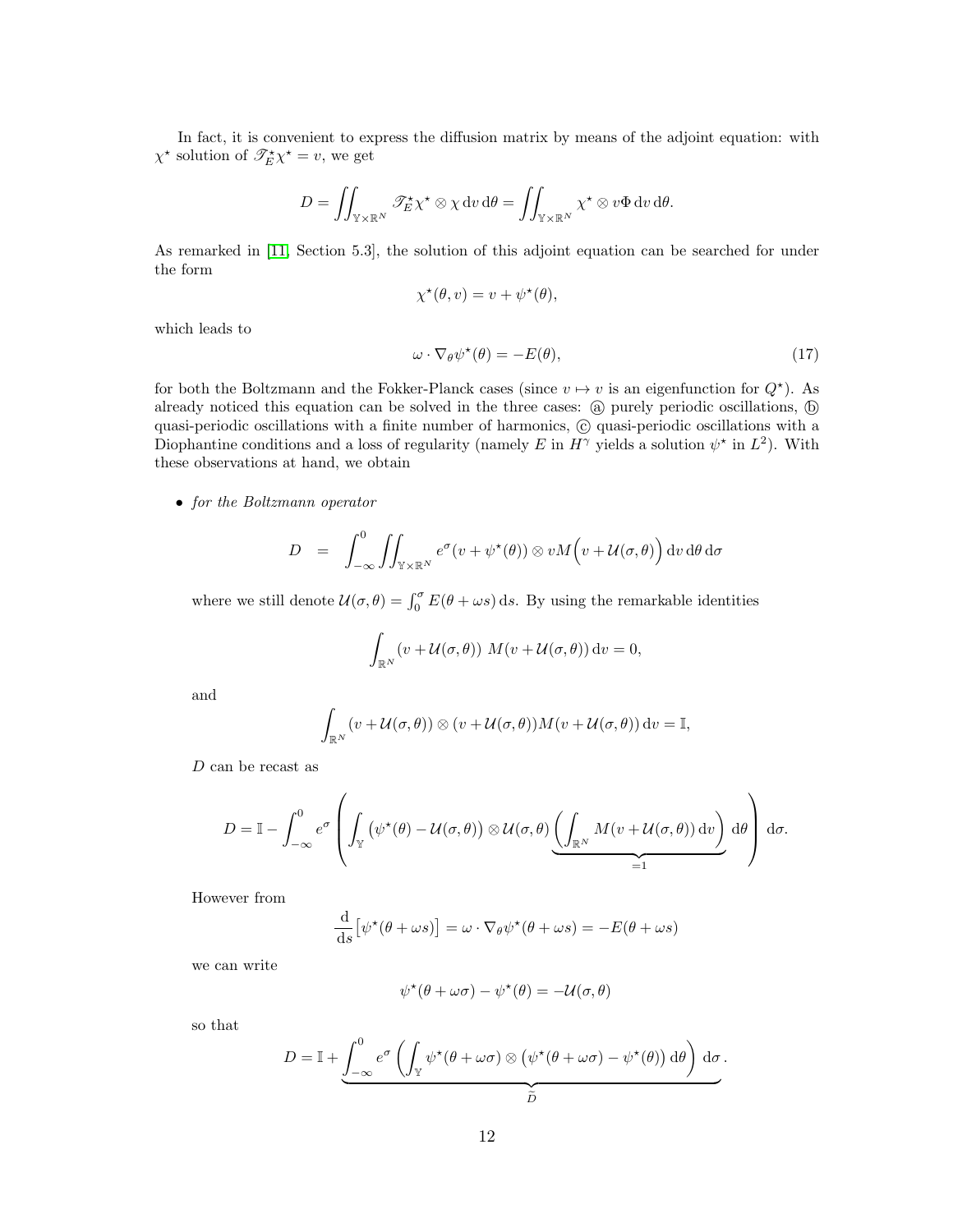In fact, it is convenient to express the diffusion matrix by means of the adjoint equation: with $\chi^\star$ solution of $\mathscr{T}_E^\star \chi^\star = v$, we get

$$
D = \iint_{\mathbb{Y}\times\mathbb{R}^N} \mathscr{T}_E^\star \chi^\star \otimes \chi \, \mathrm{d}v \, \mathrm{d}\theta = \iint_{\mathbb{Y}\times\mathbb{R}^N} \chi^\star \otimes v\Phi \, \mathrm{d}v \, \mathrm{d}\theta.
$$

As remarked in [11, Section 5.3], the solution of this adjoint equation can be searched for under the form

$$
\chi^\star(\theta, v) = v + \psi^\star(\theta),
$$

which leads to

$$
\omega \cdot \nabla_\theta \psi^\star(\theta) = -E(\theta), \tag{17}
$$

for both the Boltzmann and the Fokker-Planck cases (since $v \mapsto v$ is an eigenfunction for $Q^\star$). As already noticed this equation can be solved in the three cases: ⓐ purely periodic oscillations, ⓑ quasi-periodic oscillations with a finite number of harmonics, ⓒ quasi-periodic oscillations with a Diophantine conditions and a loss of regularity (namely $E$ in $H^\gamma$ yields a solution $\psi^\star$ in $L^2$). With these observations at hand, we obtain

- *for the Boltzmann operator*

$$
D = \int_{-\infty}^0 \iint_{\mathbb{Y}\times\mathbb{R}^N} e^\sigma (v + \psi^\star(\theta)) \otimes vM\Big(v + \mathcal{U}(\sigma,\theta)\Big) \, \mathrm{d}v \, \mathrm{d}\theta \, \mathrm{d}\sigma
$$

where we still denote $\mathcal{U}(\sigma,\theta) = \int_0^\sigma E(\theta + \omega s)\,\mathrm{d}s$. By using the remarkable identities

$$
\int_{\mathbb{R}^N} (v + \mathcal{U}(\sigma,\theta)) \ M(v + \mathcal{U}(\sigma,\theta)) \, \mathrm{d}v = 0,
$$

and

$$
\int_{\mathbb{R}^N} (v + \mathcal{U}(\sigma,\theta)) \otimes (v + \mathcal{U}(\sigma,\theta)) M(v + \mathcal{U}(\sigma,\theta)) \, \mathrm{d}v = \mathbb{I},
$$

$D$ can be recast as

$$
D = \mathbb{I} - \int_{-\infty}^0 e^\sigma \left( \int_{\mathbb{Y}} \big(\psi^\star(\theta) - \mathcal{U}(\sigma,\theta)\big) \otimes \mathcal{U}(\sigma,\theta) \underbrace{\left( \int_{\mathbb{R}^N} M(v + \mathcal{U}(\sigma,\theta)) \, \mathrm{d}v \right)}_{=1} \mathrm{d}\theta \right) \mathrm{d}\sigma.
$$

However from

$$
\frac{\mathrm{d}}{\mathrm{d}s}\big[\psi^\star(\theta + \omega s)\big] = \omega \cdot \nabla_\theta \psi^\star(\theta + \omega s) = -E(\theta + \omega s)
$$

we can write

$$
\psi^\star(\theta + \omega\sigma) - \psi^\star(\theta) = -\mathcal{U}(\sigma,\theta)
$$

so that

$$
D = \mathbb{I} + \underbrace{\int_{-\infty}^0 e^\sigma \left( \int_{\mathbb{Y}} \psi^\star(\theta + \omega\sigma) \otimes \big(\psi^\star(\theta + \omega\sigma) - \psi^\star(\theta)\big) \, \mathrm{d}\theta \right) \mathrm{d}\sigma}_{\widetilde{D}}.
$$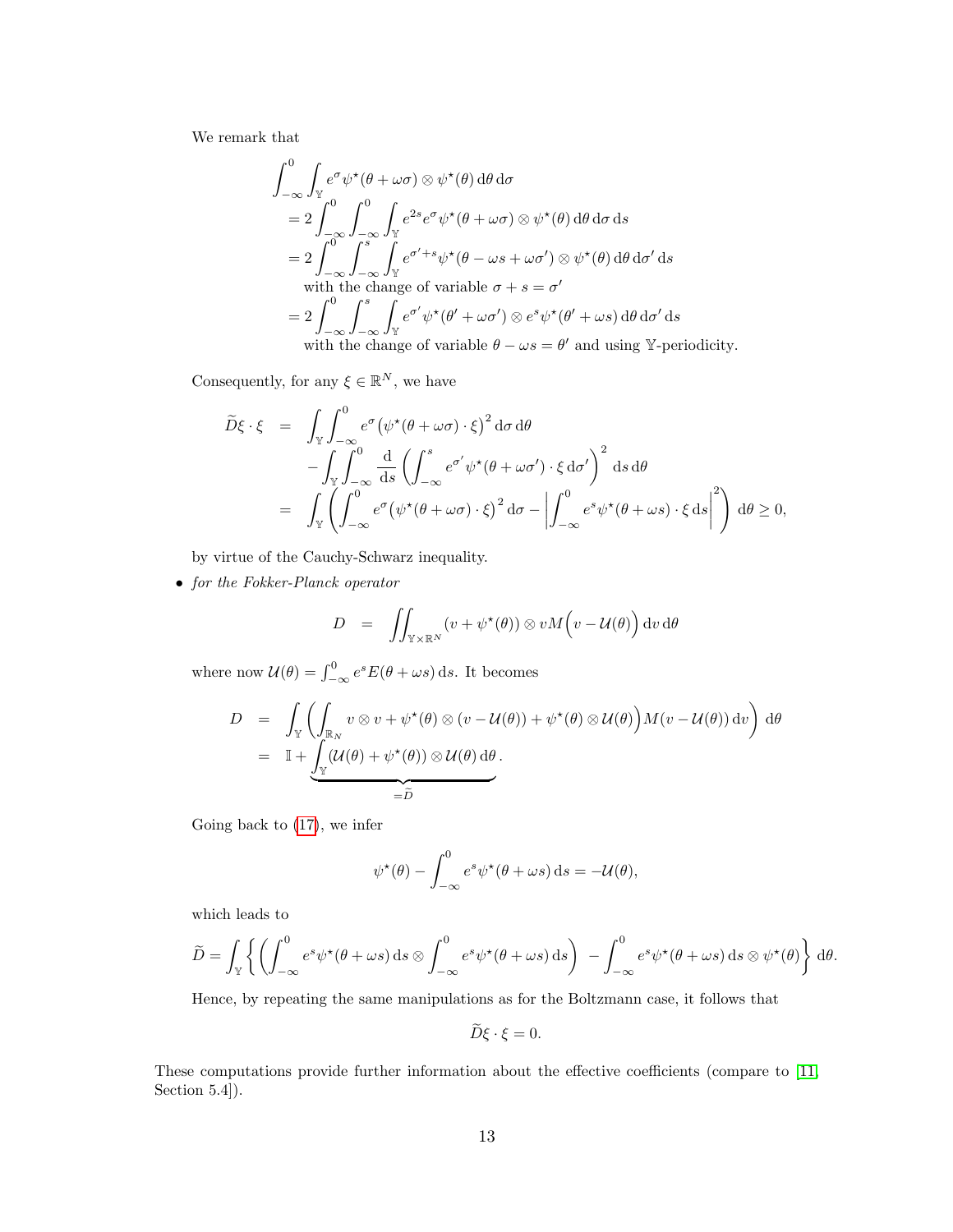We remark that

$$
\begin{aligned}
&\int_{-\infty}^{0} \int_{\mathbb{Y}} e^{\sigma} \psi^\star(\theta+\omega\sigma) \otimes \psi^\star(\theta) \,\mathrm{d}\theta \,\mathrm{d}\sigma \\
&\quad = 2 \int_{-\infty}^{0} \int_{-\infty}^{0} \int_{\mathbb{Y}} e^{2s} e^{\sigma} \psi^\star(\theta+\omega\sigma) \otimes \psi^\star(\theta) \,\mathrm{d}\theta \,\mathrm{d}\sigma \,\mathrm{d}s \\
&\quad = 2 \int_{-\infty}^{0} \int_{-\infty}^{s} \int_{\mathbb{Y}} e^{\sigma'+s} \psi^\star(\theta-\omega s+\omega\sigma') \otimes \psi^\star(\theta) \,\mathrm{d}\theta \,\mathrm{d}\sigma' \,\mathrm{d}s \\
&\qquad \text{with the change of variable } \sigma+s=\sigma' \\
&\quad = 2 \int_{-\infty}^{0} \int_{-\infty}^{s} \int_{\mathbb{Y}} e^{\sigma'} \psi^\star(\theta'+\omega\sigma') \otimes e^{s} \psi^\star(\theta'+\omega s) \,\mathrm{d}\theta \,\mathrm{d}\sigma' \,\mathrm{d}s \\
&\qquad \text{with the change of variable } \theta-\omega s=\theta' \text{ and using } \mathbb{Y}\text{-periodicity.}
\end{aligned}
$$

Consequently, for any $\xi \in \mathbb{R}^N$, we have

$$
\begin{aligned}
\widetilde{D}\xi\cdot\xi &= \int_{\mathbb{Y}} \int_{-\infty}^{0} e^{\sigma} \big(\psi^\star(\theta+\omega\sigma)\cdot\xi\big)^2 \,\mathrm{d}\sigma \,\mathrm{d}\theta \\
&\quad - \int_{\mathbb{Y}} \int_{-\infty}^{0} \frac{\mathrm{d}}{\mathrm{d}s} \left( \int_{-\infty}^{s} e^{\sigma'} \psi^\star(\theta+\omega\sigma')\cdot\xi \,\mathrm{d}\sigma' \right)^2 \mathrm{d}s \,\mathrm{d}\theta \\
&= \int_{\mathbb{Y}} \left( \int_{-\infty}^{0} e^{\sigma} \big(\psi^\star(\theta+\omega\sigma)\cdot\xi\big)^2 \,\mathrm{d}\sigma - \left| \int_{-\infty}^{0} e^{s} \psi^\star(\theta+\omega s)\cdot\xi \,\mathrm{d}s \right|^2 \right) \mathrm{d}\theta \geq 0,
\end{aligned}
$$

by virtue of the Cauchy-Schwarz inequality.

- *for the Fokker-Planck operator*

$$
D = \iint_{\mathbb{Y}\times\mathbb{R}^N} (v+\psi^\star(\theta)) \otimes v M\Big(v-\mathcal{U}(\theta)\Big) \,\mathrm{d}v \,\mathrm{d}\theta
$$

where now $\mathcal{U}(\theta) = \int_{-\infty}^{0} e^{s} E(\theta+\omega s)\,\mathrm{d}s$. It becomes

$$
\begin{aligned}
D &= \int_{\mathbb{Y}} \left( \int_{\mathbb{R}_N} v\otimes v + \psi^\star(\theta)\otimes(v-\mathcal{U}(\theta)) + \psi^\star(\theta)\otimes\mathcal{U}(\theta) \Big) M(v-\mathcal{U}(\theta))\,\mathrm{d}v \right) \mathrm{d}\theta \\
&= \mathbb{I} + \underbrace{\int_{\mathbb{Y}} (\mathcal{U}(\theta)+\psi^\star(\theta))\otimes\mathcal{U}(\theta)\,\mathrm{d}\theta}_{=\widetilde{D}}.
\end{aligned}
$$

Going back to (17), we infer

$$
\psi^\star(\theta) - \int_{-\infty}^{0} e^{s} \psi^\star(\theta+\omega s)\,\mathrm{d}s = -\mathcal{U}(\theta),
$$

which leads to

$$
\widetilde{D} = \int_{\mathbb{Y}} \left\{ \left( \int_{-\infty}^{0} e^{s} \psi^\star(\theta+\omega s)\,\mathrm{d}s \otimes \int_{-\infty}^{0} e^{s} \psi^\star(\theta+\omega s)\,\mathrm{d}s \right) - \int_{-\infty}^{0} e^{s} \psi^\star(\theta+\omega s)\,\mathrm{d}s \otimes \psi^\star(\theta) \right\} \mathrm{d}\theta.
$$

Hence, by repeating the same manipulations as for the Boltzmann case, it follows that

$$
\widetilde{D}\xi\cdot\xi = 0.
$$

These computations provide further information about the effective coefficients (compare to [11, Section 5.4]).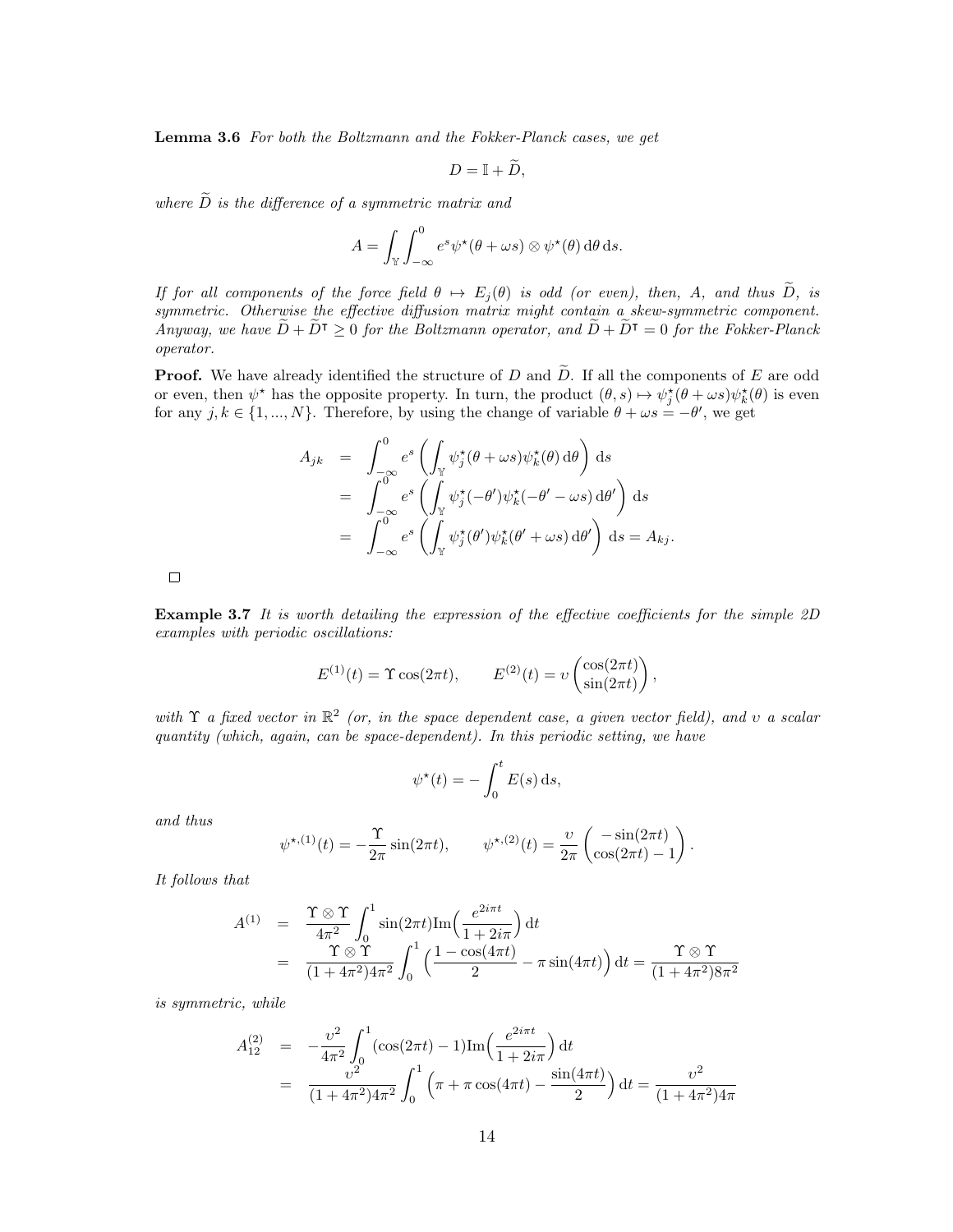**Lemma 3.6** *For both the Boltzmann and the Fokker-Planck cases, we get*

$$D = \mathbb{I} + \widetilde{D},$$

*where* $\widetilde{D}$ *is the difference of a symmetric matrix and*

$$A = \int_{\mathbb{Y}} \int_{-\infty}^{0} e^s \psi^\star(\theta + \omega s) \otimes \psi^\star(\theta)\,\mathrm{d}\theta\,\mathrm{d}s.$$

*If for all components of the force field* $\theta \mapsto E_j(\theta)$ *is odd (or even), then,* $A$*, and thus* $\widetilde{D}$*, is symmetric. Otherwise the effective diffusion matrix might contain a skew-symmetric component. Anyway, we have* $\widetilde{D} + \widetilde{D}^\intercal \geq 0$ *for the Boltzmann operator, and* $\widetilde{D} + \widetilde{D}^\intercal = 0$ *for the Fokker-Planck operator.*

**Proof.** We have already identified the structure of $D$ and $\widetilde{D}$. If all the components of $E$ are odd or even, then $\psi^\star$ has the opposite property. In turn, the product $(\theta, s) \mapsto \psi_j^\star(\theta + \omega s)\psi_k^\star(\theta)$ is even for any $j, k \in \{1, ..., N\}$. Therefore, by using the change of variable $\theta + \omega s = -\theta'$, we get

$$\begin{aligned}
A_{jk} &= \int_{-\infty}^{0} e^s \left( \int_{\mathbb{Y}} \psi_j^\star(\theta + \omega s)\psi_k^\star(\theta)\,\mathrm{d}\theta \right) \mathrm{d}s \\
&= \int_{-\infty}^{0} e^s \left( \int_{\mathbb{Y}} \psi_j^\star(-\theta')\psi_k^\star(-\theta' - \omega s)\,\mathrm{d}\theta' \right) \mathrm{d}s \\
&= \int_{-\infty}^{0} e^s \left( \int_{\mathbb{Y}} \psi_j^\star(\theta')\psi_k^\star(\theta' + \omega s)\,\mathrm{d}\theta' \right) \mathrm{d}s = A_{kj}.
\end{aligned}$$

□

**Example 3.7** *It is worth detailing the expression of the effective coefficients for the simple 2D examples with periodic oscillations:*

$$E^{(1)}(t) = \Upsilon \cos(2\pi t), \qquad E^{(2)}(t) = \upsilon \begin{pmatrix} \cos(2\pi t) \\ \sin(2\pi t) \end{pmatrix},$$

*with* $\Upsilon$ *a fixed vector in* $\mathbb{R}^2$ *(or, in the space dependent case, a given vector field), and* $\upsilon$ *a scalar quantity (which, again, can be space-dependent). In this periodic setting, we have*

$$\psi^\star(t) = -\int_0^t E(s)\,\mathrm{d}s,$$

*and thus*

$$\psi^{\star,(1)}(t) = -\frac{\Upsilon}{2\pi}\sin(2\pi t), \qquad \psi^{\star,(2)}(t) = \frac{\upsilon}{2\pi}\begin{pmatrix} -\sin(2\pi t) \\ \cos(2\pi t) - 1 \end{pmatrix}.$$

*It follows that*

$$\begin{aligned}
A^{(1)} &= \frac{\Upsilon \otimes \Upsilon}{4\pi^2} \int_0^1 \sin(2\pi t)\mathrm{Im}\Big(\frac{e^{2i\pi t}}{1 + 2i\pi}\Big)\,\mathrm{d}t \\
&= \frac{\Upsilon \otimes \Upsilon}{(1 + 4\pi^2)4\pi^2} \int_0^1 \Big(\frac{1 - \cos(4\pi t)}{2} - \pi \sin(4\pi t)\Big)\,\mathrm{d}t = \frac{\Upsilon \otimes \Upsilon}{(1 + 4\pi^2)8\pi^2}
\end{aligned}$$

*is symmetric, while*

$$\begin{aligned}
A_{12}^{(2)} &= -\frac{\upsilon^2}{4\pi^2} \int_0^1 (\cos(2\pi t) - 1)\mathrm{Im}\Big(\frac{e^{2i\pi t}}{1 + 2i\pi}\Big)\,\mathrm{d}t \\
&= \frac{\upsilon^2}{(1 + 4\pi^2)4\pi^2} \int_0^1 \Big(\pi + \pi\cos(4\pi t) - \frac{\sin(4\pi t)}{2}\Big)\,\mathrm{d}t = \frac{\upsilon^2}{(1 + 4\pi^2)4\pi}
\end{aligned}$$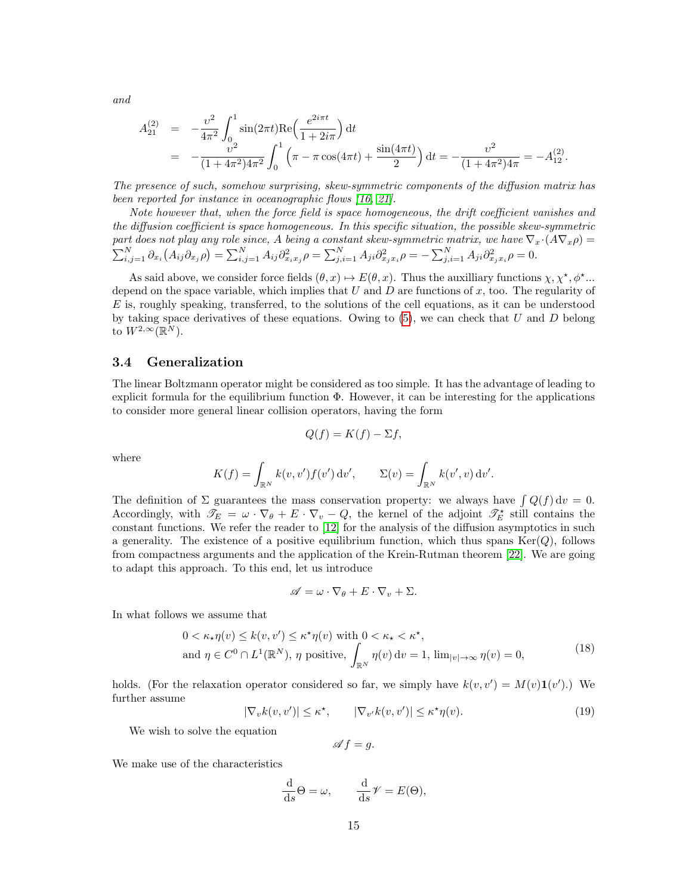and

$$
\begin{aligned}
A_{21}^{(2)} &= -\frac{\upsilon^2}{4\pi^2}\int_0^1 \sin(2\pi t)\mathrm{Re}\Big(\frac{e^{2i\pi t}}{1+2i\pi}\Big)\,\mathrm{d}t \\
&= -\frac{\upsilon^2}{(1+4\pi^2)4\pi^2}\int_0^1 \Big(\pi - \pi\cos(4\pi t) + \frac{\sin(4\pi t)}{2}\Big)\,\mathrm{d}t = -\frac{\upsilon^2}{(1+4\pi^2)4\pi} = -A_{12}^{(2)}.
\end{aligned}
$$

*The presence of such, somehow surprising, skew-symmetric components of the diffusion matrix has been reported for instance in oceanographic flows [16, 21].*

*Note however that, when the force field is space homogeneous, the drift coefficient vanishes and the diffusion coefficient is space homogeneous. In this specific situation, the possible skew-symmetric part does not play any role since, A being a constant skew-symmetric matrix, we have* $\nabla_x\cdot(A\nabla_x\rho) = \sum_{i,j=1}^N \partial_{x_i}\big(A_{ij}\partial_{x_j}\rho\big) = \sum_{i,j=1}^N A_{ij}\partial^2_{x_ix_j}\rho = \sum_{j,i=1}^N A_{ji}\partial^2_{x_jx_i}\rho = -\sum_{j,i=1}^N A_{ji}\partial^2_{x_jx_i}\rho = 0.$

As said above, we consider force fields $(\theta,x)\mapsto E(\theta,x)$. Thus the auxilliary functions $\chi,\chi^\star,\phi^\star$... depend on the space variable, which implies that $U$ and $D$ are functions of $x$, too. The regularity of $E$ is, roughly speaking, transferred, to the solutions of the cell equations, as it can be understood by taking space derivatives of these equations. Owing to (5), we can check that $U$ and $D$ belong to $W^{2,\infty}(\mathbb{R}^N)$.

### 3.4 Generalization

The linear Boltzmann operator might be considered as too simple. It has the advantage of leading to explicit formula for the equilibrium function $\Phi$. However, it can be interesting for the applications to consider more general linear collision operators, having the form

$$
Q(f) = K(f) - \Sigma f,
$$

where

$$
K(f) = \int_{\mathbb{R}^N} k(v,v')f(v')\,\mathrm{d}v', \qquad \Sigma(v) = \int_{\mathbb{R}^N} k(v',v)\,\mathrm{d}v'.
$$

The definition of $\Sigma$ guarantees the mass conservation property: we always have $\int Q(f)\,\mathrm{d}v = 0$. Accordingly, with $\mathscr{T}_E = \omega\cdot\nabla_\theta + E\cdot\nabla_v - Q$, the kernel of the adjoint $\mathscr{T}_E^\star$ still contains the constant functions. We refer the reader to [12] for the analysis of the diffusion asymptotics in such a generality. The existence of a positive equilibrium function, which thus spans $\mathrm{Ker}(Q)$, follows from compactness arguments and the application of the Krein-Rutman theorem [22]. We are going to adapt this approach. To this end, let us introduce

$$
\mathscr{A} = \omega\cdot\nabla_\theta + E\cdot\nabla_v + \Sigma.
$$

In what follows we assume that

$$
\begin{aligned}
&0 < \kappa_\star\eta(v) \le k(v,v') \le \kappa^\star\eta(v) \text{ with } 0<\kappa_\star<\kappa^\star, \\
&\text{and } \eta\in C^0\cap L^1(\mathbb{R}^N),\ \eta \text{ positive}, \int_{\mathbb{R}^N}\eta(v)\,\mathrm{d}v = 1,\ \lim_{|v|\to\infty}\eta(v)=0,
\end{aligned} \tag{18}
$$

holds. (For the relaxation operator considered so far, we simply have $k(v,v') = M(v)\mathbf{1}(v')$.) We further assume

$$
|\nabla_v k(v,v')| \le \kappa^\star, \qquad |\nabla_{v'}k(v,v')| \le \kappa^\star\eta(v). \tag{19}
$$

We wish to solve the equation

$$
\mathscr{A}f = g.
$$

We make use of the characteristics

$$
\frac{\mathrm{d}}{\mathrm{d}s}\Theta = \omega, \qquad \frac{\mathrm{d}}{\mathrm{d}s}\mathscr{V} = E(\Theta),
$$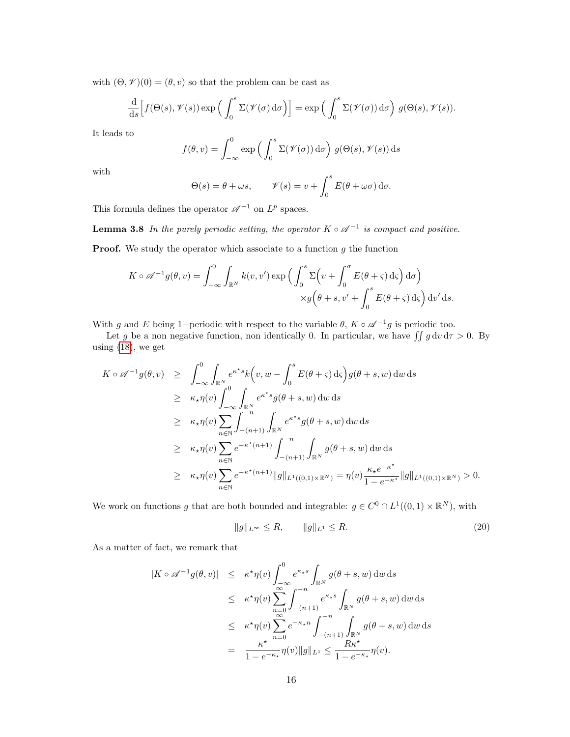with $(\Theta, \mathscr{V})(0) = (\theta, v)$ so that the problem can be cast as

$$\frac{\mathrm{d}}{\mathrm{d}s}\Big[f(\Theta(s), \mathscr{V}(s)) \exp\Big(\int_0^s \Sigma(\mathscr{V}(\sigma)\,\mathrm{d}\sigma\Big)\Big] = \exp\Big(\int_0^s \Sigma(\mathscr{V}(\sigma))\,\mathrm{d}\sigma\Big)\ g(\Theta(s), \mathscr{V}(s)).$$

It leads to

$$f(\theta, v) = \int_{-\infty}^0 \exp\Big(\int_0^s \Sigma(\mathscr{V}(\sigma))\,\mathrm{d}\sigma\Big)\ g(\Theta(s), \mathscr{V}(s))\,\mathrm{d}s$$

with

$$\Theta(s) = \theta + \omega s, \qquad \mathscr{V}(s) = v + \int_0^s E(\theta + \omega\sigma)\,\mathrm{d}\sigma.$$

This formula defines the operator $\mathscr{A}^{-1}$ on $L^p$ spaces.

**Lemma 3.8** *In the purely periodic setting, the operator $K \circ \mathscr{A}^{-1}$ is compact and positive.*

**Proof.** We study the operator which associate to a function $g$ the function

$$K \circ \mathscr{A}^{-1} g(\theta, v) = \int_{-\infty}^0 \int_{\mathbb{R}^N} k(v, v') \exp\Big(\int_0^s \Sigma\Big(v + \int_0^\sigma E(\theta + \varsigma)\,\mathrm{d}\varsigma\Big)\,\mathrm{d}\sigma\Big) \\ \times g\Big(\theta + s, v' + \int_0^s E(\theta + \varsigma)\,\mathrm{d}\varsigma\Big)\,\mathrm{d}v'\,\mathrm{d}s.$$

With $g$ and $E$ being 1−periodic with respect to the variable $\theta$, $K \circ \mathscr{A}^{-1} g$ is periodic too.

Let $g$ be a non negative function, non identically 0. In particular, we have $\iint g\,\mathrm{d}v\,\mathrm{d}\tau > 0$. By using (18), we get

$$\begin{aligned}
K \circ \mathscr{A}^{-1} g(\theta, v) &\geq \int_{-\infty}^0 \int_{\mathbb{R}^N} e^{\kappa^\star s} k\Big(v, w - \int_0^s E(\theta + \varsigma)\,\mathrm{d}\varsigma\Big) g(\theta + s, w)\,\mathrm{d}w\,\mathrm{d}s \\
&\geq \kappa_\star \eta(v) \int_{-\infty}^0 \int_{\mathbb{R}^N} e^{\kappa^\star s} g(\theta + s, w)\,\mathrm{d}w\,\mathrm{d}s \\
&\geq \kappa_\star \eta(v) \sum_{n \in \mathbb{N}} \int_{-(n+1)}^{-n} \int_{\mathbb{R}^N} e^{\kappa^\star s} g(\theta + s, w)\,\mathrm{d}w\,\mathrm{d}s \\
&\geq \kappa_\star \eta(v) \sum_{n \in \mathbb{N}} e^{-\kappa^\star (n+1)} \int_{-(n+1)}^{-n} \int_{\mathbb{R}^N} g(\theta + s, w)\,\mathrm{d}w\,\mathrm{d}s \\
&\geq \kappa_\star \eta(v) \sum_{n \in \mathbb{N}} e^{-\kappa^\star (n+1)} \|g\|_{L^1((0,1)\times\mathbb{R}^N)} = \eta(v) \frac{\kappa_\star e^{-\kappa^\star}}{1 - e^{-\kappa^\star}} \|g\|_{L^1((0,1)\times\mathbb{R}^N)} > 0.
\end{aligned}$$

We work on functions $g$ that are both bounded and integrable: $g \in C^0 \cap L^1((0,1)\times\mathbb{R}^N)$, with

$$\|g\|_{L^\infty} \leq R, \qquad \|g\|_{L^1} \leq R. \tag{20}$$

As a matter of fact, we remark that

$$\begin{aligned}
|K \circ \mathscr{A}^{-1} g(\theta, v)| &\leq \kappa^\star \eta(v) \int_{-\infty}^0 e^{\kappa_\star s} \int_{\mathbb{R}^N} g(\theta + s, w)\,\mathrm{d}w\,\mathrm{d}s \\
&\leq \kappa^\star \eta(v) \sum_{n=0}^\infty \int_{-(n+1)}^{-n} e^{\kappa_\star s} \int_{\mathbb{R}^N} g(\theta + s, w)\,\mathrm{d}w\,\mathrm{d}s \\
&\leq \kappa^\star \eta(v) \sum_{n=0}^\infty e^{-\kappa_\star n} \int_{-(n+1)}^{-n} \int_{\mathbb{R}^N} g(\theta + s, w)\,\mathrm{d}w\,\mathrm{d}s \\
&= \frac{\kappa^\star}{1 - e^{-\kappa_\star}} \eta(v) \|g\|_{L^1} \leq \frac{R\kappa^\star}{1 - e^{-\kappa_\star}} \eta(v).
\end{aligned}$$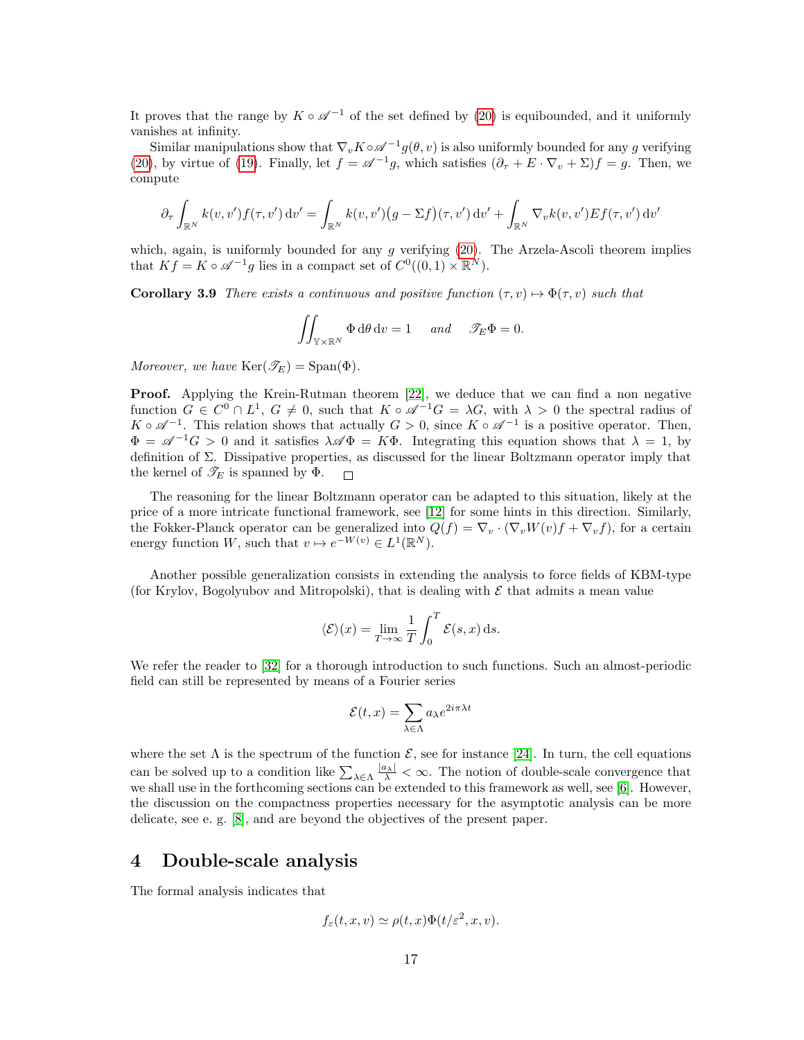It proves that the range by $K \circ \mathscr{A}^{-1}$ of the set defined by (20) is equibounded, and it uniformly vanishes at infinity.

Similar manipulations show that $\nabla_v K \circ \mathscr{A}^{-1} g(\theta, v)$ is also uniformly bounded for any $g$ verifying (20), by virtue of (19). Finally, let $f = \mathscr{A}^{-1} g$, which satisfies $(\partial_\tau + E \cdot \nabla_v + \Sigma) f = g$. Then, we compute

$$\partial_\tau \int_{\mathbb{R}^N} k(v, v') f(\tau, v') \, \mathrm{d}v' = \int_{\mathbb{R}^N} k(v, v') \big(g - \Sigma f\big)(\tau, v') \, \mathrm{d}v' + \int_{\mathbb{R}^N} \nabla_v k(v, v') E f(\tau, v') \, \mathrm{d}v'$$

which, again, is uniformly bounded for any $g$ verifying (20). The Arzela-Ascoli theorem implies that $Kf = K \circ \mathscr{A}^{-1} g$ lies in a compact set of $C^0((0,1) \times \mathbb{R}^N)$.

**Corollary 3.9** *There exists a continuous and positive function $(\tau, v) \mapsto \Phi(\tau, v)$ such that*

$$\iint_{\mathbb{Y} \times \mathbb{R}^N} \Phi \, \mathrm{d}\theta \, \mathrm{d}v = 1 \quad \text{ and } \quad \mathscr{T}_E \Phi = 0.$$

*Moreover, we have* $\mathrm{Ker}(\mathscr{T}_E) = \mathrm{Span}(\Phi)$.

**Proof.** Applying the Krein-Rutman theorem [22], we deduce that we can find a non negative function $G \in C^0 \cap L^1$, $G \neq 0$, such that $K \circ \mathscr{A}^{-1} G = \lambda G$, with $\lambda > 0$ the spectral radius of $K \circ \mathscr{A}^{-1}$. This relation shows that actually $G > 0$, since $K \circ \mathscr{A}^{-1}$ is a positive operator. Then, $\Phi = \mathscr{A}^{-1} G > 0$ and it satisfies $\lambda \mathscr{A} \Phi = K \Phi$. Integrating this equation shows that $\lambda = 1$, by definition of $\Sigma$. Dissipative properties, as discussed for the linear Boltzmann operator imply that the kernel of $\mathscr{T}_E$ is spanned by $\Phi$. □

The reasoning for the linear Boltzmann operator can be adapted to this situation, likely at the price of a more intricate functional framework, see [12] for some hints in this direction. Similarly, the Fokker-Planck operator can be generalized into $Q(f) = \nabla_v \cdot (\nabla_v W(v) f + \nabla_v f)$, for a certain energy function $W$, such that $v \mapsto e^{-W(v)} \in L^1(\mathbb{R}^N)$.

Another possible generalization consists in extending the analysis to force fields of KBM-type (for Krylov, Bogolyubov and Mitropolski), that is dealing with $\mathcal{E}$ that admits a mean value

$$\langle \mathcal{E} \rangle(x) = \lim_{T \to \infty} \frac{1}{T} \int_0^T \mathcal{E}(s, x) \, \mathrm{d}s.$$

We refer the reader to [32] for a thorough introduction to such functions. Such an almost-periodic field can still be represented by means of a Fourier series

$$\mathcal{E}(t, x) = \sum_{\lambda \in \Lambda} a_\lambda e^{2i\pi\lambda t}$$

where the set $\Lambda$ is the spectrum of the function $\mathcal{E}$, see for instance [24]. In turn, the cell equations can be solved up to a condition like $\sum_{\lambda \in \Lambda} \frac{|a_\lambda|}{\lambda} < \infty$. The notion of double-scale convergence that we shall use in the forthcoming sections can be extended to this framework as well, see [6]. However, the discussion on the compactness properties necessary for the asymptotic analysis can be more delicate, see e. g. [8], and are beyond the objectives of the present paper.

# 4 Double-scale analysis

The formal analysis indicates that

$$f_\varepsilon(t, x, v) \simeq \rho(t, x) \Phi(t/\varepsilon^2, x, v).$$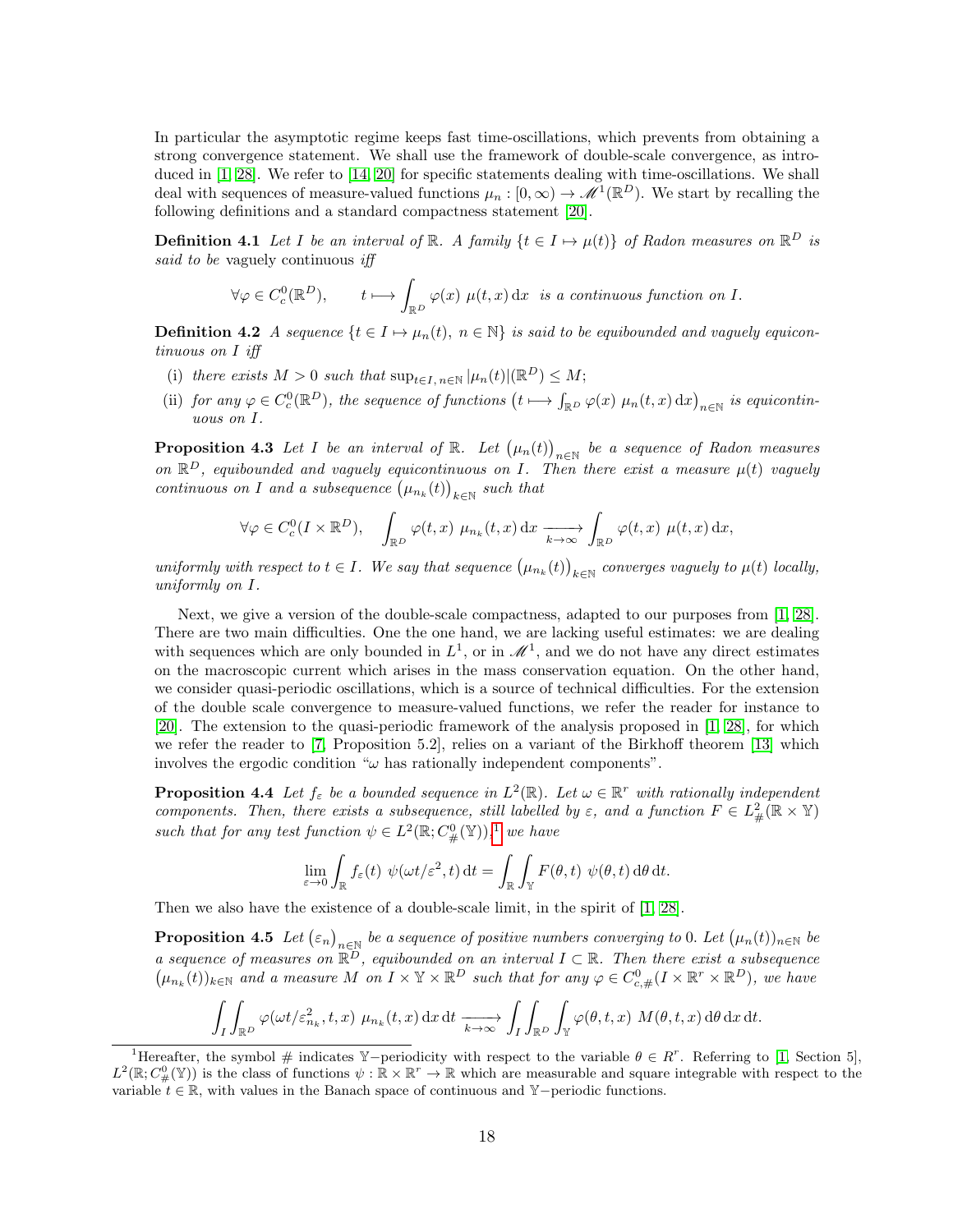In particular the asymptotic regime keeps fast time-oscillations, which prevents from obtaining a strong convergence statement. We shall use the framework of double-scale convergence, as introduced in [1, 28]. We refer to [14, 20] for specific statements dealing with time-oscillations. We shall deal with sequences of measure-valued functions $\mu_n : [0, \infty) \to \mathscr{M}^1(\mathbb{R}^D)$. We start by recalling the following definitions and a standard compactness statement [20].

**Definition 4.1** *Let $I$ be an interval of $\mathbb{R}$. A family $\{t \in I \mapsto \mu(t)\}$ of Radon measures on $\mathbb{R}^D$ is said to be* vaguely continuous *iff*

$$\forall \varphi \in C_c^0(\mathbb{R}^D), \qquad t \longmapsto \int_{\mathbb{R}^D} \varphi(x)\ \mu(t,x)\,\mathrm{d}x \ \text{ is a continuous function on } I.$$

**Definition 4.2** *A sequence $\{t \in I \mapsto \mu_n(t),\ n \in \mathbb{N}\}$ is said to be equibounded and vaguely equicontinuous on $I$ iff*

- (i) *there exists $M > 0$ such that $\sup_{t\in I,\, n\in\mathbb{N}} |\mu_n(t)|(\mathbb{R}^D) \le M$;*
- (ii) *for any $\varphi \in C_c^0(\mathbb{R}^D)$, the sequence of functions $\big(t \longmapsto \int_{\mathbb{R}^D} \varphi(x)\ \mu_n(t,x)\,\mathrm{d}x\big)_{n\in\mathbb{N}}$ is equicontinuous on $I$.*

**Proposition 4.3** *Let $I$ be an interval of $\mathbb{R}$. Let $\big(\mu_n(t)\big)_{n\in\mathbb{N}}$ be a sequence of Radon measures on $\mathbb{R}^D$, equibounded and vaguely equicontinuous on $I$. Then there exist a measure $\mu(t)$ vaguely continuous on $I$ and a subsequence $\big(\mu_{n_k}(t)\big)_{k\in\mathbb{N}}$ such that*

$$\forall \varphi \in C_c^0(I \times \mathbb{R}^D), \quad \int_{\mathbb{R}^D} \varphi(t,x)\ \mu_{n_k}(t,x)\,\mathrm{d}x \xrightarrow[k\to\infty]{} \int_{\mathbb{R}^D} \varphi(t,x)\ \mu(t,x)\,\mathrm{d}x,$$

*uniformly with respect to $t \in I$. We say that sequence $\big(\mu_{n_k}(t)\big)_{k\in\mathbb{N}}$ converges vaguely to $\mu(t)$ locally, uniformly on $I$.*

Next, we give a version of the double-scale compactness, adapted to our purposes from [1, 28]. There are two main difficulties. One the one hand, we are lacking useful estimates: we are dealing with sequences which are only bounded in $L^1$, or in $\mathscr{M}^1$, and we do not have any direct estimates on the macroscopic current which arises in the mass conservation equation. On the other hand, we consider quasi-periodic oscillations, which is a source of technical difficulties. For the extension of the double scale convergence to measure-valued functions, we refer the reader for instance to [20]. The extension to the quasi-periodic framework of the analysis proposed in [1, 28], for which we refer the reader to [7, Proposition 5.2], relies on a variant of the Birkhoff theorem [13] which involves the ergodic condition "$\omega$ has rationally independent components".

**Proposition 4.4** *Let $f_\varepsilon$ be a bounded sequence in $L^2(\mathbb{R})$. Let $\omega \in \mathbb{R}^r$ with rationally independent components. Then, there exists a subsequence, still labelled by $\varepsilon$, and a function $F \in L^2_\#(\mathbb{R} \times \mathbb{Y})$ such that for any test function $\psi \in L^2(\mathbb{R}; C^0_\#(\mathbb{Y}))$,[1] we have*

$$\lim_{\varepsilon\to 0} \int_{\mathbb{R}} f_\varepsilon(t)\ \psi(\omega t/\varepsilon^2, t)\,\mathrm{d}t = \int_{\mathbb{R}} \int_{\mathbb{Y}} F(\theta,t)\ \psi(\theta,t)\,\mathrm{d}\theta\,\mathrm{d}t.$$

Then we also have the existence of a double-scale limit, in the spirit of [1, 28].

**Proposition 4.5** *Let $\big(\varepsilon_n\big)_{n\in\mathbb{N}}$ be a sequence of positive numbers converging to 0. Let $\big(\mu_n(t)\big)_{n\in\mathbb{N}}$ be a sequence of measures on $\mathbb{R}^D$, equibounded on an interval $I \subset \mathbb{R}$. Then there exist a subsequence $\big(\mu_{n_k}(t)\big)_{k\in\mathbb{N}}$ and a measure $M$ on $I \times \mathbb{Y} \times \mathbb{R}^D$ such that for any $\varphi \in C^0_{c,\#}(I \times \mathbb{R}^r \times \mathbb{R}^D)$, we have*

$$\int_I \int_{\mathbb{R}^D} \varphi(\omega t/\varepsilon_{n_k}^2, t, x)\ \mu_{n_k}(t,x)\,\mathrm{d}x\,\mathrm{d}t \xrightarrow[k\to\infty]{} \int_I \int_{\mathbb{R}^D} \int_{\mathbb{Y}} \varphi(\theta,t,x)\ M(\theta,t,x)\,\mathrm{d}\theta\,\mathrm{d}x\,\mathrm{d}t.$$

---

[1] Hereafter, the symbol $\#$ indicates $\mathbb{Y}-$periodicity with respect to the variable $\theta \in R^r$. Referring to [1, Section 5], $L^2(\mathbb{R}; C^0_\#(\mathbb{Y}))$ is the class of functions $\psi : \mathbb{R} \times \mathbb{R}^r \to \mathbb{R}$ which are measurable and square integrable with respect to the variable $t \in \mathbb{R}$, with values in the Banach space of continuous and $\mathbb{Y}-$periodic functions.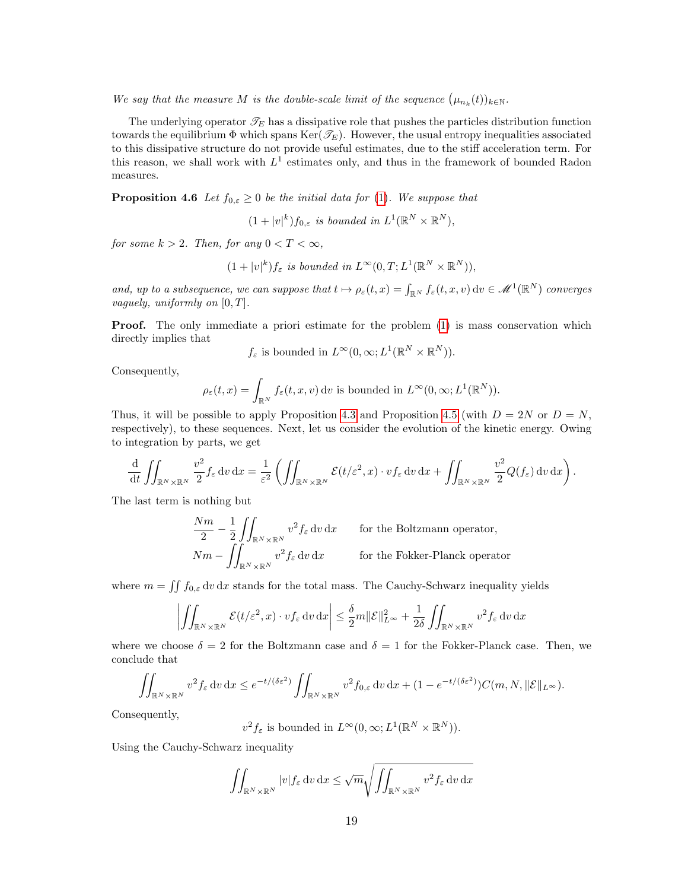*We say that the measure $M$ is the double-scale limit of the sequence $(\mu_{n_k}(t))_{k\in\mathbb{N}}$.*

The underlying operator $\mathscr{T}_E$ has a dissipative role that pushes the particles distribution function towards the equilibrium $\Phi$ which spans $\mathrm{Ker}(\mathscr{T}_E)$. However, the usual entropy inequalities associated to this dissipative structure do not provide useful estimates, due to the stiff acceleration term. For this reason, we shall work with $L^1$ estimates only, and thus in the framework of bounded Radon measures.

**Proposition 4.6** *Let $f_{0,\varepsilon} \geq 0$ be the initial data for (1). We suppose that*

$$(1+|v|^k)f_{0,\varepsilon} \text{ is bounded in } L^1(\mathbb{R}^N \times \mathbb{R}^N),$$

*for some $k > 2$. Then, for any $0 < T < \infty$,*

$$(1+|v|^k)f_\varepsilon \text{ is bounded in } L^\infty(0,T;L^1(\mathbb{R}^N \times \mathbb{R}^N)),$$

*and, up to a subsequence, we can suppose that $t \mapsto \rho_\varepsilon(t,x) = \int_{\mathbb{R}^N} f_\varepsilon(t,x,v)\,\mathrm{d}v \in \mathscr{M}^1(\mathbb{R}^N)$ converges vaguely, uniformly on $[0,T]$.*

**Proof.** The only immediate a priori estimate for the problem (1) is mass conservation which directly implies that

$$f_\varepsilon \text{ is bounded in } L^\infty(0,\infty;L^1(\mathbb{R}^N \times \mathbb{R}^N)).$$

Consequently,

$$\rho_\varepsilon(t,x) = \int_{\mathbb{R}^N} f_\varepsilon(t,x,v)\,\mathrm{d}v \text{ is bounded in } L^\infty(0,\infty;L^1(\mathbb{R}^N)).$$

Thus, it will be possible to apply Proposition 4.3 and Proposition 4.5 (with $D = 2N$ or $D = N$, respectively), to these sequences. Next, let us consider the evolution of the kinetic energy. Owing to integration by parts, we get

$$\frac{\mathrm{d}}{\mathrm{d}t}\iint_{\mathbb{R}^N\times\mathbb{R}^N} \frac{v^2}{2} f_\varepsilon\,\mathrm{d}v\,\mathrm{d}x = \frac{1}{\varepsilon^2}\left(\iint_{\mathbb{R}^N\times\mathbb{R}^N} \mathcal{E}(t/\varepsilon^2,x)\cdot v f_\varepsilon\,\mathrm{d}v\,\mathrm{d}x + \iint_{\mathbb{R}^N\times\mathbb{R}^N} \frac{v^2}{2} Q(f_\varepsilon)\,\mathrm{d}v\,\mathrm{d}x\right).$$

The last term is nothing but

$$\begin{array}{ll} \dfrac{Nm}{2} - \dfrac{1}{2}\displaystyle\iint_{\mathbb{R}^N\times\mathbb{R}^N} v^2 f_\varepsilon\,\mathrm{d}v\,\mathrm{d}x & \text{for the Boltzmann operator,} \\ Nm - \displaystyle\iint_{\mathbb{R}^N\times\mathbb{R}^N} v^2 f_\varepsilon\,\mathrm{d}v\,\mathrm{d}x & \text{for the Fokker-Planck operator} \end{array}$$

where $m = \iint f_{0,\varepsilon}\,\mathrm{d}v\,\mathrm{d}x$ stands for the total mass. The Cauchy-Schwarz inequality yields

$$\left|\iint_{\mathbb{R}^N\times\mathbb{R}^N} \mathcal{E}(t/\varepsilon^2,x)\cdot v f_\varepsilon\,\mathrm{d}v\,\mathrm{d}x\right| \leq \frac{\delta}{2} m \|\mathcal{E}\|_{L^\infty}^2 + \frac{1}{2\delta}\iint_{\mathbb{R}^N\times\mathbb{R}^N} v^2 f_\varepsilon\,\mathrm{d}v\,\mathrm{d}x$$

where we choose $\delta = 2$ for the Boltzmann case and $\delta = 1$ for the Fokker-Planck case. Then, we conclude that

$$\iint_{\mathbb{R}^N\times\mathbb{R}^N} v^2 f_\varepsilon\,\mathrm{d}v\,\mathrm{d}x \leq e^{-t/(\delta\varepsilon^2)}\iint_{\mathbb{R}^N\times\mathbb{R}^N} v^2 f_{0,\varepsilon}\,\mathrm{d}v\,\mathrm{d}x + (1-e^{-t/(\delta\varepsilon^2)})C(m,N,\|\mathcal{E}\|_{L^\infty}).$$

Consequently,

$$v^2 f_\varepsilon \text{ is bounded in } L^\infty(0,\infty;L^1(\mathbb{R}^N \times \mathbb{R}^N)).$$

Using the Cauchy-Schwarz inequality

$$\iint_{\mathbb{R}^N\times\mathbb{R}^N} |v| f_\varepsilon\,\mathrm{d}v\,\mathrm{d}x \leq \sqrt{m}\sqrt{\iint_{\mathbb{R}^N\times\mathbb{R}^N} v^2 f_\varepsilon\,\mathrm{d}v\,\mathrm{d}x}$$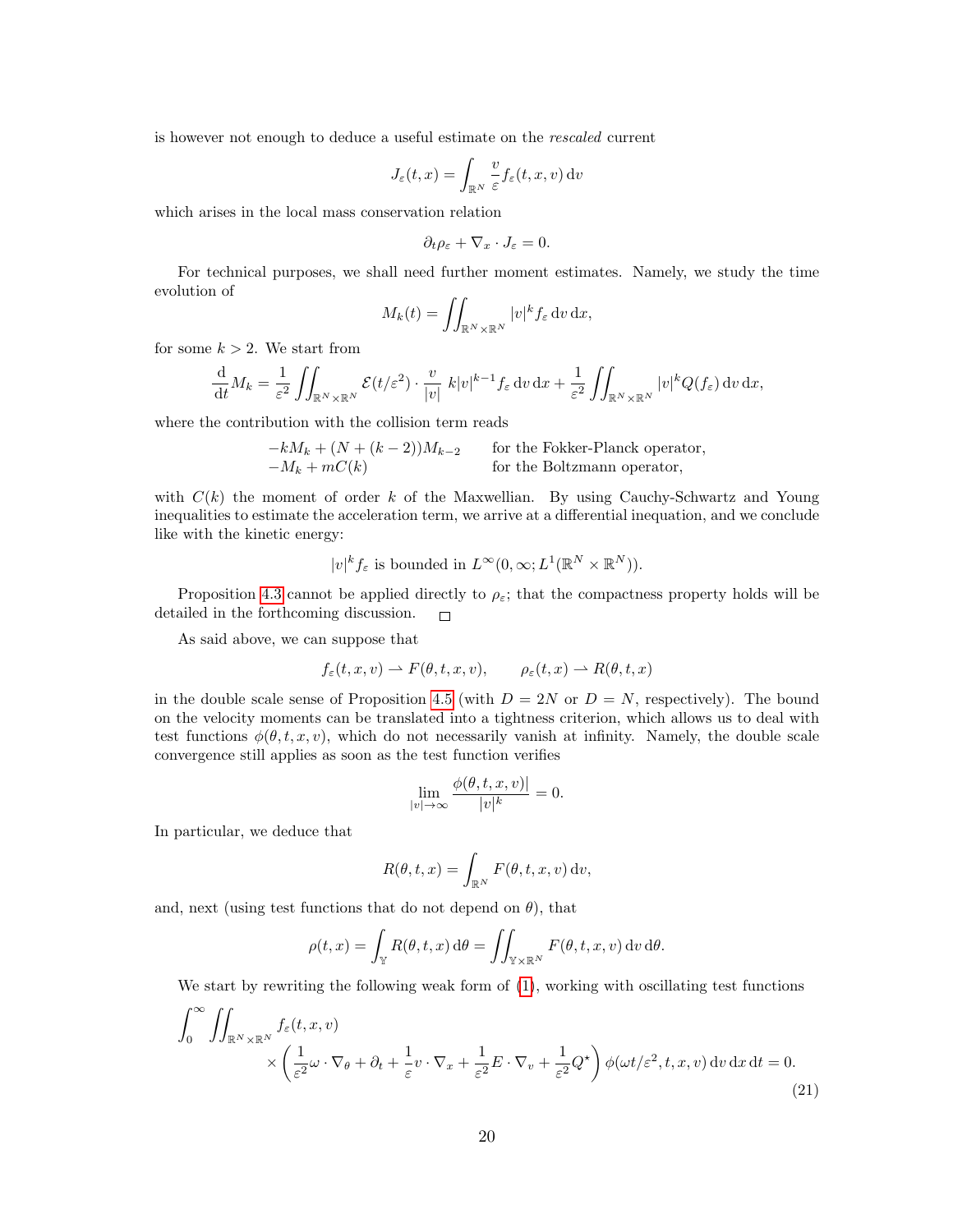is however not enough to deduce a useful estimate on the *rescaled* current

$$J_\varepsilon(t,x) = \int_{\mathbb{R}^N} \frac{v}{\varepsilon} f_\varepsilon(t,x,v)\,\mathrm{d}v$$

which arises in the local mass conservation relation

$$\partial_t \rho_\varepsilon + \nabla_x \cdot J_\varepsilon = 0.$$

For technical purposes, we shall need further moment estimates. Namely, we study the time evolution of

$$M_k(t) = \iint_{\mathbb{R}^N\times\mathbb{R}^N} |v|^k f_\varepsilon \,\mathrm{d}v\,\mathrm{d}x,$$

for some $k > 2$. We start from

$$\frac{\mathrm{d}}{\mathrm{d}t} M_k = \frac{1}{\varepsilon^2} \iint_{\mathbb{R}^N\times\mathbb{R}^N} \mathcal{E}(t/\varepsilon^2)\cdot \frac{v}{|v|}\; k|v|^{k-1} f_\varepsilon \,\mathrm{d}v\,\mathrm{d}x + \frac{1}{\varepsilon^2}\iint_{\mathbb{R}^N\times\mathbb{R}^N} |v|^k Q(f_\varepsilon)\,\mathrm{d}v\,\mathrm{d}x,$$

where the contribution with the collision term reads

$$\begin{array}{ll} -kM_k + (N + (k-2))M_{k-2} & \text{for the Fokker-Planck operator,} \\ -M_k + mC(k) & \text{for the Boltzmann operator,} \end{array}$$

with $C(k)$ the moment of order $k$ of the Maxwellian. By using Cauchy-Schwartz and Young inequalities to estimate the acceleration term, we arrive at a differential inequation, and we conclude like with the kinetic energy:

$$|v|^k f_\varepsilon \text{ is bounded in } L^\infty(0,\infty; L^1(\mathbb{R}^N\times\mathbb{R}^N)).$$

Proposition 4.3 cannot be applied directly to $\rho_\varepsilon$; that the compactness property holds will be detailed in the forthcoming discussion. □

As said above, we can suppose that

$$f_\varepsilon(t,x,v) \rightharpoonup F(\theta,t,x,v), \qquad \rho_\varepsilon(t,x) \rightharpoonup R(\theta,t,x)$$

in the double scale sense of Proposition 4.5 (with $D = 2N$ or $D = N$, respectively). The bound on the velocity moments can be translated into a tightness criterion, which allows us to deal with test functions $\phi(\theta,t,x,v)$, which do not necessarily vanish at infinity. Namely, the double scale convergence still applies as soon as the test function verifies

$$\lim_{|v|\to\infty} \frac{\phi(\theta,t,x,v)|}{|v|^k} = 0.$$

In particular, we deduce that

$$R(\theta,t,x) = \int_{\mathbb{R}^N} F(\theta,t,x,v)\,\mathrm{d}v,$$

and, next (using test functions that do not depend on $\theta$), that

$$\rho(t,x) = \int_{\mathbb{Y}} R(\theta,t,x)\,\mathrm{d}\theta = \iint_{\mathbb{Y}\times\mathbb{R}^N} F(\theta,t,x,v)\,\mathrm{d}v\,\mathrm{d}\theta.$$

We start by rewriting the following weak form of (1), working with oscillating test functions

$$\int_0^\infty \iint_{\mathbb{R}^N\times\mathbb{R}^N} f_\varepsilon(t,x,v) \times \left(\frac{1}{\varepsilon^2}\omega\cdot\nabla_\theta + \partial_t + \frac{1}{\varepsilon} v\cdot\nabla_x + \frac{1}{\varepsilon^2} E\cdot\nabla_v + \frac{1}{\varepsilon^2} Q^\star\right)\phi(\omega t/\varepsilon^2, t,x,v)\,\mathrm{d}v\,\mathrm{d}x\,\mathrm{d}t = 0. \tag{21}$$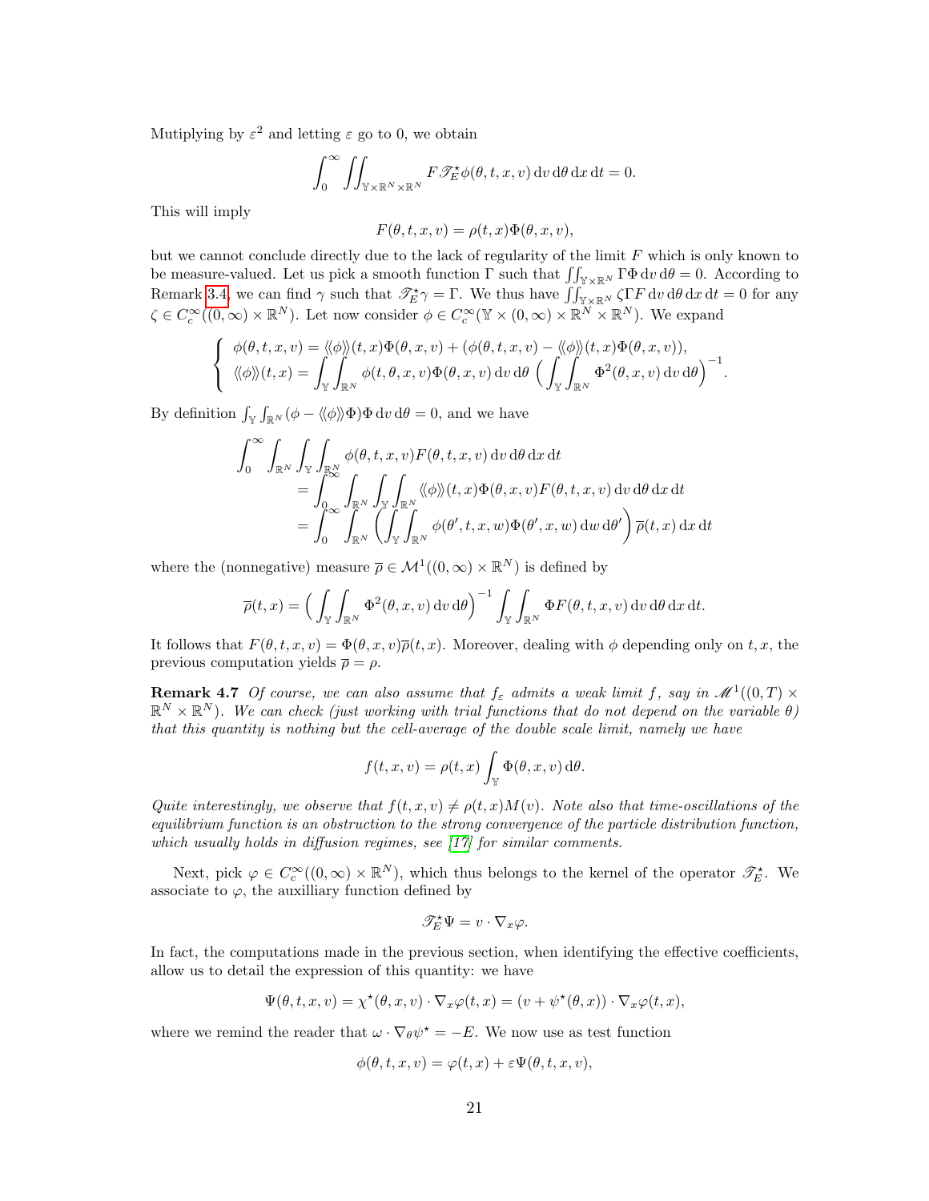Mutiplying by $\varepsilon^2$ and letting $\varepsilon$ go to 0, we obtain

$$\int_0^\infty \iint_{\mathbb{Y}\times\mathbb{R}^N\times\mathbb{R}^N} F\,\mathscr{T}_E^\star\phi(\theta,t,x,v)\,\mathrm{d}v\,\mathrm{d}\theta\,\mathrm{d}x\,\mathrm{d}t = 0.$$

This will imply

$$F(\theta,t,x,v) = \rho(t,x)\Phi(\theta,x,v),$$

but we cannot conclude directly due to the lack of regularity of the limit $F$ which is only known to be measure-valued. Let us pick a smooth function $\Gamma$ such that $\iint_{\mathbb{Y}\times\mathbb{R}^N}\Gamma\Phi\,\mathrm{d}v\,\mathrm{d}\theta = 0$. According to Remark 3.4, we can find $\gamma$ such that $\mathscr{T}_E^\star\gamma = \Gamma$. We thus have $\iint_{\mathbb{Y}\times\mathbb{R}^N}\zeta\Gamma F\,\mathrm{d}v\,\mathrm{d}\theta\,\mathrm{d}x\,\mathrm{d}t = 0$ for any $\zeta \in C_c^\infty((0,\infty)\times\mathbb{R}^N)$. Let now consider $\phi \in C_c^\infty(\mathbb{Y}\times(0,\infty)\times\mathbb{R}^N\times\mathbb{R}^N)$. We expand

$$\left\{\begin{array}{l} \phi(\theta,t,x,v) = \langle\!\langle\phi\rangle\!\rangle(t,x)\Phi(\theta,x,v) + (\phi(\theta,t,x,v) - \langle\!\langle\phi\rangle\!\rangle(t,x)\Phi(\theta,x,v)),\\ \langle\!\langle\phi\rangle\!\rangle(t,x) = \displaystyle\int_{\mathbb{Y}}\int_{\mathbb{R}^N}\phi(t,\theta,x,v)\Phi(\theta,x,v)\,\mathrm{d}v\,\mathrm{d}\theta\,\Big(\int_{\mathbb{Y}}\int_{\mathbb{R}^N}\Phi^2(\theta,x,v)\,\mathrm{d}v\,\mathrm{d}\theta\Big)^{-1}. \end{array}\right.$$

By definition $\int_{\mathbb{Y}}\int_{\mathbb{R}^N}(\phi - \langle\!\langle\phi\rangle\!\rangle\Phi)\Phi\,\mathrm{d}v\,\mathrm{d}\theta = 0$, and we have

$$\begin{aligned}
\int_0^\infty\int_{\mathbb{R}^N}\int_{\mathbb{Y}}\int_{\mathbb{R}^N}&\phi(\theta,t,x,v)F(\theta,t,x,v)\,\mathrm{d}v\,\mathrm{d}\theta\,\mathrm{d}x\,\mathrm{d}t\\
&= \int_0^\infty\int_{\mathbb{R}^N}\int_{\mathbb{Y}}\int_{\mathbb{R}^N}\langle\!\langle\phi\rangle\!\rangle(t,x)\Phi(\theta,x,v)F(\theta,t,x,v)\,\mathrm{d}v\,\mathrm{d}\theta\,\mathrm{d}x\,\mathrm{d}t\\
&= \int_0^\infty\int_{\mathbb{R}^N}\Big(\int_{\mathbb{Y}}\int_{\mathbb{R}^N}\phi(\theta',t,x,w)\Phi(\theta',x,w)\,\mathrm{d}w\,\mathrm{d}\theta'\Big)\,\overline{\rho}(t,x)\,\mathrm{d}x\,\mathrm{d}t
\end{aligned}$$

where the (nonnegative) measure $\overline{\rho} \in \mathcal{M}^1((0,\infty)\times\mathbb{R}^N)$ is defined by

$$\overline{\rho}(t,x) = \Big(\int_{\mathbb{Y}}\int_{\mathbb{R}^N}\Phi^2(\theta,x,v)\,\mathrm{d}v\,\mathrm{d}\theta\Big)^{-1}\int_{\mathbb{Y}}\int_{\mathbb{R}^N}\Phi F(\theta,t,x,v)\,\mathrm{d}v\,\mathrm{d}\theta\,\mathrm{d}x\,\mathrm{d}t.$$

It follows that $F(\theta,t,x,v) = \Phi(\theta,x,v)\overline{\rho}(t,x)$. Moreover, dealing with $\phi$ depending only on $t,x$, the previous computation yields $\overline{\rho} = \rho$.

**Remark 4.7** *Of course, we can also assume that $f_\varepsilon$ admits a weak limit $f$, say in $\mathscr{M}^1((0,T)\times\mathbb{R}^N\times\mathbb{R}^N)$. We can check (just working with trial functions that do not depend on the variable $\theta$) that this quantity is nothing but the cell-average of the double scale limit, namely we have*

$$f(t,x,v) = \rho(t,x)\int_{\mathbb{Y}}\Phi(\theta,x,v)\,\mathrm{d}\theta.$$

*Quite interestingly, we observe that $f(t,x,v) \neq \rho(t,x)M(v)$. Note also that time-oscillations of the equilibrium function is an obstruction to the strong convergence of the particle distribution function, which usually holds in diffusion regimes, see [17] for similar comments.*

Next, pick $\varphi \in C_c^\infty((0,\infty)\times\mathbb{R}^N)$, which thus belongs to the kernel of the operator $\mathscr{T}_E^\star$. We associate to $\varphi$, the auxilliary function defined by

$$\mathscr{T}_E^\star\Psi = v\cdot\nabla_x\varphi.$$

In fact, the computations made in the previous section, when identifying the effective coefficients, allow us to detail the expression of this quantity: we have

$$\Psi(\theta,t,x,v) = \chi^\star(\theta,x,v)\cdot\nabla_x\varphi(t,x) = (v + \psi^\star(\theta,x))\cdot\nabla_x\varphi(t,x),$$

where we remind the reader that $\omega\cdot\nabla_\theta\psi^\star = -E$. We now use as test function

$$\phi(\theta,t,x,v) = \varphi(t,x) + \varepsilon\Psi(\theta,t,x,v),$$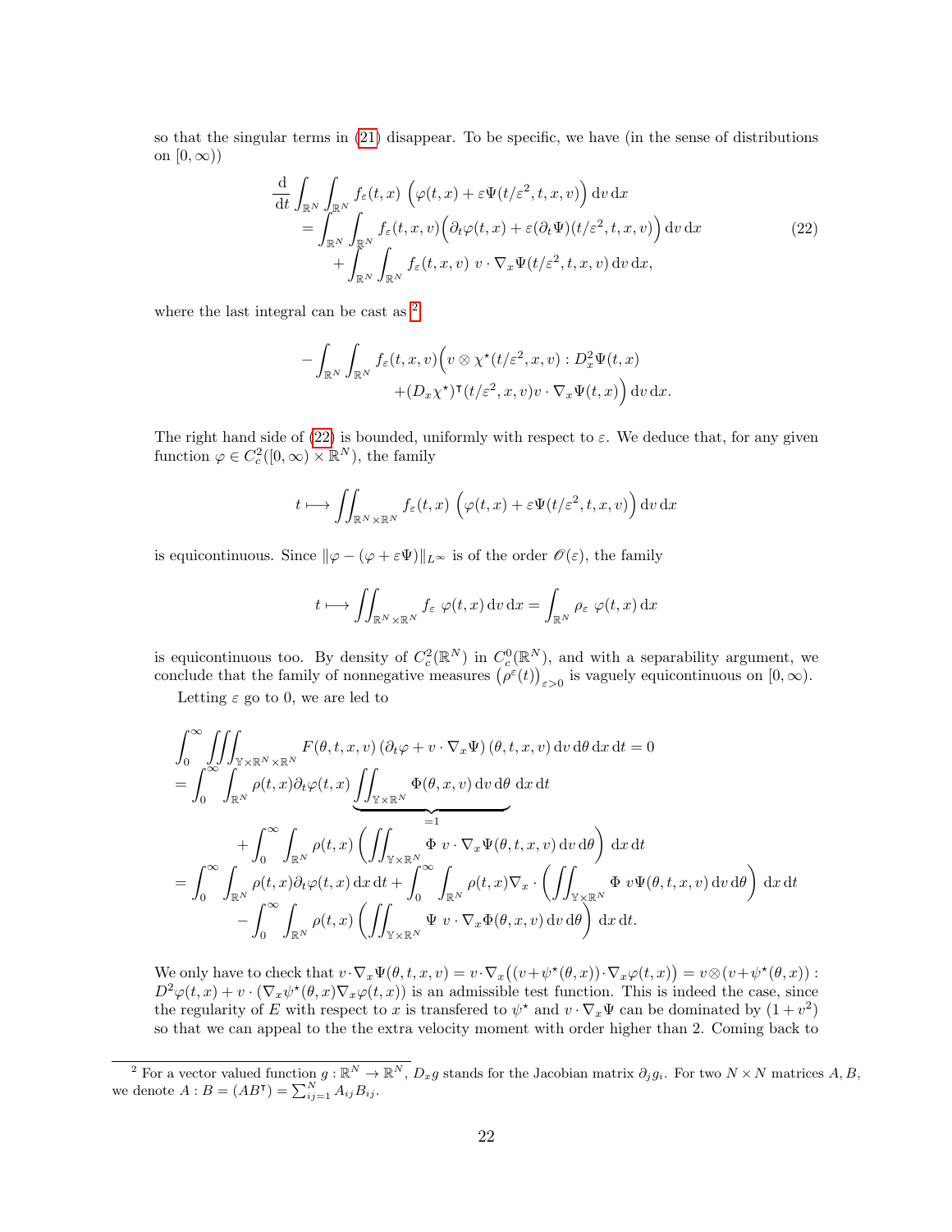so that the singular terms in (21) disappear. To be specific, we have (in the sense of distributions on $[0, \infty)$)

$$
\begin{aligned}
\frac{\mathrm{d}}{\mathrm{d}t} \int_{\mathbb{R}^N} \int_{\mathbb{R}^N} f_\varepsilon(t,x) \, \Big(\varphi(t,x) + \varepsilon \Psi(t/\varepsilon^2, t, x, v)\Big) \, \mathrm{d}v \, \mathrm{d}x \\
= \int_{\mathbb{R}^N} \int_{\mathbb{R}^N} f_\varepsilon(t,x,v) \Big(\partial_t \varphi(t,x) + \varepsilon (\partial_t \Psi)(t/\varepsilon^2, t, x, v)\Big) \, \mathrm{d}v \, \mathrm{d}x \\
+ \int_{\mathbb{R}^N} \int_{\mathbb{R}^N} f_\varepsilon(t,x,v) \; v \cdot \nabla_x \Psi(t/\varepsilon^2, t, x, v) \, \mathrm{d}v \, \mathrm{d}x,
\end{aligned}
\tag{22}
$$

where the last integral can be cast as [2]

$$
\begin{aligned}
- \int_{\mathbb{R}^N} \int_{\mathbb{R}^N} f_\varepsilon(t,x,v) \Big( v \otimes \chi^\star(t/\varepsilon^2, x, v) : D_x^2 \Psi(t,x) \\
+ (D_x \chi^\star)^\intercal (t/\varepsilon^2, x, v) v \cdot \nabla_x \Psi(t,x) \Big) \, \mathrm{d}v \, \mathrm{d}x.
\end{aligned}
$$

The right hand side of (22) is bounded, uniformly with respect to $\varepsilon$. We deduce that, for any given function $\varphi \in C^2_c([0,\infty) \times \mathbb{R}^N)$, the family

$$
t \longmapsto \iint_{\mathbb{R}^N \times \mathbb{R}^N} f_\varepsilon(t,x) \, \Big(\varphi(t,x) + \varepsilon \Psi(t/\varepsilon^2, t, x, v)\Big) \, \mathrm{d}v \, \mathrm{d}x
$$

is equicontinuous. Since $\|\varphi - (\varphi + \varepsilon \Psi)\|_{L^\infty}$ is of the order $\mathscr{O}(\varepsilon)$, the family

$$
t \longmapsto \iint_{\mathbb{R}^N \times \mathbb{R}^N} f_\varepsilon \; \varphi(t,x) \, \mathrm{d}v \, \mathrm{d}x = \int_{\mathbb{R}^N} \rho_\varepsilon \; \varphi(t,x) \, \mathrm{d}x
$$

is equicontinuous too. By density of $C^2_c(\mathbb{R}^N)$ in $C^0_c(\mathbb{R}^N)$, and with a separability argument, we conclude that the family of nonnegative measures $\big(\rho^\varepsilon(t)\big)_{\varepsilon > 0}$ is vaguely equicontinuous on $[0,\infty)$.

Letting $\varepsilon$ go to 0, we are led to

$$
\begin{aligned}
&\int_0^\infty \iiint_{\mathbb{Y} \times \mathbb{R}^N \times \mathbb{R}^N} F(\theta, t, x, v) \left(\partial_t \varphi + v \cdot \nabla_x \Psi\right)(\theta, t, x, v) \, \mathrm{d}v \, \mathrm{d}\theta \, \mathrm{d}x \, \mathrm{d}t = 0 \\
&= \int_0^\infty \int_{\mathbb{R}^N} \rho(t,x) \partial_t \varphi(t,x) \underbrace{\iint_{\mathbb{Y} \times \mathbb{R}^N} \Phi(\theta, x, v) \, \mathrm{d}v \, \mathrm{d}\theta}_{=1} \, \mathrm{d}x \, \mathrm{d}t \\
&\qquad + \int_0^\infty \int_{\mathbb{R}^N} \rho(t,x) \left( \iint_{\mathbb{Y} \times \mathbb{R}^N} \Phi \; v \cdot \nabla_x \Psi(\theta, t, x, v) \, \mathrm{d}v \, \mathrm{d}\theta \right) \, \mathrm{d}x \, \mathrm{d}t \\
&= \int_0^\infty \int_{\mathbb{R}^N} \rho(t,x) \partial_t \varphi(t,x) \, \mathrm{d}x \, \mathrm{d}t + \int_0^\infty \int_{\mathbb{R}^N} \rho(t,x) \nabla_x \cdot \left( \iint_{\mathbb{Y} \times \mathbb{R}^N} \Phi \; v \Psi(\theta, t, x, v) \, \mathrm{d}v \, \mathrm{d}\theta \right) \, \mathrm{d}x \, \mathrm{d}t \\
&\qquad - \int_0^\infty \int_{\mathbb{R}^N} \rho(t,x) \left( \iint_{\mathbb{Y} \times \mathbb{R}^N} \Psi \; v \cdot \nabla_x \Phi(\theta, x, v) \, \mathrm{d}v \, \mathrm{d}\theta \right) \, \mathrm{d}x \, \mathrm{d}t.
\end{aligned}
$$

We only have to check that $v \cdot \nabla_x \Psi(\theta, t, x, v) = v \cdot \nabla_x \big( (v + \psi^\star(\theta, x)) \cdot \nabla_x \varphi(t,x) \big) = v \otimes (v + \psi^\star(\theta, x)) : D^2 \varphi(t,x) + v \cdot (\nabla_x \psi^\star(\theta, x) \nabla_x \varphi(t,x))$ is an admissible test function. This is indeed the case, since the regularity of $E$ with respect to $x$ is transfered to $\psi^\star$ and $v \cdot \nabla_x \Psi$ can be dominated by $(1 + v^2)$ so that we can appeal to the the extra velocity moment with order higher than 2. Coming back to

---

[2] For a vector valued function $g : \mathbb{R}^N \to \mathbb{R}^N$, $D_x g$ stands for the Jacobian matrix $\partial_j g_i$. For two $N \times N$ matrices $A, B$, we denote $A : B = (AB^\intercal) = \sum_{ij=1}^N A_{ij} B_{ij}$.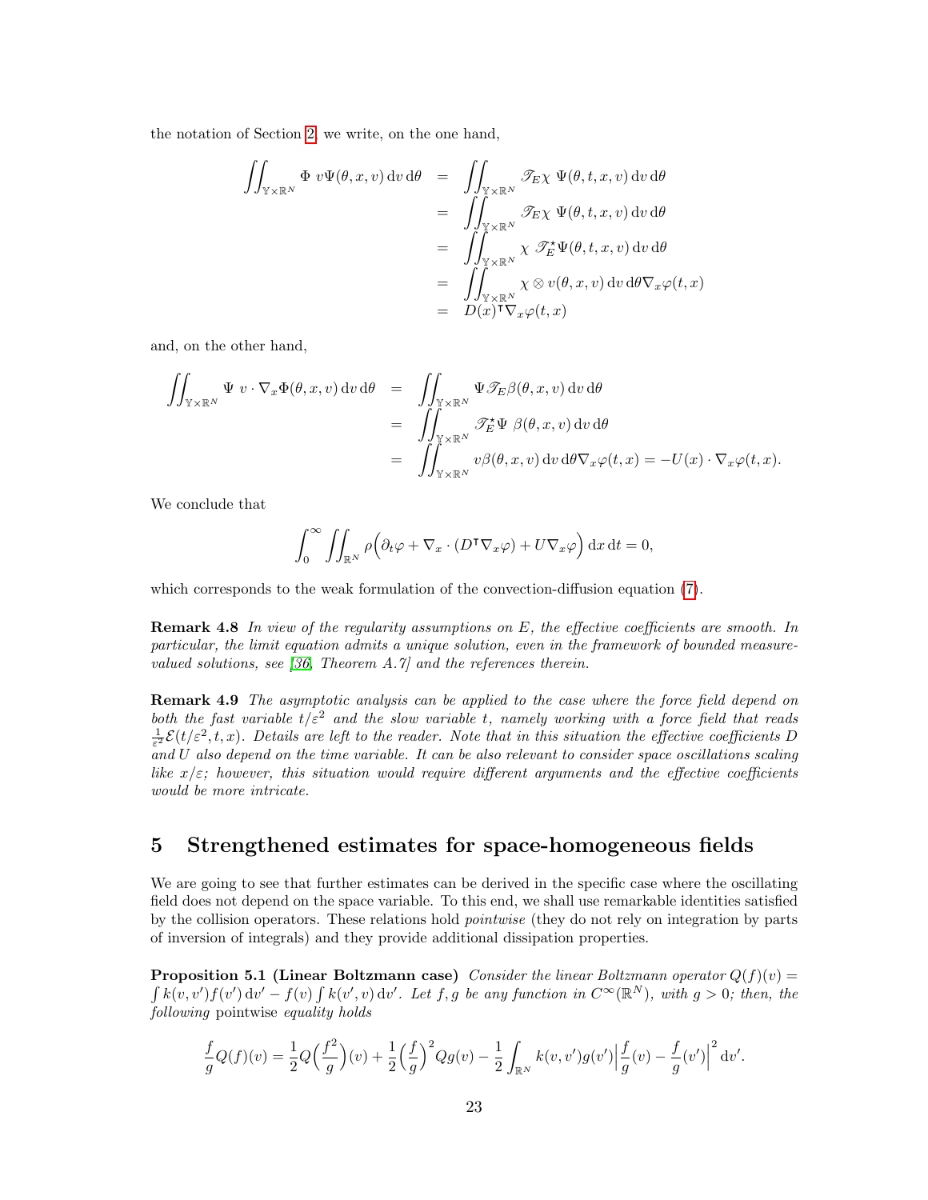the notation of Section 2, we write, on the one hand,

$$
\begin{aligned}
\iint_{\mathbb{Y}\times\mathbb{R}^N} \Phi \ v\Psi(\theta,x,v)\,\mathrm{d}v\,\mathrm{d}\theta &= \iint_{\mathbb{Y}\times\mathbb{R}^N} \mathscr{T}_E\chi \ \Psi(\theta,t,x,v)\,\mathrm{d}v\,\mathrm{d}\theta \\
&= \iint_{\mathbb{Y}\times\mathbb{R}^N} \mathscr{T}_E\chi \ \Psi(\theta,t,x,v)\,\mathrm{d}v\,\mathrm{d}\theta \\
&= \iint_{\mathbb{Y}\times\mathbb{R}^N} \chi \ \mathscr{T}_E^\star\Psi(\theta,t,x,v)\,\mathrm{d}v\,\mathrm{d}\theta \\
&= \iint_{\mathbb{Y}\times\mathbb{R}^N} \chi\otimes v(\theta,x,v)\,\mathrm{d}v\,\mathrm{d}\theta\nabla_x\varphi(t,x) \\
&= D(x)^\intercal\nabla_x\varphi(t,x)
\end{aligned}
$$

and, on the other hand,

$$
\begin{aligned}
\iint_{\mathbb{Y}\times\mathbb{R}^N} \Psi \ v\cdot\nabla_x\Phi(\theta,x,v)\,\mathrm{d}v\,\mathrm{d}\theta &= \iint_{\mathbb{Y}\times\mathbb{R}^N} \Psi\mathscr{T}_E\beta(\theta,x,v)\,\mathrm{d}v\,\mathrm{d}\theta \\
&= \iint_{\mathbb{Y}\times\mathbb{R}^N} \mathscr{T}_E^\star\Psi \ \beta(\theta,x,v)\,\mathrm{d}v\,\mathrm{d}\theta \\
&= \iint_{\mathbb{Y}\times\mathbb{R}^N} v\beta(\theta,x,v)\,\mathrm{d}v\,\mathrm{d}\theta\nabla_x\varphi(t,x) = -U(x)\cdot\nabla_x\varphi(t,x).
\end{aligned}
$$

We conclude that

$$
\int_0^\infty \iint_{\mathbb{R}^N} \rho\Big(\partial_t\varphi + \nabla_x\cdot(D^\intercal\nabla_x\varphi) + U\nabla_x\varphi\Big)\,\mathrm{d}x\,\mathrm{d}t = 0,
$$

which corresponds to the weak formulation of the convection-diffusion equation (7).

**Remark 4.8** *In view of the regularity assumptions on $E$, the effective coefficients are smooth. In particular, the limit equation admits a unique solution, even in the framework of bounded measure-valued solutions, see [36, Theorem A.7] and the references therein.*

**Remark 4.9** *The asymptotic analysis can be applied to the case where the force field depend on both the fast variable $t/\varepsilon^2$ and the slow variable $t$, namely working with a force field that reads $\frac{1}{\varepsilon^2}\mathcal{E}(t/\varepsilon^2, t, x)$. Details are left to the reader. Note that in this situation the effective coefficients $D$ and $U$ also depend on the time variable. It can be also relevant to consider space oscillations scaling like $x/\varepsilon$; however, this situation would require different arguments and the effective coefficients would be more intricate.*

# 5 Strengthened estimates for space-homogeneous fields

We are going to see that further estimates can be derived in the specific case where the oscillating field does not depend on the space variable. To this end, we shall use remarkable identities satisfied by the collision operators. These relations hold *pointwise* (they do not rely on integration by parts of inversion of integrals) and they provide additional dissipation properties.

**Proposition 5.1 (Linear Boltzmann case)** *Consider the linear Boltzmann operator $Q(f)(v) = \int k(v,v')f(v')\,\mathrm{d}v' - f(v)\int k(v',v)\,\mathrm{d}v'$. Let $f, g$ be any function in $C^\infty(\mathbb{R}^N)$, with $g > 0$; then, the following* pointwise *equality holds*

$$
\frac{f}{g}Q(f)(v) = \frac{1}{2}Q\Big(\frac{f^2}{g}\Big)(v) + \frac{1}{2}\Big(\frac{f}{g}\Big)^2 Qg(v) - \frac{1}{2}\int_{\mathbb{R}^N} k(v,v')g(v')\Big|\frac{f}{g}(v) - \frac{f}{g}(v')\Big|^2\,\mathrm{d}v'.
$$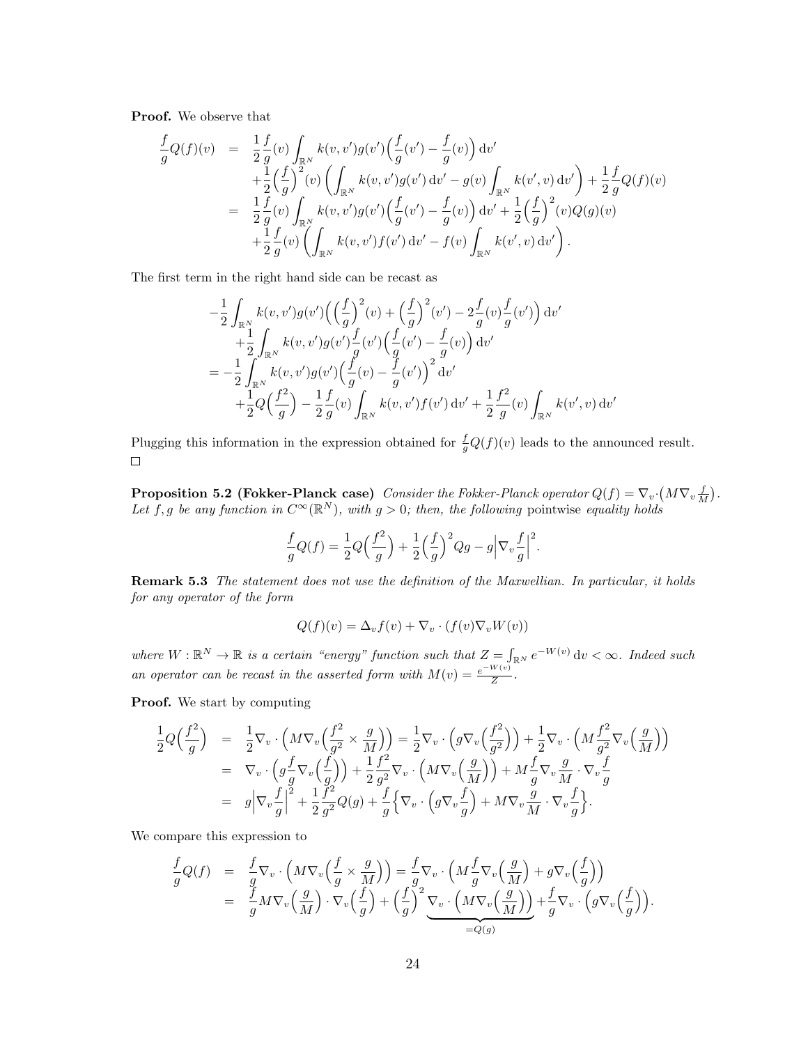**Proof.** We observe that

$$
\begin{aligned}
\frac{f}{g}Q(f)(v) &= \frac{1}{2}\frac{f}{g}(v)\int_{\mathbb{R}^N} k(v,v')g(v')\Big(\frac{f}{g}(v')-\frac{f}{g}(v)\Big)\,\mathrm{d}v' \\
&\quad +\frac{1}{2}\Big(\frac{f}{g}\Big)^2(v)\left(\int_{\mathbb{R}^N} k(v,v')g(v')\,\mathrm{d}v' - g(v)\int_{\mathbb{R}^N} k(v',v)\,\mathrm{d}v'\right) + \frac{1}{2}\frac{f}{g}Q(f)(v) \\
&= \frac{1}{2}\frac{f}{g}(v)\int_{\mathbb{R}^N} k(v,v')g(v')\Big(\frac{f}{g}(v')-\frac{f}{g}(v)\Big)\,\mathrm{d}v' + \frac{1}{2}\Big(\frac{f}{g}\Big)^2(v)Q(g)(v) \\
&\quad +\frac{1}{2}\frac{f}{g}(v)\left(\int_{\mathbb{R}^N} k(v,v')f(v')\,\mathrm{d}v' - f(v)\int_{\mathbb{R}^N} k(v',v)\,\mathrm{d}v'\right).
\end{aligned}
$$

The first term in the right hand side can be recast as

$$
\begin{aligned}
&-\frac{1}{2}\int_{\mathbb{R}^N} k(v,v')g(v')\Big(\Big(\frac{f}{g}\Big)^2(v)+\Big(\frac{f}{g}\Big)^2(v')-2\frac{f}{g}(v)\frac{f}{g}(v')\Big)\,\mathrm{d}v' \\
&\quad +\frac{1}{2}\int_{\mathbb{R}^N} k(v,v')g(v')\frac{f}{g}(v')\Big(\frac{f}{g}(v')-\frac{f}{g}(v)\Big)\,\mathrm{d}v' \\
&= -\frac{1}{2}\int_{\mathbb{R}^N} k(v,v')g(v')\Big(\frac{f}{g}(v)-\frac{f}{g}(v')\Big)^2\,\mathrm{d}v' \\
&\quad +\frac{1}{2}Q\Big(\frac{f^2}{g}\Big) - \frac{1}{2}\frac{f}{g}(v)\int_{\mathbb{R}^N} k(v,v')f(v')\,\mathrm{d}v' + \frac{1}{2}\frac{f^2}{g}(v)\int_{\mathbb{R}^N} k(v',v)\,\mathrm{d}v'
\end{aligned}
$$

Plugging this information in the expression obtained for $\frac{f}{g}Q(f)(v)$ leads to the announced result. $\square$

**Proposition 5.2 (Fokker-Planck case)** *Consider the Fokker-Planck operator $Q(f) = \nabla_v\cdot\big(M\nabla_v\frac{f}{M}\big)$. Let $f,g$ be any function in $C^\infty(\mathbb{R}^N)$, with $g>0$; then, the following* pointwise *equality holds*

$$
\frac{f}{g}Q(f) = \frac{1}{2}Q\Big(\frac{f^2}{g}\Big) + \frac{1}{2}\Big(\frac{f}{g}\Big)^2 Qg - g\Big|\nabla_v\frac{f}{g}\Big|^2.
$$

**Remark 5.3** *The statement does not use the definition of the Maxwellian. In particular, it holds for any operator of the form*

$$
Q(f)(v) = \Delta_v f(v) + \nabla_v\cdot(f(v)\nabla_v W(v))
$$

*where $W:\mathbb{R}^N\to\mathbb{R}$ is a certain "energy" function such that $Z=\int_{\mathbb{R}^N} e^{-W(v)}\,\mathrm{d}v<\infty$. Indeed such an operator can be recast in the asserted form with $M(v)=\frac{e^{-W(v)}}{Z}$.*

**Proof.** We start by computing

$$
\begin{aligned}
\frac{1}{2}Q\Big(\frac{f^2}{g}\Big) &= \frac{1}{2}\nabla_v\cdot\Big(M\nabla_v\Big(\frac{f^2}{g^2}\times\frac{g}{M}\Big)\Big) = \frac{1}{2}\nabla_v\cdot\Big(g\nabla_v\Big(\frac{f^2}{g^2}\Big)\Big) + \frac{1}{2}\nabla_v\cdot\Big(M\frac{f^2}{g^2}\nabla_v\Big(\frac{g}{M}\Big)\Big) \\
&= \nabla_v\cdot\Big(g\frac{f}{g}\nabla_v\Big(\frac{f}{g}\Big)\Big) + \frac{1}{2}\frac{f^2}{g^2}\nabla_v\cdot\Big(M\nabla_v\Big(\frac{g}{M}\Big)\Big) + M\frac{f}{g}\nabla_v\frac{g}{M}\cdot\nabla_v\frac{f}{g} \\
&= g\Big|\nabla_v\frac{f}{g}\Big|^2 + \frac{1}{2}\frac{f^2}{g^2}Q(g) + \frac{f}{g}\Big\{\nabla_v\cdot\Big(g\nabla_v\frac{f}{g}\Big) + M\nabla_v\frac{g}{M}\cdot\nabla_v\frac{f}{g}\Big\}.
\end{aligned}
$$

We compare this expression to

$$
\begin{aligned}
\frac{f}{g}Q(f) &= \frac{f}{g}\nabla_v\cdot\Big(M\nabla_v\Big(\frac{f}{g}\times\frac{g}{M}\Big)\Big) = \frac{f}{g}\nabla_v\cdot\Big(M\frac{f}{g}\nabla_v\Big(\frac{g}{M}\Big) + g\nabla_v\Big(\frac{f}{g}\Big)\Big) \\
&= \frac{f}{g}M\nabla_v\Big(\frac{g}{M}\Big)\cdot\nabla_v\Big(\frac{f}{g}\Big) + \Big(\frac{f}{g}\Big)^2\underbrace{\nabla_v\cdot\Big(M\nabla_v\Big(\frac{g}{M}\Big)\Big)}_{=Q(g)} + \frac{f}{g}\nabla_v\cdot\Big(g\nabla_v\Big(\frac{f}{g}\Big)\Big).
\end{aligned}
$$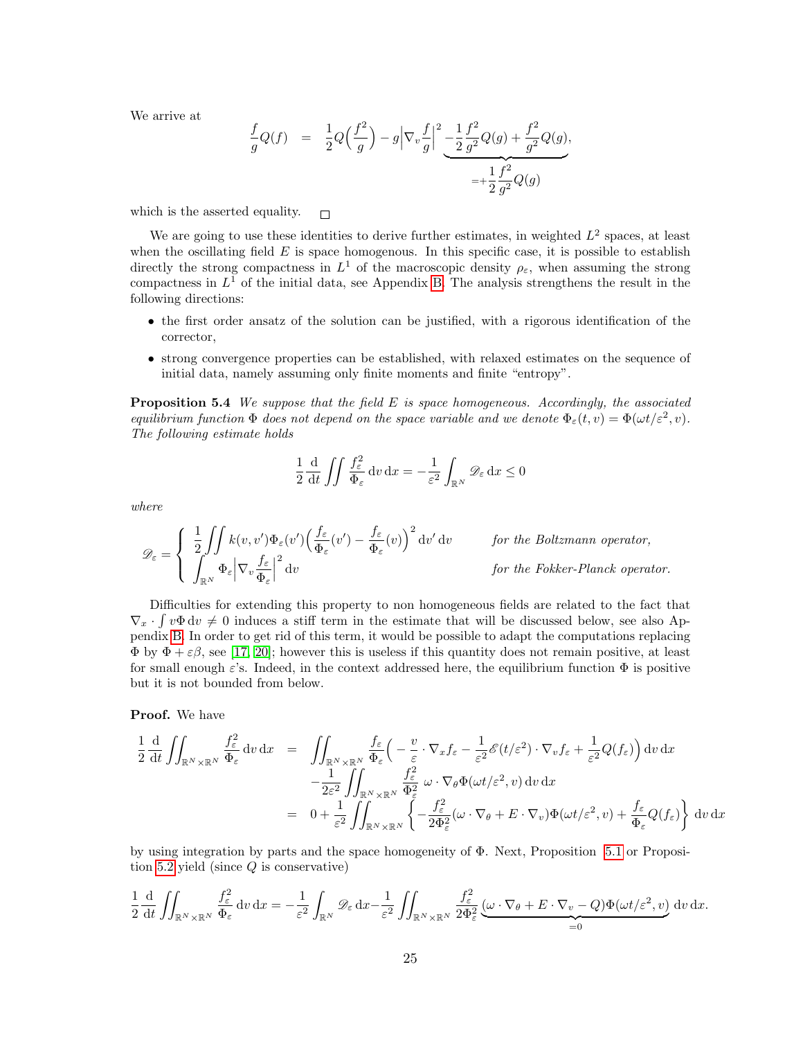We arrive at

$$\frac{f}{g}Q(f) = \frac{1}{2}Q\Big(\frac{f^2}{g}\Big) - g\Big|\nabla_v \frac{f}{g}\Big|^2 \underbrace{-\frac{1}{2}\frac{f^2}{g^2}Q(g) + \frac{f^2}{g^2}Q(g)}_{=+\frac{1}{2}\frac{f^2}{g^2}Q(g)},$$

which is the asserted equality. □

We are going to use these identities to derive further estimates, in weighted $L^2$ spaces, at least when the oscillating field $E$ is space homogenous. In this specific case, it is possible to establish directly the strong compactness in $L^1$ of the macroscopic density $\rho_\varepsilon$, when assuming the strong compactness in $L^1$ of the initial data, see Appendix B. The analysis strengthens the result in the following directions:

- the first order ansatz of the solution can be justified, with a rigorous identification of the corrector,
- strong convergence properties can be established, with relaxed estimates on the sequence of initial data, namely assuming only finite moments and finite "entropy".

**Proposition 5.4** *We suppose that the field $E$ is space homogeneous. Accordingly, the associated equilibrium function $\Phi$ does not depend on the space variable and we denote $\Phi_\varepsilon(t,v) = \Phi(\omega t/\varepsilon^2, v)$. The following estimate holds*

$$\frac{1}{2}\frac{\mathrm{d}}{\mathrm{d}t}\iint \frac{f_\varepsilon^2}{\Phi_\varepsilon}\,\mathrm{d}v\,\mathrm{d}x = -\frac{1}{\varepsilon^2}\int_{\mathbb{R}^N} \mathscr{D}_\varepsilon\,\mathrm{d}x \le 0$$

*where*

$$\mathscr{D}_\varepsilon = \begin{cases} \dfrac{1}{2}\displaystyle\iint k(v,v')\Phi_\varepsilon(v')\Big(\frac{f_\varepsilon}{\Phi_\varepsilon}(v') - \frac{f_\varepsilon}{\Phi_\varepsilon}(v)\Big)^2\,\mathrm{d}v'\,\mathrm{d}v & \text{for the Boltzmann operator,} \\ \displaystyle\int_{\mathbb{R}^N} \Phi_\varepsilon\Big|\nabla_v \frac{f_\varepsilon}{\Phi_\varepsilon}\Big|^2\,\mathrm{d}v & \text{for the Fokker-Planck operator.} \end{cases}$$

Difficulties for extending this property to non homogeneous fields are related to the fact that $\nabla_x \cdot \int v\Phi\,\mathrm{d}v \neq 0$ induces a stiff term in the estimate that will be discussed below, see also Appendix B. In order to get rid of this term, it would be possible to adapt the computations replacing $\Phi$ by $\Phi + \varepsilon\beta$, see [17, 20]; however this is useless if this quantity does not remain positive, at least for small enough $\varepsilon$'s. Indeed, in the context addressed here, the equilibrium function $\Phi$ is positive but it is not bounded from below.

**Proof.** We have

$$\begin{aligned}
\frac{1}{2}\frac{\mathrm{d}}{\mathrm{d}t}\iint_{\mathbb{R}^N\times\mathbb{R}^N} \frac{f_\varepsilon^2}{\Phi_\varepsilon}\,\mathrm{d}v\,\mathrm{d}x &= \iint_{\mathbb{R}^N\times\mathbb{R}^N} \frac{f_\varepsilon}{\Phi_\varepsilon}\Big(-\frac{v}{\varepsilon}\cdot\nabla_x f_\varepsilon - \frac{1}{\varepsilon^2}\mathscr{E}(t/\varepsilon^2)\cdot\nabla_v f_\varepsilon + \frac{1}{\varepsilon^2}Q(f_\varepsilon)\Big)\,\mathrm{d}v\,\mathrm{d}x \\
&\quad -\frac{1}{2\varepsilon^2}\iint_{\mathbb{R}^N\times\mathbb{R}^N} \frac{f_\varepsilon^2}{\Phi_\varepsilon^2}\;\omega\cdot\nabla_\theta\Phi(\omega t/\varepsilon^2, v)\,\mathrm{d}v\,\mathrm{d}x \\
&= 0 + \frac{1}{\varepsilon^2}\iint_{\mathbb{R}^N\times\mathbb{R}^N}\Big\{-\frac{f_\varepsilon^2}{2\Phi_\varepsilon^2}(\omega\cdot\nabla_\theta + E\cdot\nabla_v)\Phi(\omega t/\varepsilon^2, v) + \frac{f_\varepsilon}{\Phi_\varepsilon}Q(f_\varepsilon)\Big\}\,\mathrm{d}v\,\mathrm{d}x
\end{aligned}$$

by using integration by parts and the space homogeneity of $\Phi$. Next, Proposition 5.1 or Proposition 5.2 yield (since $Q$ is conservative)

$$\frac{1}{2}\frac{\mathrm{d}}{\mathrm{d}t}\iint_{\mathbb{R}^N\times\mathbb{R}^N} \frac{f_\varepsilon^2}{\Phi_\varepsilon}\,\mathrm{d}v\,\mathrm{d}x = -\frac{1}{\varepsilon^2}\int_{\mathbb{R}^N}\mathscr{D}_\varepsilon\,\mathrm{d}x - \frac{1}{\varepsilon^2}\iint_{\mathbb{R}^N\times\mathbb{R}^N} \frac{f_\varepsilon^2}{2\Phi_\varepsilon^2}\underbrace{(\omega\cdot\nabla_\theta + E\cdot\nabla_v - Q)\Phi(\omega t/\varepsilon^2, v)}_{=0}\,\mathrm{d}v\,\mathrm{d}x.$$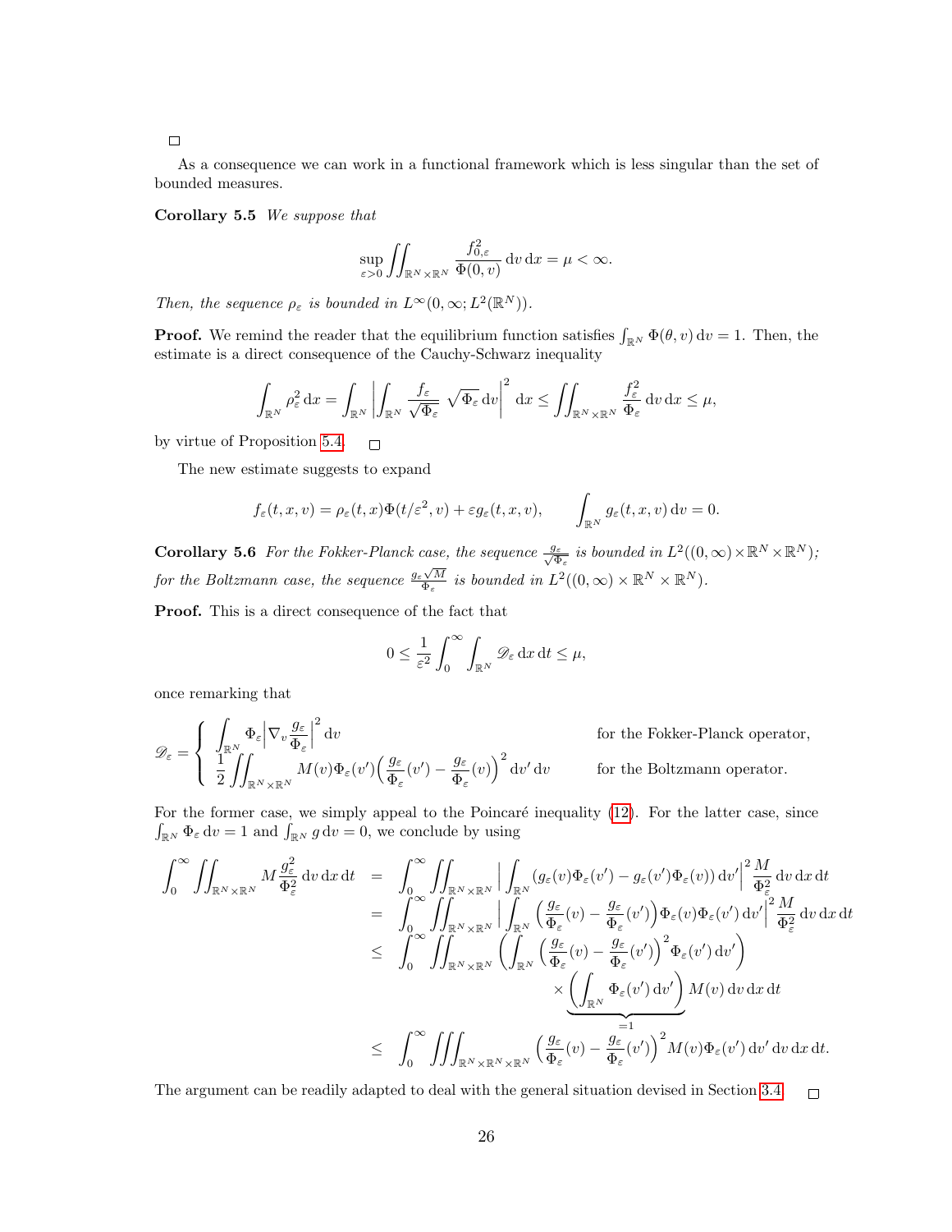□

As a consequence we can work in a functional framework which is less singular than the set of bounded measures.

**Corollary 5.5** *We suppose that*

$$\sup_{\varepsilon>0} \iint_{\mathbb{R}^N\times\mathbb{R}^N} \frac{f_{0,\varepsilon}^2}{\Phi(0,v)}\,\mathrm{d}v\,\mathrm{d}x = \mu < \infty.$$

*Then, the sequence $\rho_\varepsilon$ is bounded in $L^\infty(0,\infty;L^2(\mathbb{R}^N))$.*

**Proof.** We remind the reader that the equilibrium function satisfies $\int_{\mathbb{R}^N}\Phi(\theta,v)\,\mathrm{d}v = 1$. Then, the estimate is a direct consequence of the Cauchy-Schwarz inequality

$$\int_{\mathbb{R}^N} \rho_\varepsilon^2\,\mathrm{d}x = \int_{\mathbb{R}^N} \left| \int_{\mathbb{R}^N} \frac{f_\varepsilon}{\sqrt{\Phi_\varepsilon}}\,\sqrt{\Phi_\varepsilon}\,\mathrm{d}v\right|^2 \mathrm{d}x \le \iint_{\mathbb{R}^N\times\mathbb{R}^N} \frac{f_\varepsilon^2}{\Phi_\varepsilon}\,\mathrm{d}v\,\mathrm{d}x \le \mu,$$

by virtue of Proposition 5.4. □

The new estimate suggests to expand

$$f_\varepsilon(t,x,v) = \rho_\varepsilon(t,x)\Phi(t/\varepsilon^2,v) + \varepsilon g_\varepsilon(t,x,v), \qquad \int_{\mathbb{R}^N} g_\varepsilon(t,x,v)\,\mathrm{d}v = 0.$$

**Corollary 5.6** *For the Fokker-Planck case, the sequence $\frac{g_\varepsilon}{\sqrt{\Phi_\varepsilon}}$ is bounded in $L^2((0,\infty)\times\mathbb{R}^N\times\mathbb{R}^N)$; for the Boltzmann case, the sequence $\frac{g_\varepsilon\sqrt{M}}{\Phi_\varepsilon}$ is bounded in $L^2((0,\infty)\times\mathbb{R}^N\times\mathbb{R}^N)$.*

**Proof.** This is a direct consequence of the fact that

$$0 \le \frac{1}{\varepsilon^2}\int_0^\infty \int_{\mathbb{R}^N} \mathscr{D}_\varepsilon\,\mathrm{d}x\,\mathrm{d}t \le \mu,$$

once remarking that

$$\mathscr{D}_\varepsilon = \begin{cases} \displaystyle\int_{\mathbb{R}^N} \Phi_\varepsilon \Big|\nabla_v \frac{g_\varepsilon}{\Phi_\varepsilon}\Big|^2\,\mathrm{d}v & \text{for the Fokker-Planck operator,} \\ \displaystyle\frac{1}{2}\iint_{\mathbb{R}^N\times\mathbb{R}^N} M(v)\Phi_\varepsilon(v')\Big(\frac{g_\varepsilon}{\Phi_\varepsilon}(v') - \frac{g_\varepsilon}{\Phi_\varepsilon}(v)\Big)^2\,\mathrm{d}v'\,\mathrm{d}v & \text{for the Boltzmann operator.}\end{cases}$$

For the former case, we simply appeal to the Poincaré inequality (12). For the latter case, since $\int_{\mathbb{R}^N}\Phi_\varepsilon\,\mathrm{d}v = 1$ and $\int_{\mathbb{R}^N} g\,\mathrm{d}v = 0$, we conclude by using

$$\begin{aligned}
\int_0^\infty \iint_{\mathbb{R}^N\times\mathbb{R}^N} M\frac{g_\varepsilon^2}{\Phi_\varepsilon^2}\,\mathrm{d}v\,\mathrm{d}x\,\mathrm{d}t &= \int_0^\infty \iint_{\mathbb{R}^N\times\mathbb{R}^N} \Big| \int_{\mathbb{R}^N} (g_\varepsilon(v)\Phi_\varepsilon(v') - g_\varepsilon(v')\Phi_\varepsilon(v))\,\mathrm{d}v'\Big|^2 \frac{M}{\Phi_\varepsilon^2}\,\mathrm{d}v\,\mathrm{d}x\,\mathrm{d}t \\
&= \int_0^\infty \iint_{\mathbb{R}^N\times\mathbb{R}^N} \Big| \int_{\mathbb{R}^N} \Big(\frac{g_\varepsilon}{\Phi_\varepsilon}(v) - \frac{g_\varepsilon}{\Phi_\varepsilon}(v')\Big)\Phi_\varepsilon(v)\Phi_\varepsilon(v')\,\mathrm{d}v'\Big|^2 \frac{M}{\Phi_\varepsilon^2}\,\mathrm{d}v\,\mathrm{d}x\,\mathrm{d}t \\
&\le \int_0^\infty \iint_{\mathbb{R}^N\times\mathbb{R}^N} \Big(\int_{\mathbb{R}^N} \Big(\frac{g_\varepsilon}{\Phi_\varepsilon}(v) - \frac{g_\varepsilon}{\Phi_\varepsilon}(v')\Big)^2 \Phi_\varepsilon(v')\,\mathrm{d}v'\Big) \\
&\qquad\qquad \times \underbrace{\Big(\int_{\mathbb{R}^N} \Phi_\varepsilon(v')\,\mathrm{d}v'\Big)}_{=1} M(v)\,\mathrm{d}v\,\mathrm{d}x\,\mathrm{d}t \\
&\le \int_0^\infty \iiint_{\mathbb{R}^N\times\mathbb{R}^N\times\mathbb{R}^N} \Big(\frac{g_\varepsilon}{\Phi_\varepsilon}(v) - \frac{g_\varepsilon}{\Phi_\varepsilon}(v')\Big)^2 M(v)\Phi_\varepsilon(v')\,\mathrm{d}v'\,\mathrm{d}v\,\mathrm{d}x\,\mathrm{d}t.
\end{aligned}$$

The argument can be readily adapted to deal with the general situation devised in Section 3.4. □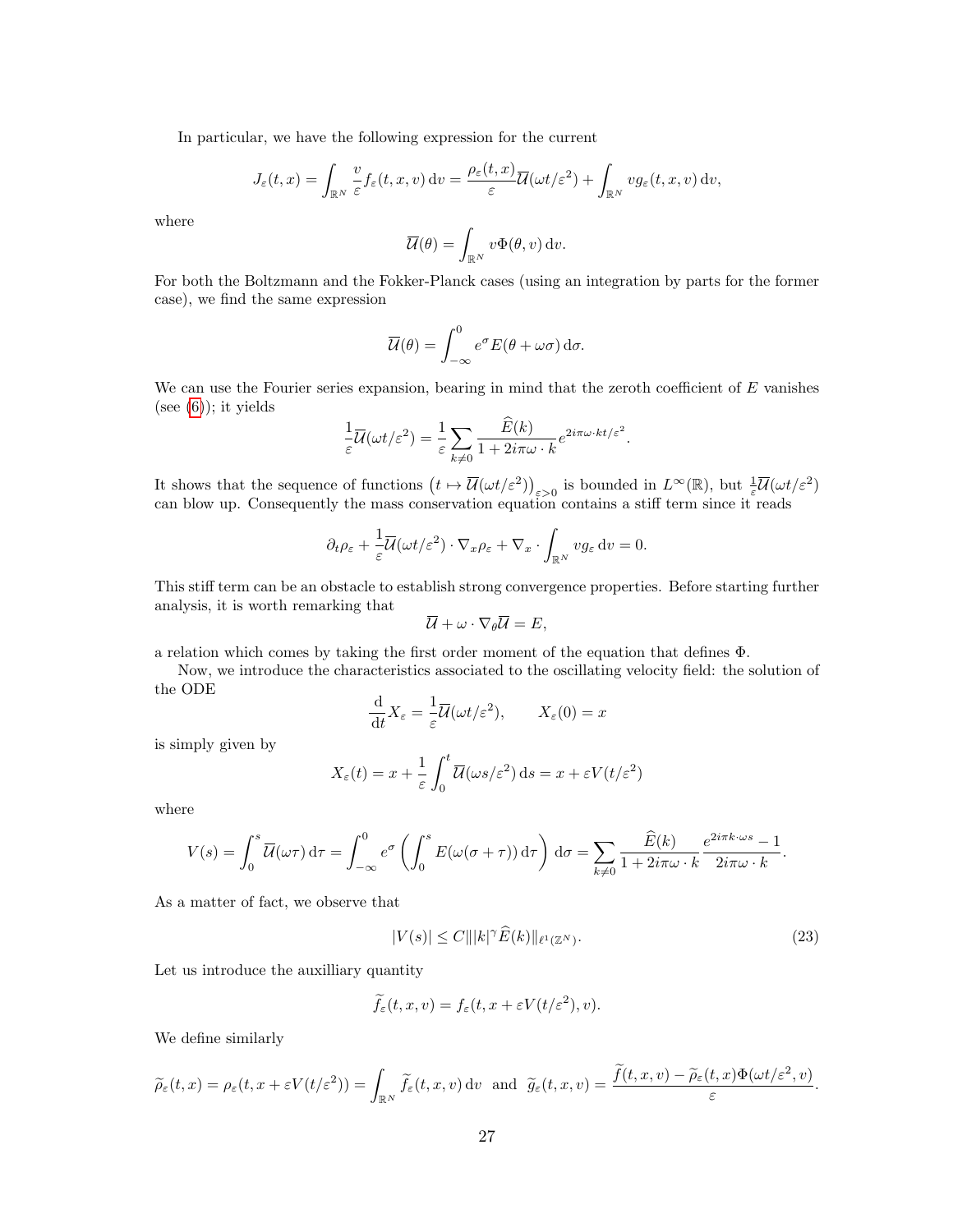In particular, we have the following expression for the current

$$J_\varepsilon(t,x) = \int_{\mathbb{R}^N} \frac{v}{\varepsilon} f_\varepsilon(t,x,v)\,\mathrm{d}v = \frac{\rho_\varepsilon(t,x)}{\varepsilon}\overline{\mathcal{U}}(\omega t/\varepsilon^2) + \int_{\mathbb{R}^N} v g_\varepsilon(t,x,v)\,\mathrm{d}v,$$

where

$$\overline{\mathcal{U}}(\theta) = \int_{\mathbb{R}^N} v\Phi(\theta,v)\,\mathrm{d}v.$$

For both the Boltzmann and the Fokker-Planck cases (using an integration by parts for the former case), we find the same expression

$$\overline{\mathcal{U}}(\theta) = \int_{-\infty}^0 e^\sigma E(\theta+\omega\sigma)\,\mathrm{d}\sigma.$$

We can use the Fourier series expansion, bearing in mind that the zeroth coefficient of $E$ vanishes (see (6)); it yields

$$\frac{1}{\varepsilon}\overline{\mathcal{U}}(\omega t/\varepsilon^2) = \frac{1}{\varepsilon}\sum_{k\neq 0}\frac{\widehat{E}(k)}{1+2i\pi\omega\cdot k} e^{2i\pi\omega\cdot kt/\varepsilon^2}.$$

It shows that the sequence of functions $\big(t\mapsto \overline{\mathcal{U}}(\omega t/\varepsilon^2)\big)_{\varepsilon>0}$ is bounded in $L^\infty(\mathbb{R})$, but $\frac{1}{\varepsilon}\overline{\mathcal{U}}(\omega t/\varepsilon^2)$ can blow up. Consequently the mass conservation equation contains a stiff term since it reads

$$\partial_t\rho_\varepsilon + \frac{1}{\varepsilon}\overline{\mathcal{U}}(\omega t/\varepsilon^2)\cdot\nabla_x\rho_\varepsilon + \nabla_x\cdot\int_{\mathbb{R}^N} v g_\varepsilon\,\mathrm{d}v = 0.$$

This stiff term can be an obstacle to establish strong convergence properties. Before starting further analysis, it is worth remarking that

$$\overline{\mathcal{U}} + \omega\cdot\nabla_\theta\overline{\mathcal{U}} = E,$$

a relation which comes by taking the first order moment of the equation that defines $\Phi$.

Now, we introduce the characteristics associated to the oscillating velocity field: the solution of the ODE

$$\frac{\mathrm{d}}{\mathrm{d}t}X_\varepsilon = \frac{1}{\varepsilon}\overline{\mathcal{U}}(\omega t/\varepsilon^2), \qquad X_\varepsilon(0) = x$$

is simply given by

$$X_\varepsilon(t) = x + \frac{1}{\varepsilon}\int_0^t \overline{\mathcal{U}}(\omega s/\varepsilon^2)\,\mathrm{d}s = x + \varepsilon V(t/\varepsilon^2)$$

where

$$V(s) = \int_0^s \overline{\mathcal{U}}(\omega\tau)\,\mathrm{d}\tau = \int_{-\infty}^0 e^\sigma\left(\int_0^s E(\omega(\sigma+\tau))\,\mathrm{d}\tau\right)\mathrm{d}\sigma = \sum_{k\neq 0}\frac{\widehat{E}(k)}{1+2i\pi\omega\cdot k}\,\frac{e^{2i\pi k\cdot\omega s}-1}{2i\pi\omega\cdot k}.$$

As a matter of fact, we observe that

$$|V(s)| \leq C\||k|^\gamma\widehat{E}(k)\|_{\ell^1(\mathbb{Z}^N)}. \tag{23}$$

Let us introduce the auxilliary quantity

$$\widetilde{f}_\varepsilon(t,x,v) = f_\varepsilon(t,x+\varepsilon V(t/\varepsilon^2),v).$$

We define similarly

$$\widetilde{\rho}_\varepsilon(t,x) = \rho_\varepsilon(t,x+\varepsilon V(t/\varepsilon^2)) = \int_{\mathbb{R}^N}\widetilde{f}_\varepsilon(t,x,v)\,\mathrm{d}v \ \text{ and } \ \widetilde{g}_\varepsilon(t,x,v) = \frac{\widetilde{f}(t,x,v) - \widetilde{\rho}_\varepsilon(t,x)\Phi(\omega t/\varepsilon^2,v)}{\varepsilon}.$$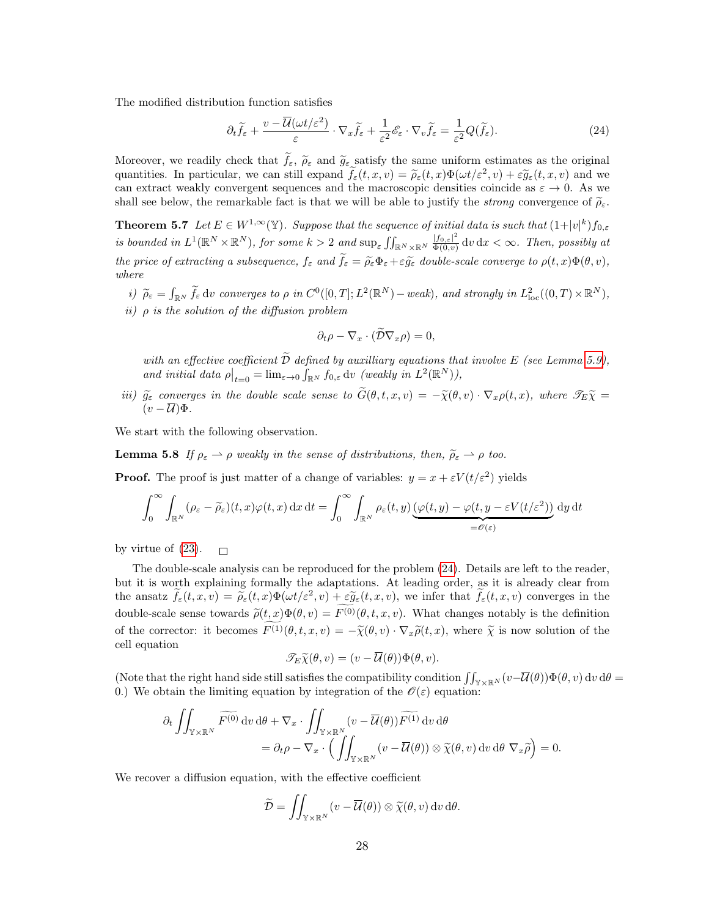The modified distribution function satisfies

$$\partial_t \widetilde{f}_\varepsilon + \frac{v - \overline{\mathcal{U}}(\omega t/\varepsilon^2)}{\varepsilon} \cdot \nabla_x \widetilde{f}_\varepsilon + \frac{1}{\varepsilon^2} \mathscr{E}_\varepsilon \cdot \nabla_v \widetilde{f}_\varepsilon = \frac{1}{\varepsilon^2} Q(\widetilde{f}_\varepsilon). \tag{24}$$

Moreover, we readily check that $\widetilde{f}_\varepsilon$, $\widetilde{\rho}_\varepsilon$ and $\widetilde{g}_\varepsilon$ satisfy the same uniform estimates as the original quantities. In particular, we can still expand $\widetilde{f}_\varepsilon(t,x,v) = \widetilde{\rho}_\varepsilon(t,x)\Phi(\omega t/\varepsilon^2, v) + \varepsilon \widetilde{g}_\varepsilon(t,x,v)$ and we can extract weakly convergent sequences and the macroscopic densities coincide as $\varepsilon \to 0$. As we shall see below, the remarkable fact is that we will be able to justify the *strong* convergence of $\widetilde{\rho}_\varepsilon$.

**Theorem 5.7** *Let $E \in W^{1,\infty}(\mathbb{Y})$. Suppose that the sequence of initial data is such that $(1+|v|^k)f_{0,\varepsilon}$ is bounded in $L^1(\mathbb{R}^N \times \mathbb{R}^N)$, for some $k > 2$ and $\sup_\varepsilon \iint_{\mathbb{R}^N \times \mathbb{R}^N} \frac{|f_{0,\varepsilon}|^2}{\Phi(0,v)} \,\mathrm{d}v\,\mathrm{d}x < \infty$. Then, possibly at the price of extracting a subsequence, $f_\varepsilon$ and $\widetilde{f}_\varepsilon = \widetilde{\rho}_\varepsilon \Phi_\varepsilon + \varepsilon \widetilde{g}_\varepsilon$ double-scale converge to $\rho(t,x)\Phi(\theta, v)$, where*

*i) $\widetilde{\rho}_\varepsilon = \int_{\mathbb{R}^N} \widetilde{f}_\varepsilon \,\mathrm{d}v$ converges to $\rho$ in $C^0([0,T]; L^2(\mathbb{R}^N) - weak)$, and strongly in $L^2_{\mathrm{loc}}((0,T) \times \mathbb{R}^N)$,*

*ii) $\rho$ is the solution of the diffusion problem*

$$\partial_t \rho - \nabla_x \cdot (\widetilde{\mathcal{D}} \nabla_x \rho) = 0,$$

*with an effective coefficient $\widetilde{\mathcal{D}}$ defined by auxilliary equations that involve $E$ (see Lemma 5.9), and initial data $\rho\big|_{t=0} = \lim_{\varepsilon \to 0} \int_{\mathbb{R}^N} f_{0,\varepsilon} \,\mathrm{d}v$ (weakly in $L^2(\mathbb{R}^N)$),*

*iii) $\widetilde{g}_\varepsilon$ converges in the double scale sense to $\widetilde{G}(\theta,t,x,v) = -\widetilde{\chi}(\theta,v) \cdot \nabla_x \rho(t,x)$, where $\mathscr{T}_E \widetilde{\chi} = (v - \overline{\mathcal{U}})\Phi$.*

We start with the following observation.

**Lemma 5.8** *If $\rho_\varepsilon \rightharpoonup \rho$ weakly in the sense of distributions, then, $\widetilde{\rho}_\varepsilon \rightharpoonup \rho$ too.*

**Proof.** The proof is just matter of a change of variables: $y = x + \varepsilon V(t/\varepsilon^2)$ yields

$$\int_0^\infty \int_{\mathbb{R}^N} (\rho_\varepsilon - \widetilde{\rho}_\varepsilon)(t,x)\varphi(t,x) \,\mathrm{d}x\,\mathrm{d}t = \int_0^\infty \int_{\mathbb{R}^N} \rho_\varepsilon(t,y) \underbrace{(\varphi(t,y) - \varphi(t, y - \varepsilon V(t/\varepsilon^2))}_{=\mathscr{O}(\varepsilon)} \,\mathrm{d}y\,\mathrm{d}t$$

by virtue of (23). □

The double-scale analysis can be reproduced for the problem (24). Details are left to the reader, but it is worth explaining formally the adaptations. At leading order, as it is already clear from the ansatz $\widetilde{f}_\varepsilon(t,x,v) = \widetilde{\rho}_\varepsilon(t,x)\Phi(\omega t/\varepsilon^2, v) + \varepsilon \widetilde{g}_\varepsilon(t,x,v)$, we infer that $\widetilde{f}_\varepsilon(t,x,v)$ converges in the double-scale sense towards $\widetilde{\rho}(t,x)\Phi(\theta,v) = \widetilde{F^{(0)}}(\theta,t,x,v)$. What changes notably is the definition of the corrector: it becomes $\widetilde{F^{(1)}}(\theta,t,x,v) = -\widetilde{\chi}(\theta,v) \cdot \nabla_x \widetilde{\rho}(t,x)$, where $\widetilde{\chi}$ is now solution of the cell equation

$$\mathscr{T}_E \widetilde{\chi}(\theta,v) = (v - \overline{\mathcal{U}}(\theta))\Phi(\theta,v).$$

(Note that the right hand side still satisfies the compatibility condition $\iint_{\mathbb{Y}\times\mathbb{R}^N} (v - \overline{\mathcal{U}}(\theta))\Phi(\theta,v) \,\mathrm{d}v\,\mathrm{d}\theta = 0$.) We obtain the limiting equation by integration of the $\mathscr{O}(\varepsilon)$ equation:

$$\begin{aligned}
\partial_t \iint_{\mathbb{Y}\times\mathbb{R}^N} \widetilde{F^{(0)}} \,\mathrm{d}v\,\mathrm{d}\theta + \nabla_x \cdot \iint_{\mathbb{Y}\times\mathbb{R}^N} (v - \overline{\mathcal{U}}(\theta))\widetilde{F^{(1)}} \,\mathrm{d}v\,\mathrm{d}\theta \\
= \partial_t \rho - \nabla_x \cdot \Big( \iint_{\mathbb{Y}\times\mathbb{R}^N} (v - \overline{\mathcal{U}}(\theta)) \otimes \widetilde{\chi}(\theta,v) \,\mathrm{d}v\,\mathrm{d}\theta \;\nabla_x \widetilde{\rho} \Big) = 0.
\end{aligned}$$

We recover a diffusion equation, with the effective coefficient

$$\widetilde{\mathcal{D}} = \iint_{\mathbb{Y}\times\mathbb{R}^N} (v - \overline{\mathcal{U}}(\theta)) \otimes \widetilde{\chi}(\theta,v) \,\mathrm{d}v\,\mathrm{d}\theta.$$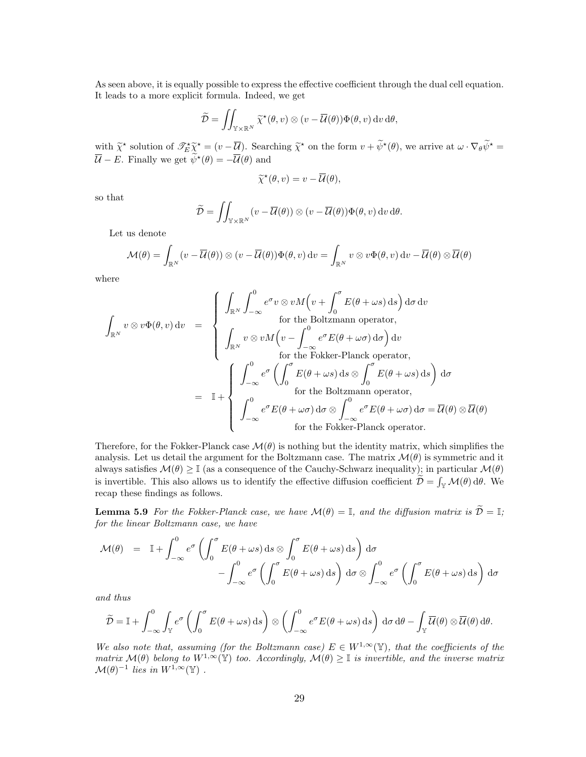As seen above, it is equally possible to express the effective coefficient through the dual cell equation. It leads to a more explicit formula. Indeed, we get

$$\widetilde{\mathcal{D}} = \iint_{\mathbb{Y}\times\mathbb{R}^N} \widetilde{\chi}^\star(\theta, v) \otimes (v - \overline{\mathcal{U}}(\theta))\Phi(\theta, v)\,\mathrm{d}v\,\mathrm{d}\theta,$$

with $\widetilde{\chi}^\star$ solution of $\mathscr{T}_E^\star \widetilde{\chi}^\star = (v - \overline{\mathcal{U}})$. Searching $\widetilde{\chi}^\star$ on the form $v + \widetilde{\psi}^\star(\theta)$, we arrive at $\omega \cdot \nabla_\theta \widetilde{\psi}^\star = \overline{\mathcal{U}} - E$. Finally we get $\widetilde{\psi}^\star(\theta) = -\overline{\mathcal{U}}(\theta)$ and

$$\widetilde{\chi}^\star(\theta, v) = v - \overline{\mathcal{U}}(\theta),$$

so that

$$\widetilde{\mathcal{D}} = \iint_{\mathbb{Y}\times\mathbb{R}^N} (v - \overline{\mathcal{U}}(\theta)) \otimes (v - \overline{\mathcal{U}}(\theta))\Phi(\theta, v)\,\mathrm{d}v\,\mathrm{d}\theta.$$

Let us denote

$$\mathcal{M}(\theta) = \int_{\mathbb{R}^N} (v - \overline{\mathcal{U}}(\theta)) \otimes (v - \overline{\mathcal{U}}(\theta))\Phi(\theta, v)\,\mathrm{d}v = \int_{\mathbb{R}^N} v \otimes v\Phi(\theta, v)\,\mathrm{d}v - \overline{\mathcal{U}}(\theta) \otimes \overline{\mathcal{U}}(\theta)$$

where

$$\int_{\mathbb{R}^N} v \otimes v\Phi(\theta, v)\,\mathrm{d}v = \left\{\begin{array}{l} \displaystyle\int_{\mathbb{R}^N}\int_{-\infty}^0 e^\sigma v \otimes v M\Big(v + \int_0^\sigma E(\theta + \omega s)\,\mathrm{d}s\Big)\,\mathrm{d}\sigma\,\mathrm{d}v \\ \qquad\qquad \text{for the Boltzmann operator,} \\ \displaystyle\int_{\mathbb{R}^N} v \otimes v M\Big(v - \int_{-\infty}^0 e^\sigma E(\theta + \omega\sigma)\,\mathrm{d}\sigma\Big)\,\mathrm{d}v \\ \qquad\qquad \text{for the Fokker-Planck operator,} \end{array}\right.$$

$$= \mathbb{I} + \left\{\begin{array}{l} \displaystyle\int_{-\infty}^0 e^\sigma \left(\int_0^\sigma E(\theta + \omega s)\,\mathrm{d}s \otimes \int_0^\sigma E(\theta + \omega s)\,\mathrm{d}s\right)\,\mathrm{d}\sigma \\ \qquad\qquad \text{for the Boltzmann operator,} \\ \displaystyle\int_{-\infty}^0 e^\sigma E(\theta + \omega\sigma)\,\mathrm{d}\sigma \otimes \int_{-\infty}^0 e^\sigma E(\theta + \omega\sigma)\,\mathrm{d}\sigma = \overline{\mathcal{U}}(\theta) \otimes \overline{\mathcal{U}}(\theta) \\ \qquad\qquad \text{for the Fokker-Planck operator.} \end{array}\right.$$

Therefore, for the Fokker-Planck case $\mathcal{M}(\theta)$ is nothing but the identity matrix, which simplifies the analysis. Let us detail the argument for the Boltzmann case. The matrix $\mathcal{M}(\theta)$ is symmetric and it always satisfies $\mathcal{M}(\theta) \geq \mathbb{I}$ (as a consequence of the Cauchy-Schwarz inequality); in particular $\mathcal{M}(\theta)$ is invertible. This also allows us to identify the effective diffusion coefficient $\widetilde{\mathcal{D}} = \int_{\mathbb{Y}} \mathcal{M}(\theta)\,\mathrm{d}\theta$. We recap these findings as follows.

**Lemma 5.9** *For the Fokker-Planck case, we have $\mathcal{M}(\theta) = \mathbb{I}$, and the diffusion matrix is $\widetilde{\mathcal{D}} = \mathbb{I}$; for the linear Boltzmann case, we have*

$$\begin{aligned}\mathcal{M}(\theta) \;&=\; \mathbb{I} + \int_{-\infty}^0 e^\sigma \left(\int_0^\sigma E(\theta + \omega s)\,\mathrm{d}s \otimes \int_0^\sigma E(\theta + \omega s)\,\mathrm{d}s\right)\,\mathrm{d}\sigma \\ &\qquad - \int_{-\infty}^0 e^\sigma \left(\int_0^\sigma E(\theta + \omega s)\,\mathrm{d}s\right)\,\mathrm{d}\sigma \otimes \int_{-\infty}^0 e^\sigma \left(\int_0^\sigma E(\theta + \omega s)\,\mathrm{d}s\right)\,\mathrm{d}\sigma\end{aligned}$$

*and thus*

$$\widetilde{\mathcal{D}} = \mathbb{I} + \int_{-\infty}^0 \int_{\mathbb{Y}} e^\sigma \left(\int_0^\sigma E(\theta + \omega s)\,\mathrm{d}s\right) \otimes \left(\int_{-\infty}^0 e^\sigma E(\theta + \omega s)\,\mathrm{d}s\right)\,\mathrm{d}\sigma\,\mathrm{d}\theta - \int_{\mathbb{Y}} \overline{\mathcal{U}}(\theta) \otimes \overline{\mathcal{U}}(\theta)\,\mathrm{d}\theta.$$

*We also note that, assuming (for the Boltzmann case) $E \in W^{1,\infty}(\mathbb{Y})$, that the coefficients of the matrix $\mathcal{M}(\theta)$ belong to $W^{1,\infty}(\mathbb{Y})$ too. Accordingly, $\mathcal{M}(\theta) \geq \mathbb{I}$ is invertible, and the inverse matrix $\mathcal{M}(\theta)^{-1}$ lies in $W^{1,\infty}(\mathbb{Y})$ .*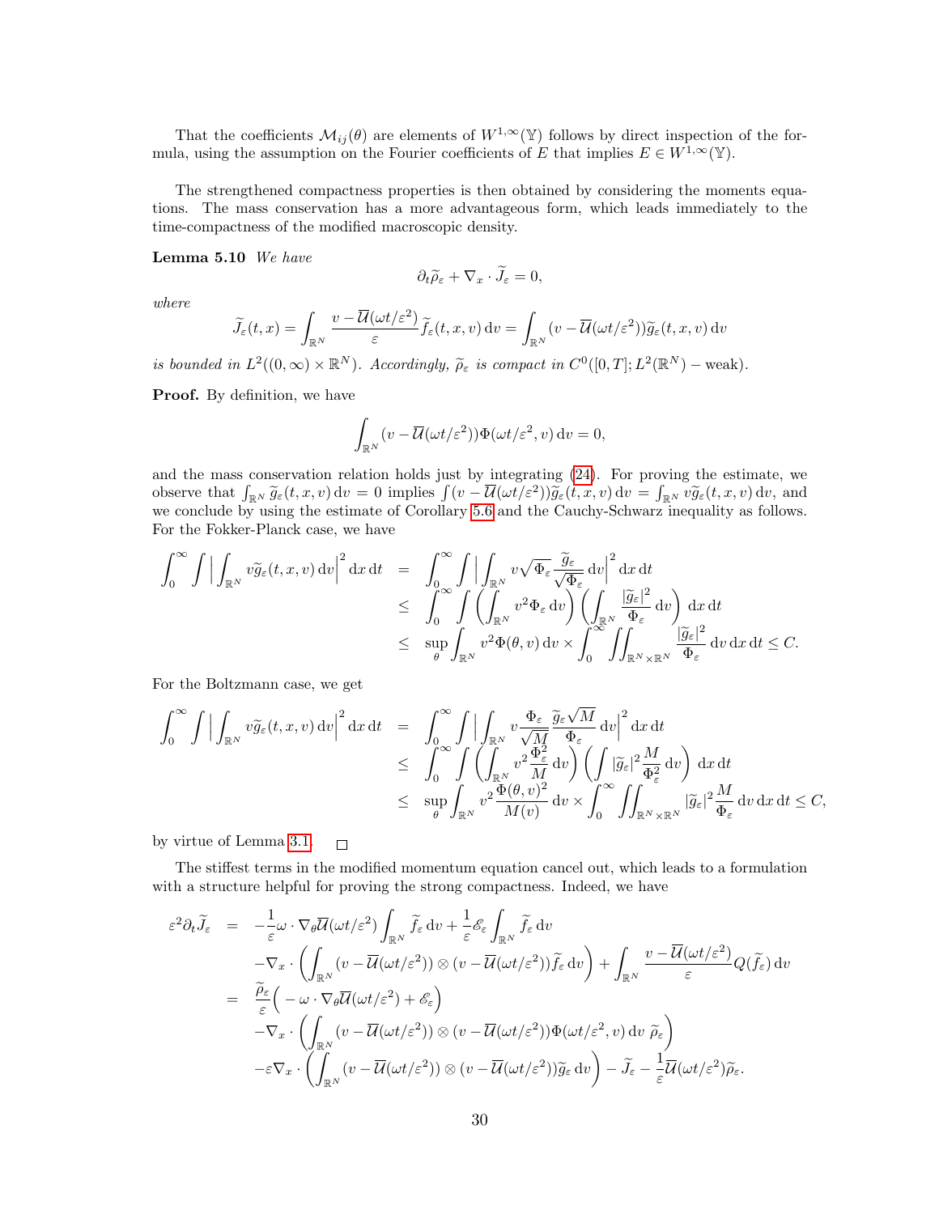That the coefficients $\mathcal{M}_{ij}(\theta)$ are elements of $W^{1,\infty}(\mathbb{Y})$ follows by direct inspection of the formula, using the assumption on the Fourier coefficients of $E$ that implies $E \in W^{1,\infty}(\mathbb{Y})$.

The strengthened compactness properties is then obtained by considering the moments equations. The mass conservation has a more advantageous form, which leads immediately to the time-compactness of the modified macroscopic density.

**Lemma 5.10** *We have*

$$\partial_t \widetilde{\rho}_\varepsilon + \nabla_x \cdot \widetilde{J}_\varepsilon = 0,$$

*where*

$$\widetilde{J}_\varepsilon(t,x) = \int_{\mathbb{R}^N} \frac{v - \overline{\mathcal{U}}(\omega t/\varepsilon^2)}{\varepsilon} \widetilde{f}_\varepsilon(t,x,v)\,\mathrm{d}v = \int_{\mathbb{R}^N} (v - \overline{\mathcal{U}}(\omega t/\varepsilon^2)) \widetilde{g}_\varepsilon(t,x,v)\,\mathrm{d}v$$

*is bounded in $L^2((0,\infty)\times\mathbb{R}^N)$. Accordingly, $\widetilde{\rho}_\varepsilon$ is compact in $C^0([0,T]; L^2(\mathbb{R}^N) - \text{weak})$.*

**Proof.** By definition, we have

$$\int_{\mathbb{R}^N} (v - \overline{\mathcal{U}}(\omega t/\varepsilon^2))\Phi(\omega t/\varepsilon^2, v)\,\mathrm{d}v = 0,$$

and the mass conservation relation holds just by integrating (24). For proving the estimate, we observe that $\int_{\mathbb{R}^N} \widetilde{g}_\varepsilon(t,x,v)\,\mathrm{d}v = 0$ implies $\int (v - \overline{\mathcal{U}}(\omega t/\varepsilon^2))\widetilde{g}_\varepsilon(t,x,v)\,\mathrm{d}v = \int_{\mathbb{R}^N} v\widetilde{g}_\varepsilon(t,x,v)\,\mathrm{d}v$, and we conclude by using the estimate of Corollary 5.6 and the Cauchy-Schwarz inequality as follows. For the Fokker-Planck case, we have

$$\begin{aligned}
\int_0^\infty \int \Big| \int_{\mathbb{R}^N} v\widetilde{g}_\varepsilon(t,x,v)\,\mathrm{d}v\Big|^2 \mathrm{d}x\,\mathrm{d}t &= \int_0^\infty \int \Big| \int_{\mathbb{R}^N} v\sqrt{\Phi_\varepsilon}\,\frac{\widetilde{g}_\varepsilon}{\sqrt{\Phi_\varepsilon}}\,\mathrm{d}v\Big|^2 \mathrm{d}x\,\mathrm{d}t \\
&\leq \int_0^\infty \int \left( \int_{\mathbb{R}^N} v^2 \Phi_\varepsilon\,\mathrm{d}v\right)\left(\int_{\mathbb{R}^N} \frac{|\widetilde{g}_\varepsilon|^2}{\Phi_\varepsilon}\,\mathrm{d}v\right)\mathrm{d}x\,\mathrm{d}t \\
&\leq \sup_\theta \int_{\mathbb{R}^N} v^2 \Phi(\theta, v)\,\mathrm{d}v \times \int_0^\infty \iint_{\mathbb{R}^N\times\mathbb{R}^N} \frac{|\widetilde{g}_\varepsilon|^2}{\Phi_\varepsilon}\,\mathrm{d}v\,\mathrm{d}x\,\mathrm{d}t \leq C.
\end{aligned}$$

For the Boltzmann case, we get

$$\begin{aligned}
\int_0^\infty \int \Big| \int_{\mathbb{R}^N} v\widetilde{g}_\varepsilon(t,x,v)\,\mathrm{d}v\Big|^2 \mathrm{d}x\,\mathrm{d}t &= \int_0^\infty \int \Big| \int_{\mathbb{R}^N} v\frac{\Phi_\varepsilon}{\sqrt{M}}\,\frac{\widetilde{g}_\varepsilon\sqrt{M}}{\Phi_\varepsilon}\,\mathrm{d}v\Big|^2 \mathrm{d}x\,\mathrm{d}t \\
&\leq \int_0^\infty \int \left( \int_{\mathbb{R}^N} v^2 \frac{\Phi_\varepsilon^2}{M}\,\mathrm{d}v\right)\left(\int |\widetilde{g}_\varepsilon|^2 \frac{M}{\Phi_\varepsilon^2}\,\mathrm{d}v\right)\mathrm{d}x\,\mathrm{d}t \\
&\leq \sup_\theta \int_{\mathbb{R}^N} v^2 \frac{\Phi(\theta, v)^2}{M(v)}\,\mathrm{d}v \times \int_0^\infty \iint_{\mathbb{R}^N\times\mathbb{R}^N} |\widetilde{g}_\varepsilon|^2 \frac{M}{\Phi_\varepsilon}\,\mathrm{d}v\,\mathrm{d}x\,\mathrm{d}t \leq C,
\end{aligned}$$

by virtue of Lemma 3.1. □

The stiffest terms in the modified momentum equation cancel out, which leads to a formulation with a structure helpful for proving the strong compactness. Indeed, we have

$$\begin{aligned}
\varepsilon^2 \partial_t \widetilde{J}_\varepsilon &= -\frac{1}{\varepsilon}\omega\cdot\nabla_\theta \overline{\mathcal{U}}(\omega t/\varepsilon^2)\int_{\mathbb{R}^N} \widetilde{f}_\varepsilon\,\mathrm{d}v + \frac{1}{\varepsilon}\mathscr{E}_\varepsilon \int_{\mathbb{R}^N} \widetilde{f}_\varepsilon\,\mathrm{d}v \\
&\quad -\nabla_x \cdot \left(\int_{\mathbb{R}^N} (v - \overline{\mathcal{U}}(\omega t/\varepsilon^2))\otimes(v - \overline{\mathcal{U}}(\omega t/\varepsilon^2))\widetilde{f}_\varepsilon\,\mathrm{d}v\right) + \int_{\mathbb{R}^N} \frac{v - \overline{\mathcal{U}}(\omega t/\varepsilon^2)}{\varepsilon} Q(\widetilde{f}_\varepsilon)\,\mathrm{d}v \\
&= \frac{\widetilde{\rho}_\varepsilon}{\varepsilon}\Big( -\omega\cdot\nabla_\theta \overline{\mathcal{U}}(\omega t/\varepsilon^2) + \mathscr{E}_\varepsilon\Big) \\
&\quad -\nabla_x \cdot \left(\int_{\mathbb{R}^N} (v - \overline{\mathcal{U}}(\omega t/\varepsilon^2))\otimes(v - \overline{\mathcal{U}}(\omega t/\varepsilon^2))\Phi(\omega t/\varepsilon^2, v)\,\mathrm{d}v\ \widetilde{\rho}_\varepsilon\right) \\
&\quad -\varepsilon\nabla_x \cdot \left(\int_{\mathbb{R}^N} (v - \overline{\mathcal{U}}(\omega t/\varepsilon^2))\otimes(v - \overline{\mathcal{U}}(\omega t/\varepsilon^2))\widetilde{g}_\varepsilon\,\mathrm{d}v\right) - \widetilde{J}_\varepsilon - \frac{1}{\varepsilon}\overline{\mathcal{U}}(\omega t/\varepsilon^2)\widetilde{\rho}_\varepsilon.
\end{aligned}$$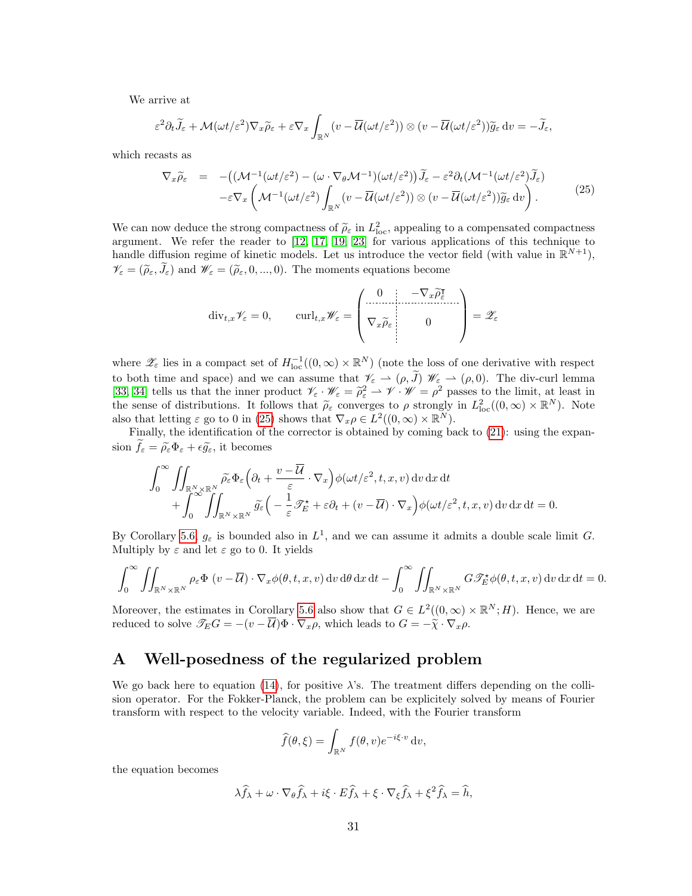We arrive at

$$\varepsilon^2\partial_t\widetilde{J}_\varepsilon + \mathcal{M}(\omega t/\varepsilon^2)\nabla_x\widetilde{\rho}_\varepsilon + \varepsilon\nabla_x\int_{\mathbb{R}^N}(v-\overline{\mathcal{U}}(\omega t/\varepsilon^2))\otimes(v-\overline{\mathcal{U}}(\omega t/\varepsilon^2))\widetilde{g}_\varepsilon\,\mathrm{d}v = -\widetilde{J}_\varepsilon,$$

which recasts as

$$\begin{aligned}\nabla_x\widetilde{\rho}_\varepsilon \;=\; & -\big((\mathcal{M}^{-1}(\omega t/\varepsilon^2)-(\omega\cdot\nabla_\theta\mathcal{M}^{-1})(\omega t/\varepsilon^2)\big)\widetilde{J}_\varepsilon - \varepsilon^2\partial_t(\mathcal{M}^{-1}(\omega t/\varepsilon^2)\widetilde{J}_\varepsilon)\\ & -\varepsilon\nabla_x\left(\mathcal{M}^{-1}(\omega t/\varepsilon^2)\int_{\mathbb{R}^N}(v-\overline{\mathcal{U}}(\omega t/\varepsilon^2))\otimes(v-\overline{\mathcal{U}}(\omega t/\varepsilon^2))\widetilde{g}_\varepsilon\,\mathrm{d}v\right).\end{aligned}\tag{25}$$

We can now deduce the strong compactness of $\widetilde{\rho}_\varepsilon$ in $L^2_{\mathrm{loc}}$, appealing to a compensated compactness argument. We refer the reader to [12, 17, 19, 23] for various applications of this technique to handle diffusion regime of kinetic models. Let us introduce the vector field (with value in $\mathbb{R}^{N+1}$), $\mathscr{V}_\varepsilon = (\widetilde{\rho}_\varepsilon,\widetilde{J}_\varepsilon)$ and $\mathscr{W}_\varepsilon = (\widetilde{\rho}_\varepsilon, 0, ..., 0)$. The moments equations become

$$\mathrm{div}_{t,x}\mathscr{V}_\varepsilon = 0,\qquad \mathrm{curl}_{t,x}\mathscr{W}_\varepsilon = \left(\begin{array}{c|c} 0 & -\nabla_x\widetilde{\rho}_\varepsilon^{\intercal} \\ \hline \nabla_x\widetilde{\rho}_\varepsilon & 0\end{array}\right) = \mathscr{Z}_\varepsilon$$

where $\mathscr{Z}_\varepsilon$ lies in a compact set of $H^{-1}_{\mathrm{loc}}((0,\infty)\times\mathbb{R}^N)$ (note the loss of one derivative with respect to both time and space) and we can assume that $\mathscr{V}_\varepsilon \rightharpoonup (\rho,\widetilde{J})$ $\mathscr{W}_\varepsilon \rightharpoonup (\rho,0)$. The div-curl lemma [33, 34] tells us that the inner product $\mathscr{V}_\varepsilon\cdot\mathscr{W}_\varepsilon = \widetilde{\rho}_\varepsilon^2 \rightharpoonup \mathscr{V}\cdot\mathscr{W} = \rho^2$ passes to the limit, at least in the sense of distributions. It follows that $\widetilde{\rho}_\varepsilon$ converges to $\rho$ strongly in $L^2_{\mathrm{loc}}((0,\infty)\times\mathbb{R}^N)$. Note also that letting $\varepsilon$ go to 0 in (25) shows that $\nabla_x\rho\in L^2((0,\infty)\times\mathbb{R}^N)$.

Finally, the identification of the corrector is obtained by coming back to (21): using the expansion $\widetilde{f}_\varepsilon = \widetilde{\rho}_\varepsilon\Phi_\varepsilon + \epsilon\widetilde{g}_\varepsilon$, it becomes

$$\begin{aligned}&\int_0^\infty\iint_{\mathbb{R}^N\times\mathbb{R}^N}\widetilde{\rho}_\varepsilon\Phi_\varepsilon\Big(\partial_t + \frac{v-\overline{\mathcal{U}}}{\varepsilon}\cdot\nabla_x\Big)\phi(\omega t/\varepsilon^2,t,x,v)\,\mathrm{d}v\,\mathrm{d}x\,\mathrm{d}t\\ &\quad+\int_0^\infty\iint_{\mathbb{R}^N\times\mathbb{R}^N}\widetilde{g}_\varepsilon\Big(-\frac{1}{\varepsilon}\mathscr{T}_E^\star + \varepsilon\partial_t + (v-\overline{\mathcal{U}})\cdot\nabla_x\Big)\phi(\omega t/\varepsilon^2,t,x,v)\,\mathrm{d}v\,\mathrm{d}x\,\mathrm{d}t = 0.\end{aligned}$$

By Corollary 5.6, $g_\varepsilon$ is bounded also in $L^1$, and we can assume it admits a double scale limit $G$. Multiply by $\varepsilon$ and let $\varepsilon$ go to 0. It yields

$$\int_0^\infty\iint_{\mathbb{R}^N\times\mathbb{R}^N}\rho_\varepsilon\Phi\;(v-\overline{\mathcal{U}})\cdot\nabla_x\phi(\theta,t,x,v)\,\mathrm{d}v\,\mathrm{d}\theta\,\mathrm{d}x\,\mathrm{d}t - \int_0^\infty\iint_{\mathbb{R}^N\times\mathbb{R}^N}G\mathscr{T}_E^\star\phi(\theta,t,x,v)\,\mathrm{d}v\,\mathrm{d}x\,\mathrm{d}t = 0.$$

Moreover, the estimates in Corollary 5.6 also show that $G\in L^2((0,\infty)\times\mathbb{R}^N;H)$. Hence, we are reduced to solve $\mathscr{T}_E G = -(v-\overline{\mathcal{U}})\Phi\cdot\nabla_x\rho$, which leads to $G = -\widetilde{\chi}\cdot\nabla_x\rho$.

# A Well-posedness of the regularized problem

We go back here to equation (14), for positive $\lambda$'s. The treatment differs depending on the collision operator. For the Fokker-Planck, the problem can be explicitely solved by means of Fourier transform with respect to the velocity variable. Indeed, with the Fourier transform

$$\widehat{f}(\theta,\xi) = \int_{\mathbb{R}^N} f(\theta,v)e^{-i\xi\cdot v}\,\mathrm{d}v,$$

the equation becomes

$$\lambda\widehat{f}_\lambda + \omega\cdot\nabla_\theta\widehat{f}_\lambda + i\xi\cdot E\widehat{f}_\lambda + \xi\cdot\nabla_\xi\widehat{f}_\lambda + \xi^2\widehat{f}_\lambda = \widehat{h},$$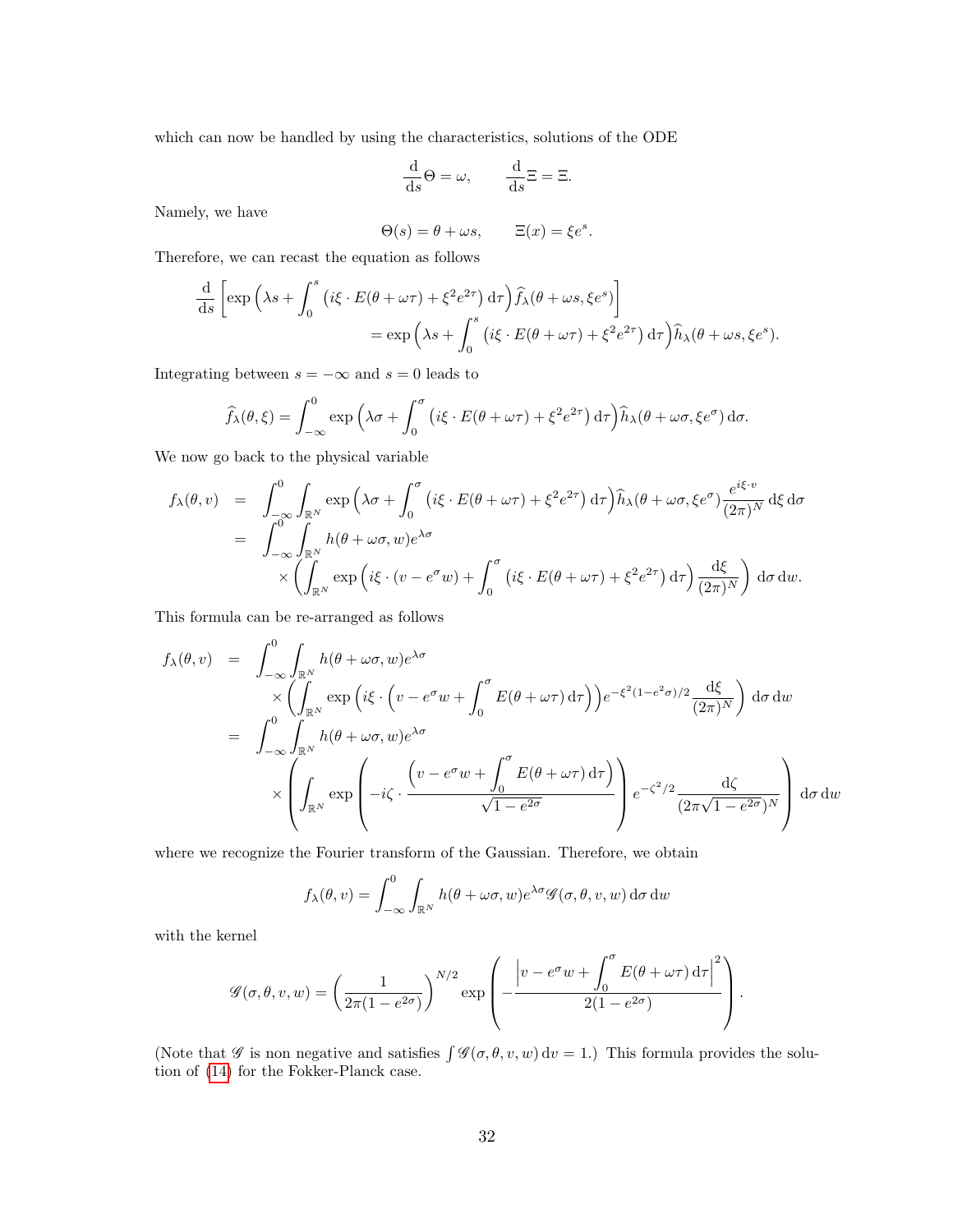which can now be handled by using the characteristics, solutions of the ODE

$$\frac{\mathrm{d}}{\mathrm{d}s}\Theta = \omega, \qquad \frac{\mathrm{d}}{\mathrm{d}s}\Xi = \Xi.$$

Namely, we have

$$\Theta(s) = \theta + \omega s, \qquad \Xi(x) = \xi e^s.$$

Therefore, we can recast the equation as follows

$$\begin{aligned}
\frac{\mathrm{d}}{\mathrm{d}s}\Big[\exp\Big(\lambda s + \int_0^s \big(i\xi\cdot E(\theta+\omega\tau) + \xi^2 e^{2\tau}\big)\,\mathrm{d}\tau\Big)\widehat{f}_\lambda(\theta+\omega s, \xi e^s)\Big] \\
= \exp\Big(\lambda s + \int_0^s \big(i\xi\cdot E(\theta+\omega\tau) + \xi^2 e^{2\tau}\big)\,\mathrm{d}\tau\Big)\widehat{h}_\lambda(\theta+\omega s, \xi e^s).
\end{aligned}$$

Integrating between $s=-\infty$ and $s=0$ leads to

$$\widehat{f}_\lambda(\theta,\xi) = \int_{-\infty}^0 \exp\Big(\lambda\sigma + \int_0^\sigma \big(i\xi\cdot E(\theta+\omega\tau) + \xi^2 e^{2\tau}\big)\,\mathrm{d}\tau\Big)\widehat{h}_\lambda(\theta+\omega\sigma, \xi e^\sigma)\,\mathrm{d}\sigma.$$

We now go back to the physical variable

$$\begin{aligned}
f_\lambda(\theta,v) &= \int_{-\infty}^0\int_{\mathbb{R}^N} \exp\Big(\lambda\sigma + \int_0^\sigma \big(i\xi\cdot E(\theta+\omega\tau) + \xi^2 e^{2\tau}\big)\,\mathrm{d}\tau\Big)\widehat{h}_\lambda(\theta+\omega\sigma, \xi e^\sigma)\frac{e^{i\xi\cdot v}}{(2\pi)^N}\,\mathrm{d}\xi\,\mathrm{d}\sigma \\
&= \int_{-\infty}^0\int_{\mathbb{R}^N} h(\theta+\omega\sigma, w)e^{\lambda\sigma} \\
&\qquad\times\Big(\int_{\mathbb{R}^N}\exp\Big(i\xi\cdot(v-e^\sigma w) + \int_0^\sigma \big(i\xi\cdot E(\theta+\omega\tau) + \xi^2 e^{2\tau}\big)\,\mathrm{d}\tau\Big)\frac{\mathrm{d}\xi}{(2\pi)^N}\Big)\,\mathrm{d}\sigma\,\mathrm{d}w.
\end{aligned}$$

This formula can be re-arranged as follows

$$\begin{aligned}
f_\lambda(\theta,v) &= \int_{-\infty}^0\int_{\mathbb{R}^N} h(\theta+\omega\sigma, w)e^{\lambda\sigma} \\
&\qquad\times\Big(\int_{\mathbb{R}^N}\exp\Big(i\xi\cdot\Big(v-e^\sigma w + \int_0^\sigma E(\theta+\omega\tau)\,\mathrm{d}\tau\Big)\Big)e^{-\xi^2(1-e^{2\sigma})/2}\frac{\mathrm{d}\xi}{(2\pi)^N}\Big)\,\mathrm{d}\sigma\,\mathrm{d}w \\
&= \int_{-\infty}^0\int_{\mathbb{R}^N} h(\theta+\omega\sigma, w)e^{\lambda\sigma} \\
&\qquad\times\left(\int_{\mathbb{R}^N}\exp\left(-i\zeta\cdot\frac{\Big(v-e^\sigma w + \int_0^\sigma E(\theta+\omega\tau)\,\mathrm{d}\tau\Big)}{\sqrt{1-e^{2\sigma}}}\right)e^{-\zeta^2/2}\frac{\mathrm{d}\zeta}{(2\pi\sqrt{1-e^{2\sigma}})^N}\right)\,\mathrm{d}\sigma\,\mathrm{d}w
\end{aligned}$$

where we recognize the Fourier transform of the Gaussian. Therefore, we obtain

$$f_\lambda(\theta,v) = \int_{-\infty}^0\int_{\mathbb{R}^N} h(\theta+\omega\sigma, w)e^{\lambda\sigma}\mathscr{G}(\sigma,\theta,v,w)\,\mathrm{d}\sigma\,\mathrm{d}w$$

with the kernel

$$\mathscr{G}(\sigma,\theta,v,w) = \left(\frac{1}{2\pi(1-e^{2\sigma})}\right)^{N/2}\exp\left(-\frac{\Big|v-e^\sigma w + \int_0^\sigma E(\theta+\omega\tau)\,\mathrm{d}\tau\Big|^2}{2(1-e^{2\sigma})}\right).$$

(Note that $\mathscr{G}$ is non negative and satisfies $\int\mathscr{G}(\sigma,\theta,v,w)\,\mathrm{d}v = 1$.) This formula provides the solution of (14) for the Fokker-Planck case.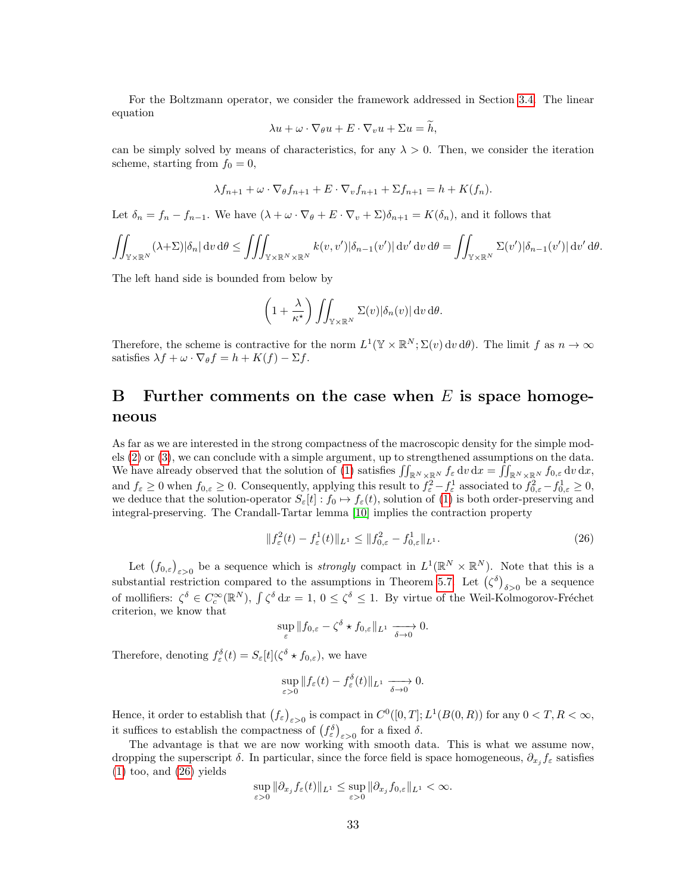For the Boltzmann operator, we consider the framework addressed in Section 3.4. The linear equation

$$\lambda u + \omega \cdot \nabla_\theta u + E \cdot \nabla_v u + \Sigma u = \widetilde{h},$$

can be simply solved by means of characteristics, for any $\lambda > 0$. Then, we consider the iteration scheme, starting from $f_0 = 0$,

$$\lambda f_{n+1} + \omega \cdot \nabla_\theta f_{n+1} + E \cdot \nabla_v f_{n+1} + \Sigma f_{n+1} = h + K(f_n).$$

Let $\delta_n = f_n - f_{n-1}$. We have $(\lambda + \omega \cdot \nabla_\theta + E \cdot \nabla_v + \Sigma)\delta_{n+1} = K(\delta_n)$, and it follows that

$$\iint_{\mathbb{Y}\times\mathbb{R}^N} (\lambda+\Sigma)|\delta_n| \,\mathrm{d}v\,\mathrm{d}\theta \leq \iiint_{\mathbb{Y}\times\mathbb{R}^N\times\mathbb{R}^N} k(v,v')|\delta_{n-1}(v')| \,\mathrm{d}v'\,\mathrm{d}v\,\mathrm{d}\theta = \iint_{\mathbb{Y}\times\mathbb{R}^N} \Sigma(v')|\delta_{n-1}(v')| \,\mathrm{d}v'\,\mathrm{d}\theta.$$

The left hand side is bounded from below by

$$\left(1 + \frac{\lambda}{\kappa^\star}\right) \iint_{\mathbb{Y}\times\mathbb{R}^N} \Sigma(v)|\delta_n(v)| \,\mathrm{d}v\,\mathrm{d}\theta.$$

Therefore, the scheme is contractive for the norm $L^1(\mathbb{Y}\times\mathbb{R}^N;\Sigma(v)\,\mathrm{d}v\,\mathrm{d}\theta)$. The limit $f$ as $n \to \infty$ satisfies $\lambda f + \omega \cdot \nabla_\theta f = h + K(f) - \Sigma f$.

# B Further comments on the case when $E$ is space homogeneous

As far as we are interested in the strong compactness of the macroscopic density for the simple models (2) or (3), we can conclude with a simple argument, up to strengthened assumptions on the data. We have already observed that the solution of (1) satisfies $\iint_{\mathbb{R}^N\times\mathbb{R}^N} f_\varepsilon \,\mathrm{d}v\,\mathrm{d}x = \iint_{\mathbb{R}^N\times\mathbb{R}^N} f_{0,\varepsilon}\,\mathrm{d}v\,\mathrm{d}x$, and $f_\varepsilon \geq 0$ when $f_{0,\varepsilon} \geq 0$. Consequently, applying this result to $f^2_\varepsilon - f^1_\varepsilon$ associated to $f^2_{0,\varepsilon} - f^1_{0,\varepsilon} \geq 0$, we deduce that the solution-operator $S_\varepsilon[t] : f_0 \mapsto f_\varepsilon(t)$, solution of (1) is both order-preserving and integral-preserving. The Crandall-Tartar lemma [10] implies the contraction property

$$\|f^2_\varepsilon(t) - f^1_\varepsilon(t)\|_{L^1} \leq \|f^2_{0,\varepsilon} - f^1_{0,\varepsilon}\|_{L^1}. \tag{26}$$

Let $\big(f_{0,\varepsilon}\big)_{\varepsilon>0}$ be a sequence which is *strongly* compact in $L^1(\mathbb{R}^N\times\mathbb{R}^N)$. Note that this is a substantial restriction compared to the assumptions in Theorem 5.7. Let $\big(\zeta^\delta\big)_{\delta>0}$ be a sequence of mollifiers: $\zeta^\delta \in C^\infty_c(\mathbb{R}^N)$, $\int \zeta^\delta \,\mathrm{d}x = 1$, $0 \leq \zeta^\delta \leq 1$. By virtue of the Weil-Kolmogorov-Fréchet criterion, we know that

$$\sup_\varepsilon \|f_{0,\varepsilon} - \zeta^\delta \star f_{0,\varepsilon}\|_{L^1} \xrightarrow[\delta\to 0]{} 0.$$

Therefore, denoting $f^\delta_\varepsilon(t) = S_\varepsilon[t](\zeta^\delta \star f_{0,\varepsilon})$, we have

$$\sup_{\varepsilon>0} \|f_\varepsilon(t) - f^\delta_\varepsilon(t)\|_{L^1} \xrightarrow[\delta\to 0]{} 0.$$

Hence, it order to establish that $\big(f_\varepsilon\big)_{\varepsilon>0}$ is compact in $C^0([0,T];L^1(B(0,R))$ for any $0 < T, R < \infty$, it suffices to establish the compactness of $\big(f^\delta_\varepsilon\big)_{\varepsilon>0}$ for a fixed $\delta$.

The advantage is that we are now working with smooth data. This is what we assume now, dropping the superscript $\delta$. In particular, since the force field is space homogeneous, $\partial_{x_j} f_\varepsilon$ satisfies (1) too, and (26) yields

$$\sup_{\varepsilon>0} \|\partial_{x_j} f_\varepsilon(t)\|_{L^1} \leq \sup_{\varepsilon>0} \|\partial_{x_j} f_{0,\varepsilon}\|_{L^1} < \infty.$$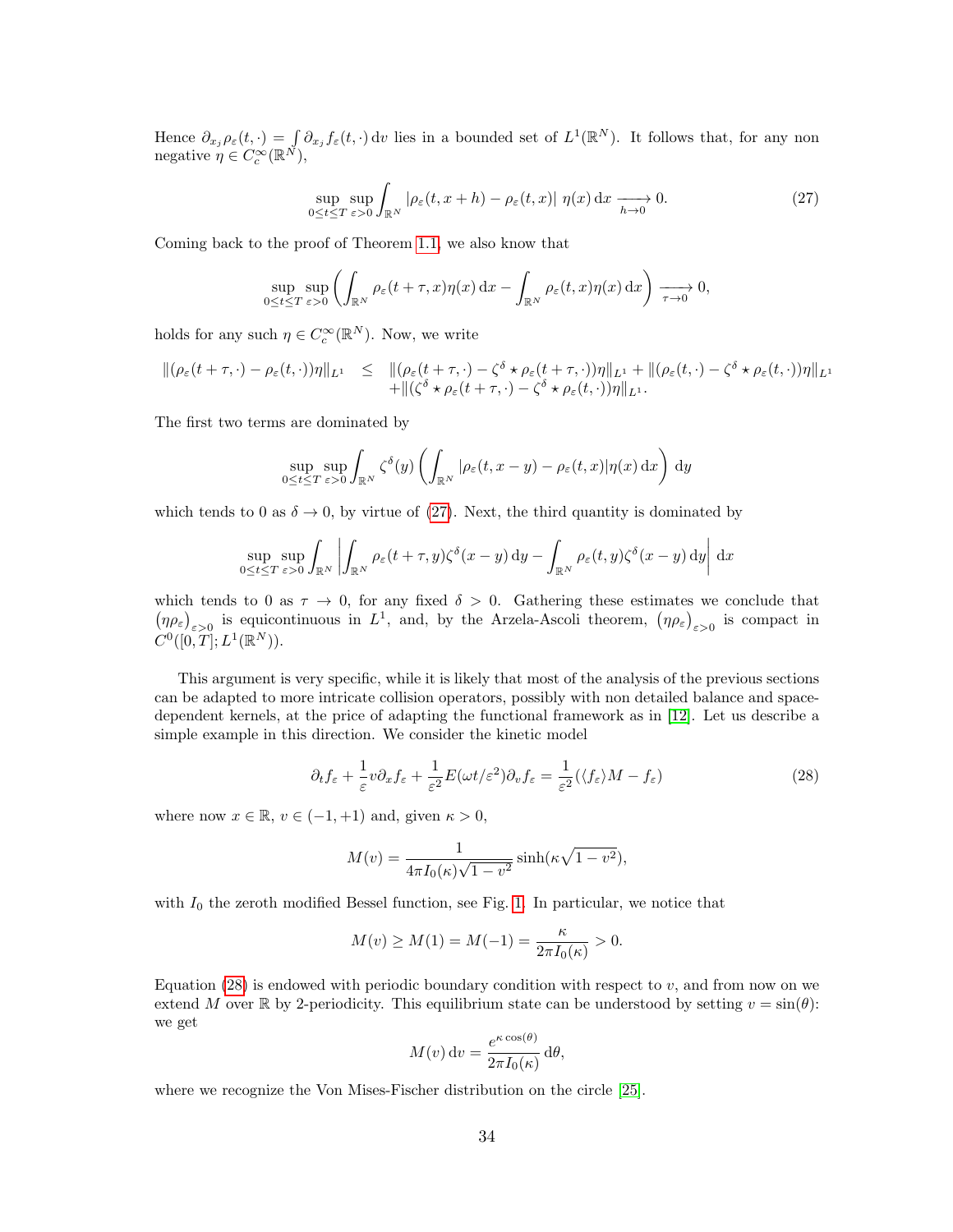Hence $\partial_{x_j}\rho_\varepsilon(t,\cdot) = \int \partial_{x_j} f_\varepsilon(t,\cdot)\,\mathrm{d}v$ lies in a bounded set of $L^1(\mathbb{R}^N)$. It follows that, for any non negative $\eta \in C_c^\infty(\mathbb{R}^N)$,

$$\sup_{0\le t\le T}\sup_{\varepsilon>0}\int_{\mathbb{R}^N} |\rho_\varepsilon(t,x+h)-\rho_\varepsilon(t,x)|\ \eta(x)\,\mathrm{d}x \xrightarrow[h\to 0]{} 0. \tag{27}$$

Coming back to the proof of Theorem 1.1, we also know that

$$\sup_{0\le t\le T}\sup_{\varepsilon>0}\left(\int_{\mathbb{R}^N}\rho_\varepsilon(t+\tau,x)\eta(x)\,\mathrm{d}x - \int_{\mathbb{R}^N}\rho_\varepsilon(t,x)\eta(x)\,\mathrm{d}x\right)\xrightarrow[\tau\to 0]{} 0,$$

holds for any such $\eta \in C_c^\infty(\mathbb{R}^N)$. Now, we write

$$\begin{aligned}\|(\rho_\varepsilon(t+\tau,\cdot)-\rho_\varepsilon(t,\cdot))\eta\|_{L^1} \quad\le\quad & \|(\rho_\varepsilon(t+\tau,\cdot)-\zeta^\delta\star\rho_\varepsilon(t+\tau,\cdot))\eta\|_{L^1} + \|(\rho_\varepsilon(t,\cdot)-\zeta^\delta\star\rho_\varepsilon(t,\cdot))\eta\|_{L^1}\\ &+\|(\zeta^\delta\star\rho_\varepsilon(t+\tau,\cdot)-\zeta^\delta\star\rho_\varepsilon(t,\cdot))\eta\|_{L^1}.\end{aligned}$$

The first two terms are dominated by

$$\sup_{0\le t\le T}\sup_{\varepsilon>0}\int_{\mathbb{R}^N}\zeta^\delta(y)\left(\int_{\mathbb{R}^N}|\rho_\varepsilon(t,x-y)-\rho_\varepsilon(t,x)|\eta(x)\,\mathrm{d}x\right)\mathrm{d}y$$

which tends to 0 as $\delta\to 0$, by virtue of (27). Next, the third quantity is dominated by

$$\sup_{0\le t\le T}\sup_{\varepsilon>0}\int_{\mathbb{R}^N}\left|\int_{\mathbb{R}^N}\rho_\varepsilon(t+\tau,y)\zeta^\delta(x-y)\,\mathrm{d}y - \int_{\mathbb{R}^N}\rho_\varepsilon(t,y)\zeta^\delta(x-y)\,\mathrm{d}y\right|\mathrm{d}x$$

which tends to 0 as $\tau\to 0$, for any fixed $\delta>0$. Gathering these estimates we conclude that $(\eta\rho_\varepsilon)_{\varepsilon>0}$ is equicontinuous in $L^1$, and, by the Arzela-Ascoli theorem, $(\eta\rho_\varepsilon)_{\varepsilon>0}$ is compact in $C^0([0,T];L^1(\mathbb{R}^N))$.

This argument is very specific, while it is likely that most of the analysis of the previous sections can be adapted to more intricate collision operators, possibly with non detailed balance and space-dependent kernels, at the price of adapting the functional framework as in [12]. Let us describe a simple example in this direction. We consider the kinetic model

$$\partial_t f_\varepsilon + \frac{1}{\varepsilon}v\partial_x f_\varepsilon + \frac{1}{\varepsilon^2}E(\omega t/\varepsilon^2)\partial_v f_\varepsilon = \frac{1}{\varepsilon^2}(\langle f_\varepsilon\rangle M - f_\varepsilon) \tag{28}$$

where now $x\in\mathbb{R}$, $v\in(-1,+1)$ and, given $\kappa>0$,

$$M(v) = \frac{1}{4\pi I_0(\kappa)\sqrt{1-v^2}}\sinh(\kappa\sqrt{1-v^2}),$$

with $I_0$ the zeroth modified Bessel function, see Fig. 1. In particular, we notice that

$$M(v)\ge M(1)=M(-1)=\frac{\kappa}{2\pi I_0(\kappa)}>0.$$

Equation (28) is endowed with periodic boundary condition with respect to $v$, and from now on we extend $M$ over $\mathbb{R}$ by 2-periodicity. This equilibrium state can be understood by setting $v=\sin(\theta)$: we get

$$M(v)\,\mathrm{d}v = \frac{e^{\kappa\cos(\theta)}}{2\pi I_0(\kappa)}\,\mathrm{d}\theta,$$

where we recognize the Von Mises-Fischer distribution on the circle [25].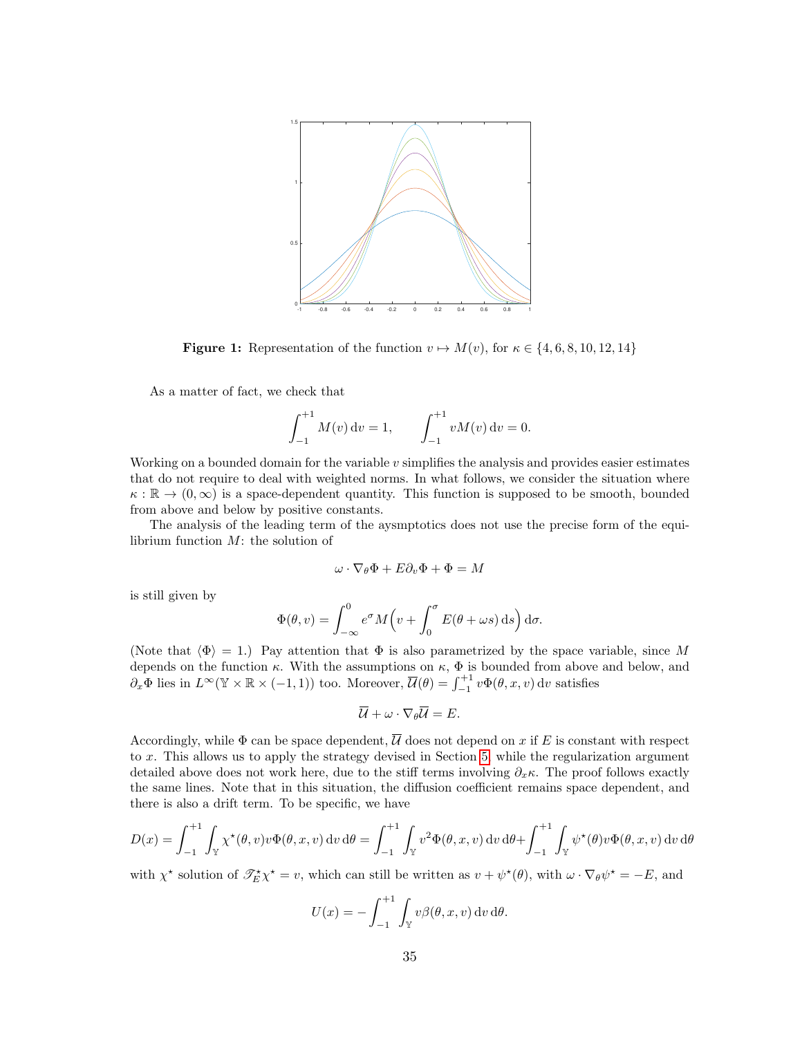**Figure 1:** Representation of the function $v \mapsto M(v)$, for $\kappa \in \{4, 6, 8, 10, 12, 14\}$

As a matter of fact, we check that

$$\int_{-1}^{+1} M(v)\,\mathrm{d}v = 1, \qquad \int_{-1}^{+1} vM(v)\,\mathrm{d}v = 0.$$

Working on a bounded domain for the variable $v$ simplifies the analysis and provides easier estimates that do not require to deal with weighted norms. In what follows, we consider the situation where $\kappa : \mathbb{R} \to (0, \infty)$ is a space-dependent quantity. This function is supposed to be smooth, bounded from above and below by positive constants.

The analysis of the leading term of the aysmptotics does not use the precise form of the equilibrium function $M$: the solution of

$$\omega \cdot \nabla_\theta \Phi + E\partial_v \Phi + \Phi = M$$

is still given by

$$\Phi(\theta, v) = \int_{-\infty}^{0} e^{\sigma} M\Big(v + \int_0^{\sigma} E(\theta + \omega s)\,\mathrm{d}s\Big)\,\mathrm{d}\sigma.$$

(Note that $\langle \Phi \rangle = 1$.) Pay attention that $\Phi$ is also parametrized by the space variable, since $M$ depends on the function $\kappa$. With the assumptions on $\kappa$, $\Phi$ is bounded from above and below, and $\partial_x \Phi$ lies in $L^\infty(\mathbb{Y} \times \mathbb{R} \times (-1, 1))$ too. Moreover, $\overline{\mathcal{U}}(\theta) = \int_{-1}^{+1} v\Phi(\theta, x, v)\,\mathrm{d}v$ satisfies

$$\overline{\mathcal{U}} + \omega \cdot \nabla_\theta \overline{\mathcal{U}} = E.$$

Accordingly, while $\Phi$ can be space dependent, $\overline{\mathcal{U}}$ does not depend on $x$ if $E$ is constant with respect to $x$. This allows us to apply the strategy devised in Section 5, while the regularization argument detailed above does not work here, due to the stiff terms involving $\partial_x \kappa$. The proof follows exactly the same lines. Note that in this situation, the diffusion coefficient remains space dependent, and there is also a drift term. To be specific, we have

$$D(x) = \int_{-1}^{+1} \int_{\mathbb{Y}} \chi^\star(\theta, v) v\Phi(\theta, x, v)\,\mathrm{d}v\,\mathrm{d}\theta = \int_{-1}^{+1} \int_{\mathbb{Y}} v^2 \Phi(\theta, x, v)\,\mathrm{d}v\,\mathrm{d}\theta + \int_{-1}^{+1} \int_{\mathbb{Y}} \psi^\star(\theta) v\Phi(\theta, x, v)\,\mathrm{d}v\,\mathrm{d}\theta$$

with $\chi^\star$ solution of $\mathscr{T}_E^\star \chi^\star = v$, which can still be written as $v + \psi^\star(\theta)$, with $\omega \cdot \nabla_\theta \psi^\star = -E$, and

$$U(x) = -\int_{-1}^{+1} \int_{\mathbb{Y}} v\beta(\theta, x, v)\,\mathrm{d}v\,\mathrm{d}\theta.$$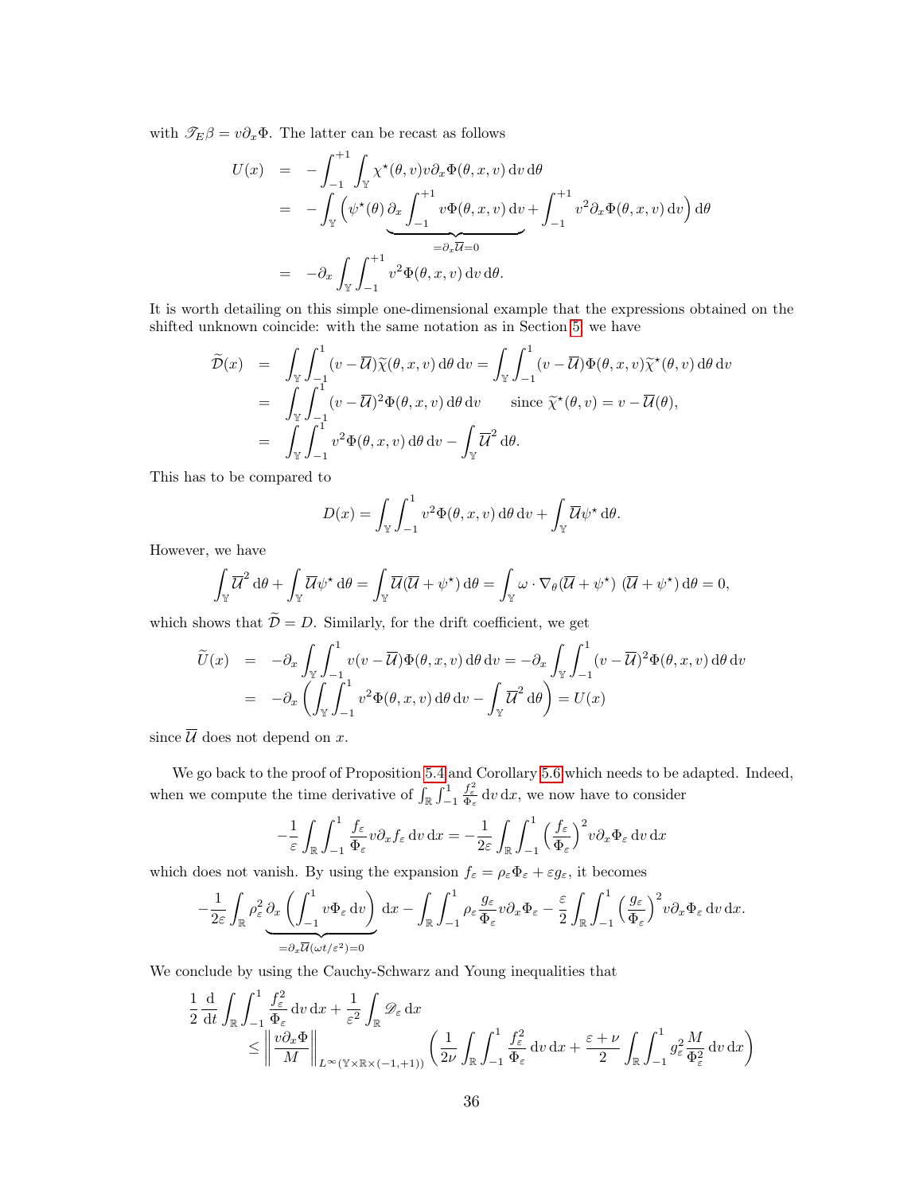with $\mathscr{T}_E\beta = v\partial_x\Phi$. The latter can be recast as follows

$$
\begin{aligned}
U(x) &= -\int_{-1}^{+1}\int_{\mathbb{Y}} \chi^\star(\theta,v) v\partial_x\Phi(\theta,x,v)\,\mathrm{d}v\,\mathrm{d}\theta \\
&= -\int_{\mathbb{Y}}\Big(\psi^\star(\theta)\underbrace{\partial_x\int_{-1}^{+1} v\Phi(\theta,x,v)\,\mathrm{d}v}_{=\partial_x\overline{\mathcal{U}}=0} + \int_{-1}^{+1} v^2\partial_x\Phi(\theta,x,v)\,\mathrm{d}v\Big)\,\mathrm{d}\theta \\
&= -\partial_x\int_{\mathbb{Y}}\int_{-1}^{+1} v^2\Phi(\theta,x,v)\,\mathrm{d}v\,\mathrm{d}\theta.
\end{aligned}
$$

It is worth detailing on this simple one-dimensional example that the expressions obtained on the shifted unknown coincide: with the same notation as in Section 5, we have

$$
\begin{aligned}
\widetilde{\mathcal{D}}(x) &= \int_{\mathbb{Y}}\int_{-1}^{1}(v-\overline{\mathcal{U}})\widetilde{\chi}(\theta,x,v)\,\mathrm{d}\theta\,\mathrm{d}v = \int_{\mathbb{Y}}\int_{-1}^{1}(v-\overline{\mathcal{U}})\Phi(\theta,x,v)\widetilde{\chi}^\star(\theta,v)\,\mathrm{d}\theta\,\mathrm{d}v \\
&= \int_{\mathbb{Y}}\int_{-1}^{1}(v-\overline{\mathcal{U}})^2\Phi(\theta,x,v)\,\mathrm{d}\theta\,\mathrm{d}v \qquad \text{since } \widetilde{\chi}^\star(\theta,v) = v-\overline{\mathcal{U}}(\theta), \\
&= \int_{\mathbb{Y}}\int_{-1}^{1} v^2\Phi(\theta,x,v)\,\mathrm{d}\theta\,\mathrm{d}v - \int_{\mathbb{Y}}\overline{\mathcal{U}}^2\,\mathrm{d}\theta.
\end{aligned}
$$

This has to be compared to

$$
D(x) = \int_{\mathbb{Y}}\int_{-1}^{1} v^2\Phi(\theta,x,v)\,\mathrm{d}\theta\,\mathrm{d}v + \int_{\mathbb{Y}}\overline{\mathcal{U}}\psi^\star\,\mathrm{d}\theta.
$$

However, we have

$$
\int_{\mathbb{Y}}\overline{\mathcal{U}}^2\,\mathrm{d}\theta + \int_{\mathbb{Y}}\overline{\mathcal{U}}\psi^\star\,\mathrm{d}\theta = \int_{\mathbb{Y}}\overline{\mathcal{U}}(\overline{\mathcal{U}}+\psi^\star)\,\mathrm{d}\theta = \int_{\mathbb{Y}}\omega\cdot\nabla_\theta(\overline{\mathcal{U}}+\psi^\star)\ (\overline{\mathcal{U}}+\psi^\star)\,\mathrm{d}\theta = 0,
$$

which shows that $\widetilde{\mathcal{D}} = D$. Similarly, for the drift coefficient, we get

$$
\begin{aligned}
\widetilde{U}(x) &= -\partial_x\int_{\mathbb{Y}}\int_{-1}^{1} v(v-\overline{\mathcal{U}})\Phi(\theta,x,v)\,\mathrm{d}\theta\,\mathrm{d}v = -\partial_x\int_{\mathbb{Y}}\int_{-1}^{1}(v-\overline{\mathcal{U}})^2\Phi(\theta,x,v)\,\mathrm{d}\theta\,\mathrm{d}v \\
&= -\partial_x\left(\int_{\mathbb{Y}}\int_{-1}^{1} v^2\Phi(\theta,x,v)\,\mathrm{d}\theta\,\mathrm{d}v - \int_{\mathbb{Y}}\overline{\mathcal{U}}^2\,\mathrm{d}\theta\right) = U(x)
\end{aligned}
$$

since $\overline{\mathcal{U}}$ does not depend on $x$.

We go back to the proof of Proposition 5.4 and Corollary 5.6 which needs to be adapted. Indeed, when we compute the time derivative of $\int_{\mathbb{R}}\int_{-1}^{1}\frac{f_\varepsilon^2}{\Phi_\varepsilon}\,\mathrm{d}v\,\mathrm{d}x$, we now have to consider

$$
-\frac{1}{\varepsilon}\int_{\mathbb{R}}\int_{-1}^{1}\frac{f_\varepsilon}{\Phi_\varepsilon}v\partial_x f_\varepsilon\,\mathrm{d}v\,\mathrm{d}x = -\frac{1}{2\varepsilon}\int_{\mathbb{R}}\int_{-1}^{1}\Big(\frac{f_\varepsilon}{\Phi_\varepsilon}\Big)^2 v\partial_x\Phi_\varepsilon\,\mathrm{d}v\,\mathrm{d}x
$$

which does not vanish. By using the expansion $f_\varepsilon = \rho_\varepsilon\Phi_\varepsilon + \varepsilon g_\varepsilon$, it becomes

$$
-\frac{1}{2\varepsilon}\int_{\mathbb{R}}\rho_\varepsilon^2\underbrace{\partial_x\left(\int_{-1}^{1} v\Phi_\varepsilon\,\mathrm{d}v\right)}_{=\partial_x\overline{\mathcal{U}}(\omega t/\varepsilon^2)=0}\,\mathrm{d}x - \int_{\mathbb{R}}\int_{-1}^{1}\rho_\varepsilon\frac{g_\varepsilon}{\Phi_\varepsilon}v\partial_x\Phi_\varepsilon - \frac{\varepsilon}{2}\int_{\mathbb{R}}\int_{-1}^{1}\Big(\frac{g_\varepsilon}{\Phi_\varepsilon}\Big)^2 v\partial_x\Phi_\varepsilon\,\mathrm{d}v\,\mathrm{d}x.
$$

We conclude by using the Cauchy-Schwarz and Young inequalities that

$$
\begin{aligned}
&\frac{1}{2}\frac{\mathrm{d}}{\mathrm{d}t}\int_{\mathbb{R}}\int_{-1}^{1}\frac{f_\varepsilon^2}{\Phi_\varepsilon}\,\mathrm{d}v\,\mathrm{d}x + \frac{1}{\varepsilon^2}\int_{\mathbb{R}}\mathscr{D}_\varepsilon\,\mathrm{d}x \\
&\qquad\le \left\|\frac{v\partial_x\Phi}{M}\right\|_{L^\infty(\mathbb{Y}\times\mathbb{R}\times(-1,+1))}\left(\frac{1}{2\nu}\int_{\mathbb{R}}\int_{-1}^{1}\frac{f_\varepsilon^2}{\Phi_\varepsilon}\,\mathrm{d}v\,\mathrm{d}x + \frac{\varepsilon+\nu}{2}\int_{\mathbb{R}}\int_{-1}^{1} g_\varepsilon^2\frac{M}{\Phi_\varepsilon^2}\,\mathrm{d}v\,\mathrm{d}x\right)
\end{aligned}
$$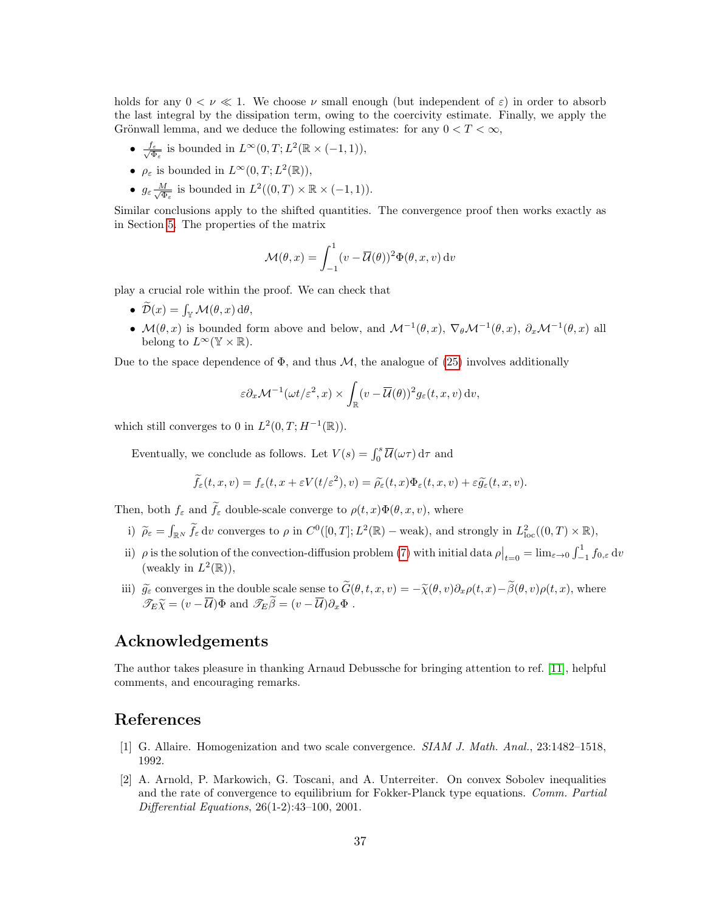holds for any $0 < \nu \ll 1$. We choose $\nu$ small enough (but independent of $\varepsilon$) in order to absorb the last integral by the dissipation term, owing to the coercivity estimate. Finally, we apply the Grönwall lemma, and we deduce the following estimates: for any $0 < T < \infty$,

- $\frac{f_\varepsilon}{\sqrt{\Phi_\varepsilon}}$ is bounded in $L^\infty(0,T;L^2(\mathbb{R}\times(-1,1))$,
- $\rho_\varepsilon$ is bounded in $L^\infty(0,T;L^2(\mathbb{R}))$,
- $g_\varepsilon \frac{M}{\sqrt{\Phi_\varepsilon}}$ is bounded in $L^2((0,T)\times\mathbb{R}\times(-1,1))$.

Similar conclusions apply to the shifted quantities. The convergence proof then works exactly as in Section 5. The properties of the matrix

$$\mathcal{M}(\theta,x) = \int_{-1}^{1}(v-\overline{\mathcal{U}}(\theta))^2\Phi(\theta,x,v)\,\mathrm{d}v$$

play a crucial role within the proof. We can check that

- $\widetilde{\mathcal{D}}(x) = \int_{\mathbb{Y}}\mathcal{M}(\theta,x)\,\mathrm{d}\theta$,
- $\mathcal{M}(\theta,x)$ is bounded form above and below, and $\mathcal{M}^{-1}(\theta,x)$, $\nabla_\theta\mathcal{M}^{-1}(\theta,x)$, $\partial_x\mathcal{M}^{-1}(\theta,x)$ all belong to $L^\infty(\mathbb{Y}\times\mathbb{R})$.

Due to the space dependence of $\Phi$, and thus $\mathcal{M}$, the analogue of (25) involves additionally

$$\varepsilon\partial_x\mathcal{M}^{-1}(\omega t/\varepsilon^2,x)\times\int_{\mathbb{R}}(v-\overline{\mathcal{U}}(\theta))^2 g_\varepsilon(t,x,v)\,\mathrm{d}v,$$

which still converges to 0 in $L^2(0,T;H^{-1}(\mathbb{R}))$.

Eventually, we conclude as follows. Let $V(s) = \int_0^s\overline{\mathcal{U}}(\omega\tau)\,\mathrm{d}\tau$ and

$$\widetilde{f}_\varepsilon(t,x,v) = f_\varepsilon(t,x+\varepsilon V(t/\varepsilon^2),v) = \widetilde{\rho}_\varepsilon(t,x)\Phi_\varepsilon(t,x,v) + \varepsilon\widetilde{g}_\varepsilon(t,x,v).$$

Then, both $f_\varepsilon$ and $\widetilde{f}_\varepsilon$ double-scale converge to $\rho(t,x)\Phi(\theta,x,v)$, where

i) $\widetilde{\rho}_\varepsilon = \int_{\mathbb{R}^N}\widetilde{f}_\varepsilon\,\mathrm{d}v$ converges to $\rho$ in $C^0([0,T];L^2(\mathbb{R})-\text{weak})$, and strongly in $L^2_{\mathrm{loc}}((0,T)\times\mathbb{R})$,

ii) $\rho$ is the solution of the convection-diffusion problem (7) with initial data $\rho\big|_{t=0} = \lim_{\varepsilon\to 0}\int_{-1}^{1}f_{0,\varepsilon}\,\mathrm{d}v$ (weakly in $L^2(\mathbb{R})$),

iii) $\widetilde{g}_\varepsilon$ converges in the double scale sense to $\widetilde{G}(\theta,t,x,v) = -\widetilde{\chi}(\theta,v)\partial_x\rho(t,x) - \widetilde{\beta}(\theta,v)\rho(t,x)$, where $\mathscr{T}_E\widetilde{\chi} = (v-\overline{\mathcal{U}})\Phi$ and $\mathscr{T}_E\widetilde{\beta} = (v-\overline{\mathcal{U}})\partial_x\Phi$ .

## Acknowledgements

The author takes pleasure in thanking Arnaud Debussche for bringing attention to ref. [11], helpful comments, and encouraging remarks.

## References

[1] G. Allaire. Homogenization and two scale convergence. *SIAM J. Math. Anal.*, 23:1482–1518, 1992.

[2] A. Arnold, P. Markowich, G. Toscani, and A. Unterreiter. On convex Sobolev inequalities and the rate of convergence to equilibrium for Fokker-Planck type equations. *Comm. Partial Differential Equations*, 26(1-2):43–100, 2001.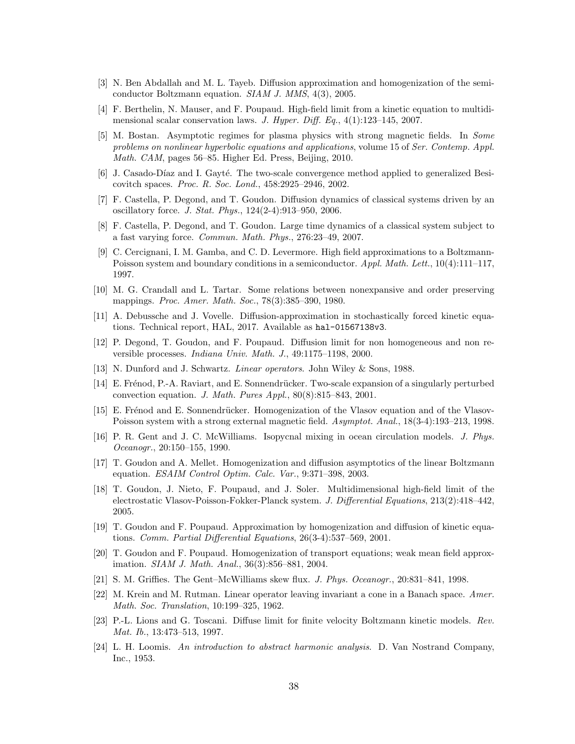[3] N. Ben Abdallah and M. L. Tayeb. Diffusion approximation and homogenization of the semiconductor Boltzmann equation. *SIAM J. MMS*, 4(3), 2005.

[4] F. Berthelin, N. Mauser, and F. Poupaud. High-field limit from a kinetic equation to multidimensional scalar conservation laws. *J. Hyper. Diff. Eq.*, 4(1):123–145, 2007.

[5] M. Bostan. Asymptotic regimes for plasma physics with strong magnetic fields. In *Some problems on nonlinear hyperbolic equations and applications*, volume 15 of *Ser. Contemp. Appl. Math. CAM*, pages 56–85. Higher Ed. Press, Beijing, 2010.

[6] J. Casado-Díaz and I. Gayté. The two-scale convergence method applied to generalized Besicovitch spaces. *Proc. R. Soc. Lond.*, 458:2925–2946, 2002.

[7] F. Castella, P. Degond, and T. Goudon. Diffusion dynamics of classical systems driven by an oscillatory force. *J. Stat. Phys.*, 124(2-4):913–950, 2006.

[8] F. Castella, P. Degond, and T. Goudon. Large time dynamics of a classical system subject to a fast varying force. *Commun. Math. Phys.*, 276:23–49, 2007.

[9] C. Cercignani, I. M. Gamba, and C. D. Levermore. High field approximations to a Boltzmann-Poisson system and boundary conditions in a semiconductor. *Appl. Math. Lett.*, 10(4):111–117, 1997.

[10] M. G. Crandall and L. Tartar. Some relations between nonexpansive and order preserving mappings. *Proc. Amer. Math. Soc.*, 78(3):385–390, 1980.

[11] A. Debussche and J. Vovelle. Diffusion-approximation in stochastically forced kinetic equations. Technical report, HAL, 2017. Available as `hal-01567138v3`.

[12] P. Degond, T. Goudon, and F. Poupaud. Diffusion limit for non homogeneous and non reversible processes. *Indiana Univ. Math. J.*, 49:1175–1198, 2000.

[13] N. Dunford and J. Schwartz. *Linear operators*. John Wiley & Sons, 1988.

[14] E. Frénod, P.-A. Raviart, and E. Sonnendrücker. Two-scale expansion of a singularly perturbed convection equation. *J. Math. Pures Appl.*, 80(8):815–843, 2001.

[15] E. Frénod and E. Sonnendrücker. Homogenization of the Vlasov equation and of the Vlasov-Poisson system with a strong external magnetic field. *Asymptot. Anal.*, 18(3-4):193–213, 1998.

[16] P. R. Gent and J. C. McWilliams. Isopycnal mixing in ocean circulation models. *J. Phys. Oceanogr.*, 20:150–155, 1990.

[17] T. Goudon and A. Mellet. Homogenization and diffusion asymptotics of the linear Boltzmann equation. *ESAIM Control Optim. Calc. Var.*, 9:371–398, 2003.

[18] T. Goudon, J. Nieto, F. Poupaud, and J. Soler. Multidimensional high-field limit of the electrostatic Vlasov-Poisson-Fokker-Planck system. *J. Differential Equations*, 213(2):418–442, 2005.

[19] T. Goudon and F. Poupaud. Approximation by homogenization and diffusion of kinetic equations. *Comm. Partial Differential Equations*, 26(3-4):537–569, 2001.

[20] T. Goudon and F. Poupaud. Homogenization of transport equations; weak mean field approximation. *SIAM J. Math. Anal.*, 36(3):856–881, 2004.

[21] S. M. Griffies. The Gent–McWilliams skew flux. *J. Phys. Oceanogr.*, 20:831–841, 1998.

[22] M. Krein and M. Rutman. Linear operator leaving invariant a cone in a Banach space. *Amer. Math. Soc. Translation*, 10:199–325, 1962.

[23] P.-L. Lions and G. Toscani. Diffuse limit for finite velocity Boltzmann kinetic models. *Rev. Mat. Ib.*, 13:473–513, 1997.

[24] L. H. Loomis. *An introduction to abstract harmonic analysis*. D. Van Nostrand Company, Inc., 1953.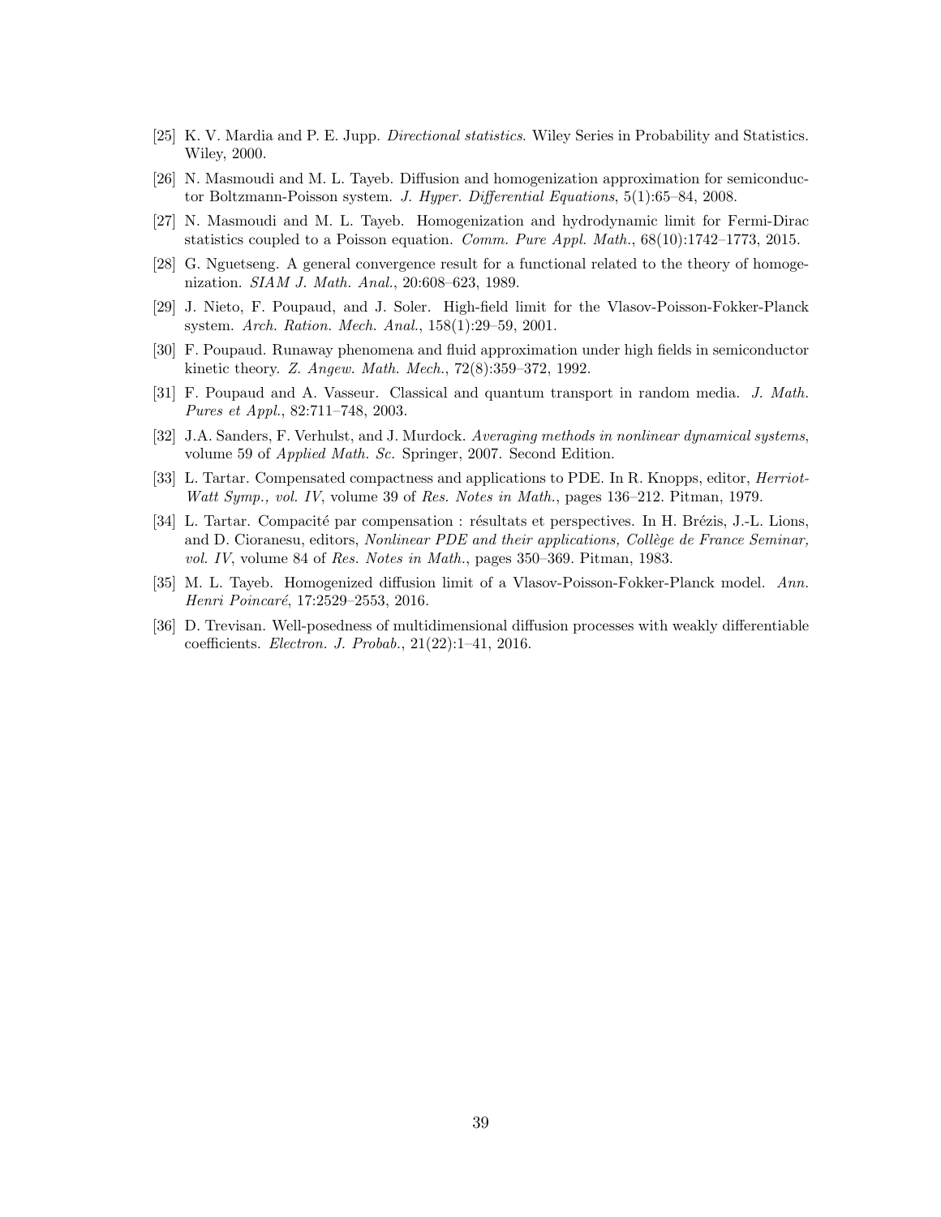[25] K. V. Mardia and P. E. Jupp. *Directional statistics*. Wiley Series in Probability and Statistics. Wiley, 2000.

[26] N. Masmoudi and M. L. Tayeb. Diffusion and homogenization approximation for semiconductor Boltzmann-Poisson system. *J. Hyper. Differential Equations*, 5(1):65–84, 2008.

[27] N. Masmoudi and M. L. Tayeb. Homogenization and hydrodynamic limit for Fermi-Dirac statistics coupled to a Poisson equation. *Comm. Pure Appl. Math.*, 68(10):1742–1773, 2015.

[28] G. Nguetseng. A general convergence result for a functional related to the theory of homogenization. *SIAM J. Math. Anal.*, 20:608–623, 1989.

[29] J. Nieto, F. Poupaud, and J. Soler. High-field limit for the Vlasov-Poisson-Fokker-Planck system. *Arch. Ration. Mech. Anal.*, 158(1):29–59, 2001.

[30] F. Poupaud. Runaway phenomena and fluid approximation under high fields in semiconductor kinetic theory. *Z. Angew. Math. Mech.*, 72(8):359–372, 1992.

[31] F. Poupaud and A. Vasseur. Classical and quantum transport in random media. *J. Math. Pures et Appl.*, 82:711–748, 2003.

[32] J.A. Sanders, F. Verhulst, and J. Murdock. *Averaging methods in nonlinear dynamical systems*, volume 59 of *Applied Math. Sc.* Springer, 2007. Second Edition.

[33] L. Tartar. Compensated compactness and applications to PDE. In R. Knopps, editor, *Herriot-Watt Symp., vol. IV*, volume 39 of *Res. Notes in Math.*, pages 136–212. Pitman, 1979.

[34] L. Tartar. Compacité par compensation : résultats et perspectives. In H. Brézis, J.-L. Lions, and D. Cioranesu, editors, *Nonlinear PDE and their applications, Collège de France Seminar, vol. IV*, volume 84 of *Res. Notes in Math.*, pages 350–369. Pitman, 1983.

[35] M. L. Tayeb. Homogenized diffusion limit of a Vlasov-Poisson-Fokker-Planck model. *Ann. Henri Poincaré*, 17:2529–2553, 2016.

[36] D. Trevisan. Well-posedness of multidimensional diffusion processes with weakly differentiable coefficients. *Electron. J. Probab.*, 21(22):1–41, 2016.